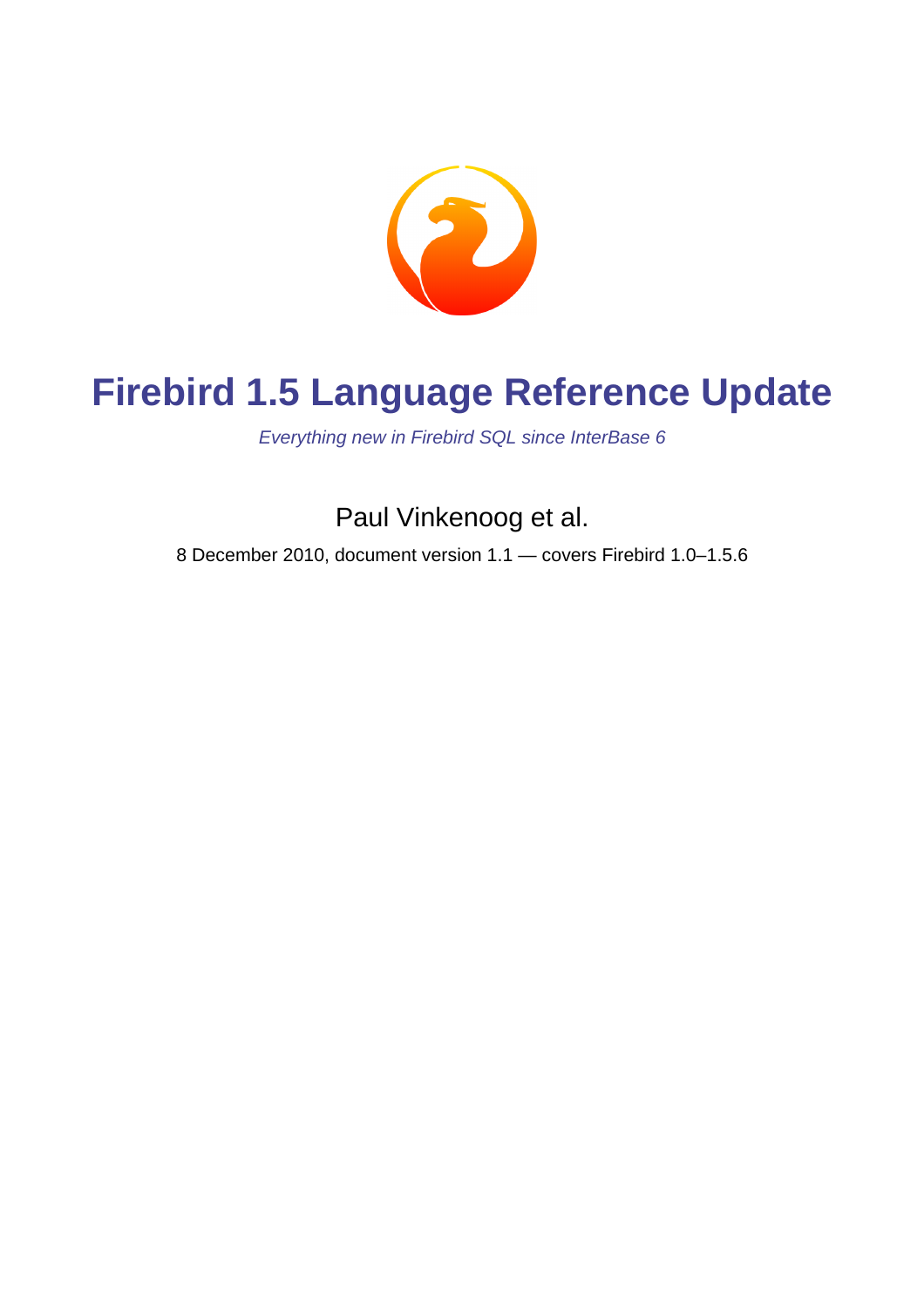# Firebird 1.5 Language Reference Update

*Everything new in Firebird SQL since InterBase 6*

Paul Vinkenoog et al.

8 December 2010, document version 1.1 — covers Firebird 1.0–1.5.6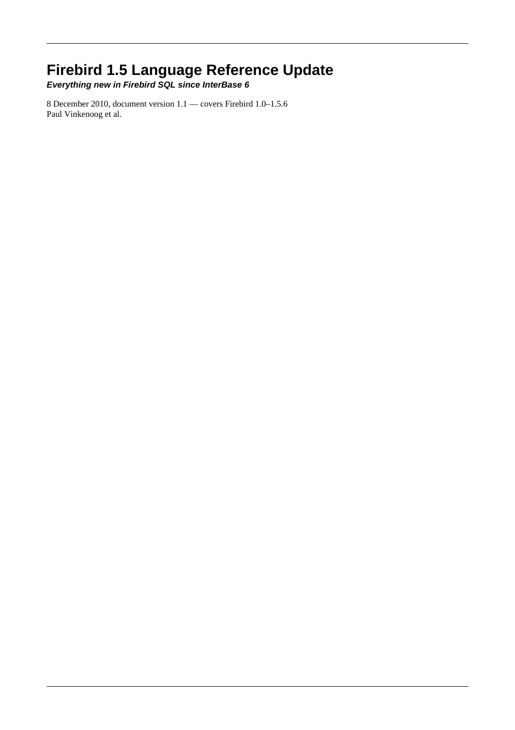# Firebird 1.5 Language Reference Update

***Everything new in Firebird SQL since InterBase 6***

8 December 2010, document version 1.1 — covers Firebird 1.0–1.5.6
Paul Vinkenoog et al.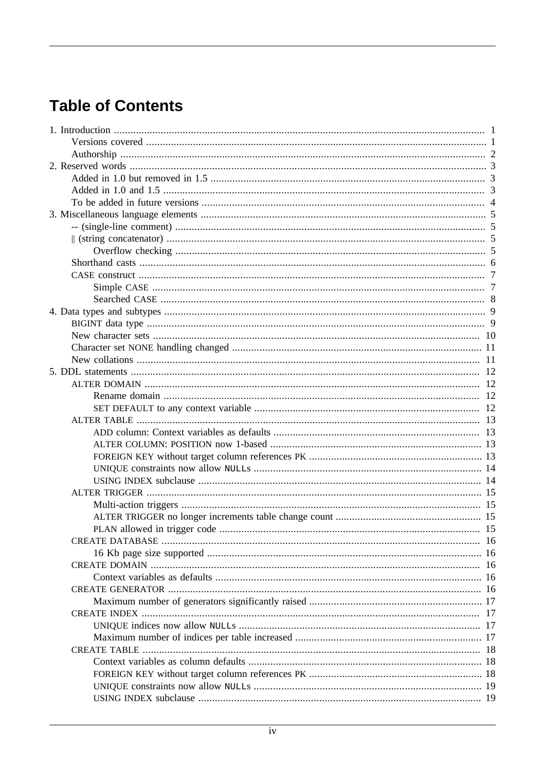# Table of Contents

- 1. Introduction ... 1
  - Versions covered ... 1
  - Authorship ... 2
- 2. Reserved words ... 3
  - Added in 1.0 but removed in 1.5 ... 3
  - Added in 1.0 and 1.5 ... 3
  - To be added in future versions ... 4
- 3. Miscellaneous language elements ... 5
  - -- (single-line comment) ... 5
  - || (string concatenator) ... 5
    - Overflow checking ... 5
  - Shorthand casts ... 6
  - CASE construct ... 7
    - Simple CASE ... 7
    - Searched CASE ... 8
- 4. Data types and subtypes ... 9
  - BIGINT data type ... 9
  - New character sets ... 10
  - Character set NONE handling changed ... 11
  - New collations ... 11
- 5. DDL statements ... 12
  - ALTER DOMAIN ... 12
    - Rename domain ... 12
    - SET DEFAULT to any context variable ... 12
  - ALTER TABLE ... 13
    - ADD column: Context variables as defaults ... 13
    - ALTER COLUMN: POSITION now 1-based ... 13
    - FOREIGN KEY without target column references PK ... 13
    - UNIQUE constraints now allow NULLs ... 14
    - USING INDEX subclause ... 14
  - ALTER TRIGGER ... 15
    - Multi-action triggers ... 15
    - ALTER TRIGGER no longer increments table change count ... 15
    - PLAN allowed in trigger code ... 15
  - CREATE DATABASE ... 16
    - 16 Kb page size supported ... 16
  - CREATE DOMAIN ... 16
    - Context variables as defaults ... 16
  - CREATE GENERATOR ... 16
    - Maximum number of generators significantly raised ... 17
  - CREATE INDEX ... 17
    - UNIQUE indices now allow NULLs ... 17
    - Maximum number of indices per table increased ... 17
  - CREATE TABLE ... 18
    - Context variables as column defaults ... 18
    - FOREIGN KEY without target column references PK ... 18
    - UNIQUE constraints now allow NULLs ... 19
    - USING INDEX subclause ... 19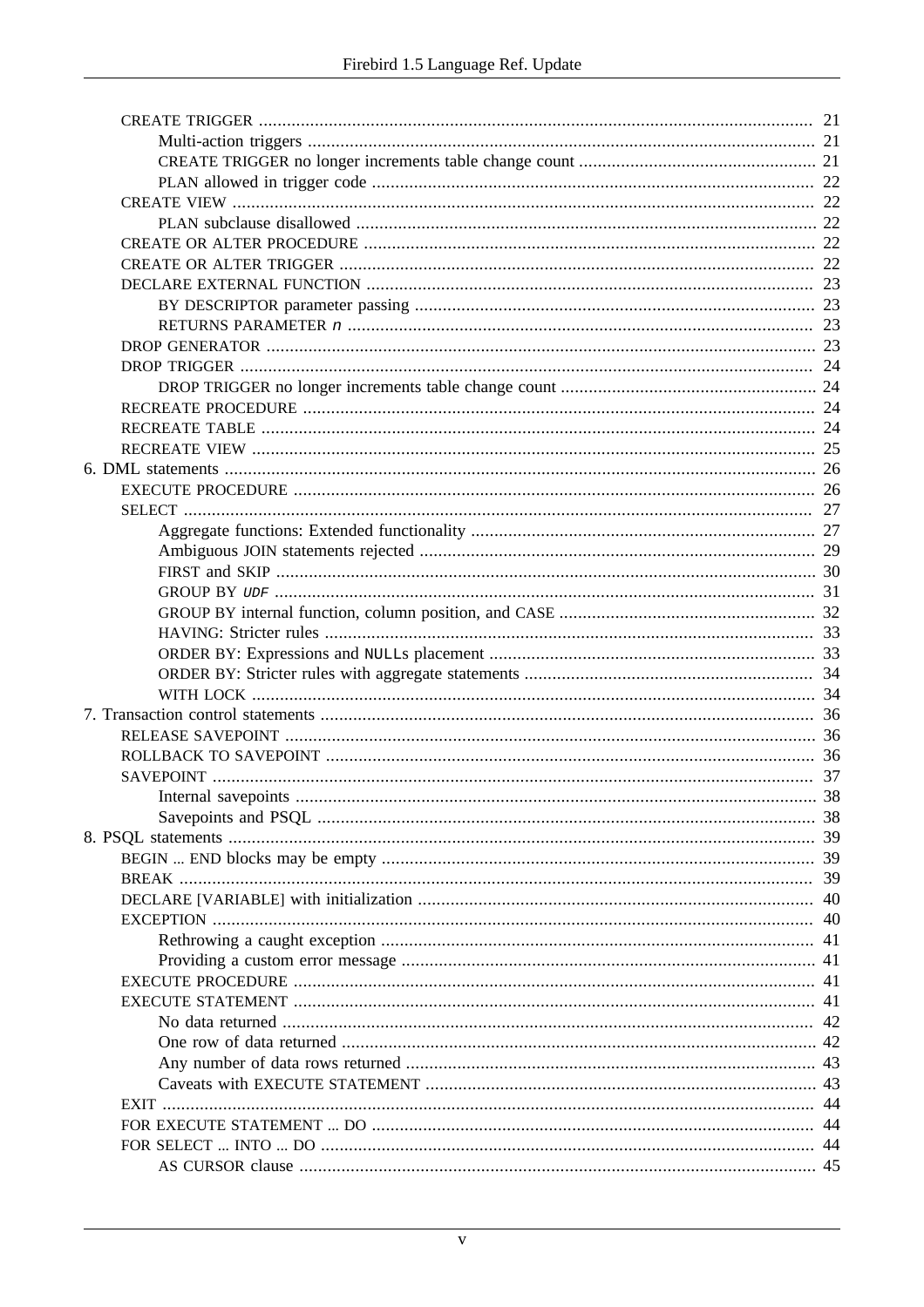- CREATE TRIGGER ... 21
  - Multi-action triggers ... 21
  - CREATE TRIGGER no longer increments table change count ... 21
  - PLAN allowed in trigger code ... 22
- CREATE VIEW ... 22
  - PLAN subclause disallowed ... 22
- CREATE OR ALTER PROCEDURE ... 22
- CREATE OR ALTER TRIGGER ... 22
- DECLARE EXTERNAL FUNCTION ... 23
  - BY DESCRIPTOR parameter passing ... 23
  - RETURNS PARAMETER *n* ... 23
- DROP GENERATOR ... 23
- DROP TRIGGER ... 24
  - DROP TRIGGER no longer increments table change count ... 24
- RECREATE PROCEDURE ... 24
- RECREATE TABLE ... 24
- RECREATE VIEW ... 25

6. DML statements ... 26
- EXECUTE PROCEDURE ... 26
- SELECT ... 27
  - Aggregate functions: Extended functionality ... 27
  - Ambiguous JOIN statements rejected ... 29
  - FIRST and SKIP ... 30
  - GROUP BY *UDF* ... 31
  - GROUP BY internal function, column position, and CASE ... 32
  - HAVING: Stricter rules ... 33
  - ORDER BY: Expressions and NULLs placement ... 33
  - ORDER BY: Stricter rules with aggregate statements ... 34
  - WITH LOCK ... 34

7. Transaction control statements ... 36
- RELEASE SAVEPOINT ... 36
- ROLLBACK TO SAVEPOINT ... 36
- SAVEPOINT ... 37
  - Internal savepoints ... 38
  - Savepoints and PSQL ... 38

8. PSQL statements ... 39
- BEGIN ... END blocks may be empty ... 39
- BREAK ... 39
- DECLARE [VARIABLE] with initialization ... 40
- EXCEPTION ... 40
  - Rethrowing a caught exception ... 41
  - Providing a custom error message ... 41
- EXECUTE PROCEDURE ... 41
- EXECUTE STATEMENT ... 41
  - No data returned ... 42
  - One row of data returned ... 42
  - Any number of data rows returned ... 43
  - Caveats with EXECUTE STATEMENT ... 43
- EXIT ... 44
- FOR EXECUTE STATEMENT ... DO ... 44
- FOR SELECT ... INTO ... DO ... 44
  - AS CURSOR clause ... 45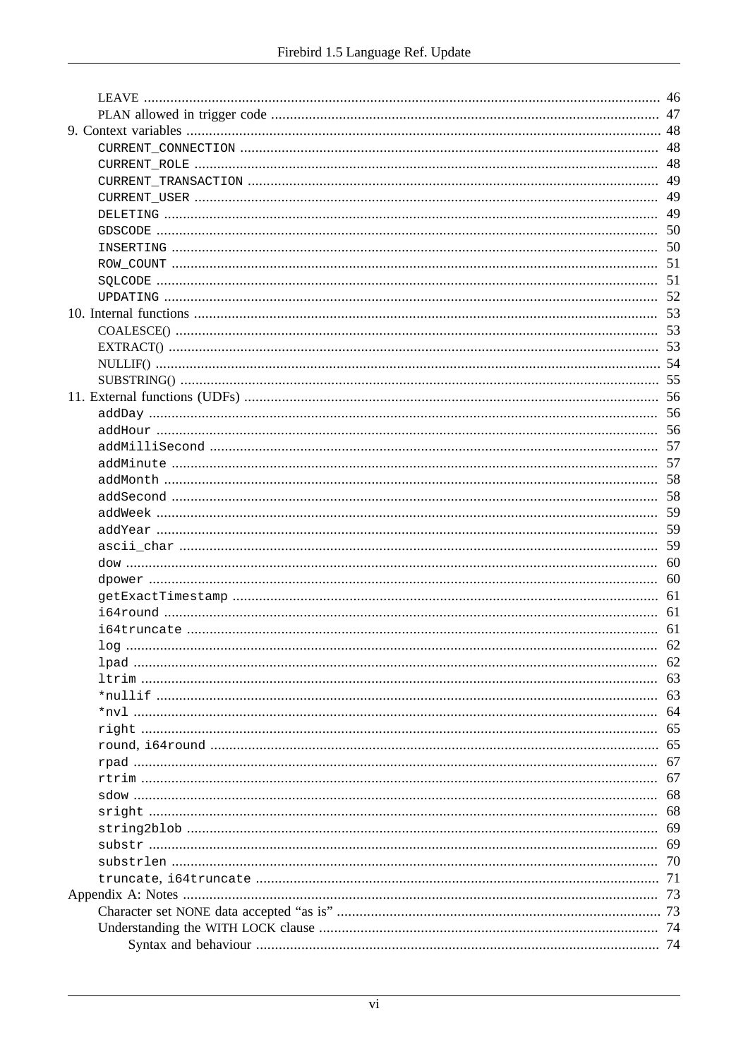- LEAVE ... 46
- PLAN allowed in trigger code ... 47

9. Context variables ... 48
   - CURRENT_CONNECTION ... 48
   - CURRENT_ROLE ... 48
   - CURRENT_TRANSACTION ... 49
   - CURRENT_USER ... 49
   - DELETING ... 49
   - GDSCODE ... 50
   - INSERTING ... 50
   - ROW_COUNT ... 51
   - SQLCODE ... 51
   - UPDATING ... 52

10. Internal functions ... 53
    - COALESCE() ... 53
    - EXTRACT() ... 53
    - NULLIF() ... 54
    - SUBSTRING() ... 55

11. External functions (UDFs) ... 56
    - addDay ... 56
    - addHour ... 56
    - addMilliSecond ... 57
    - addMinute ... 57
    - addMonth ... 58
    - addSecond ... 58
    - addWeek ... 59
    - addYear ... 59
    - ascii_char ... 59
    - dow ... 60
    - dpower ... 60
    - getExactTimestamp ... 61
    - i64round ... 61
    - i64truncate ... 61
    - log ... 62
    - lpad ... 62
    - ltrim ... 63
    - *nullif ... 63
    - *nvl ... 64
    - right ... 65
    - round, i64round ... 65
    - rpad ... 67
    - rtrim ... 67
    - sdow ... 68
    - sright ... 68
    - string2blob ... 69
    - substr ... 69
    - substrlen ... 70
    - truncate, i64truncate ... 71

Appendix A: Notes ... 73
- Character set NONE data accepted “as is” ... 73
- Understanding the WITH LOCK clause ... 74
  - Syntax and behaviour ... 74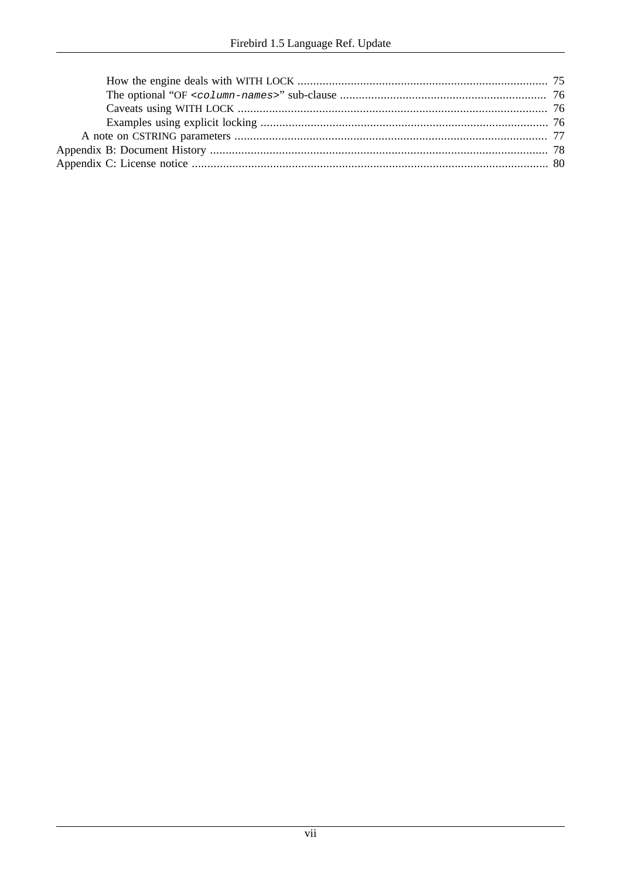- How the engine deals with WITH LOCK ........ 75
- The optional "OF `<column-names>`" sub-clause ........ 76
- Caveats using WITH LOCK ........ 76
- Examples using explicit locking ........ 76

A note on CSTRING parameters ........ 77

Appendix B: Document History ........ 78

Appendix C: License notice ........ 80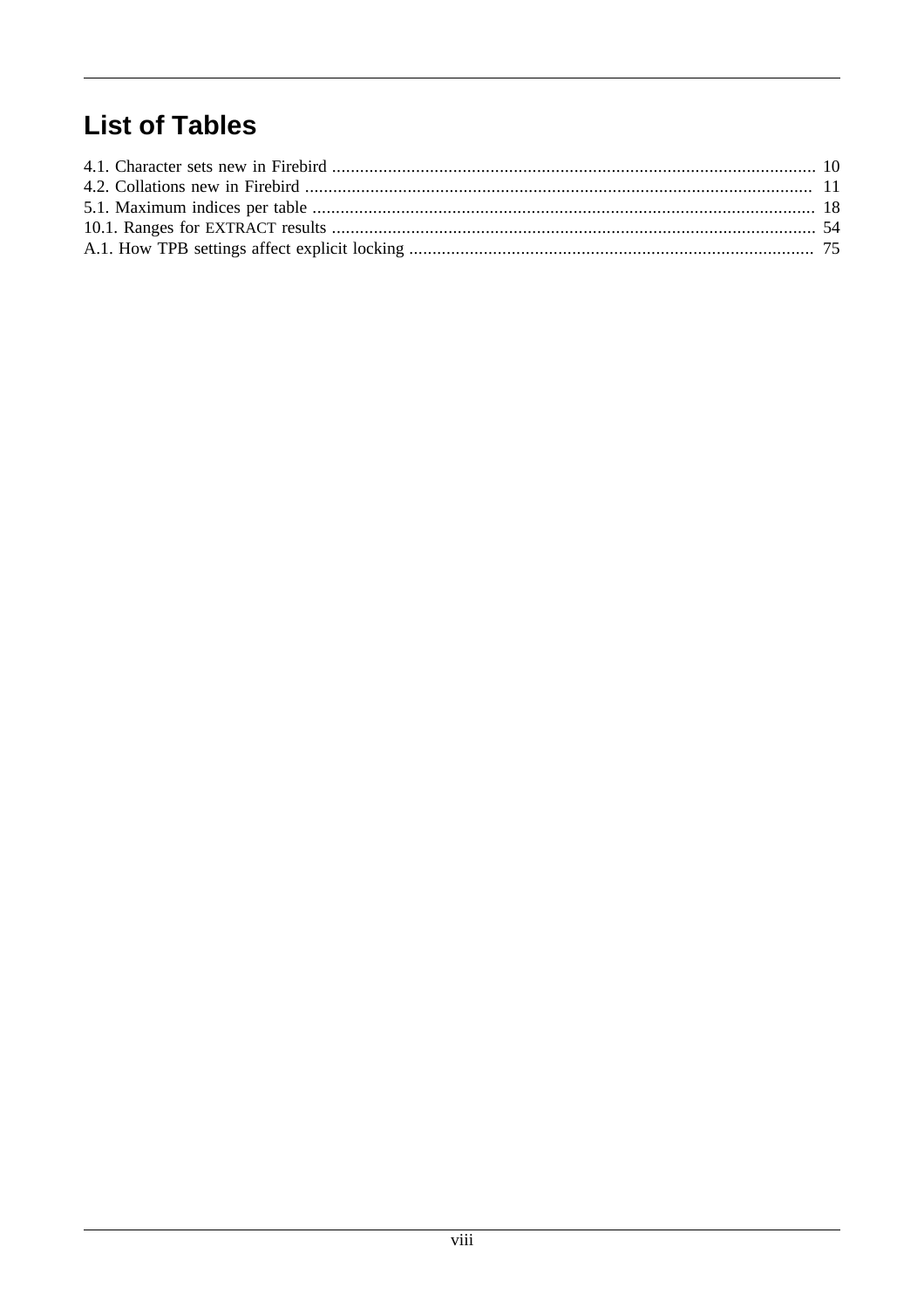## List of Tables

4.1. Character sets new in Firebird ........................................................................................................ 10
4.2. Collations new in Firebird ............................................................................................................. 11
5.1. Maximum indices per table ............................................................................................................ 18
10.1. Ranges for EXTRACT results ........................................................................................................ 54
A.1. How TPB settings affect explicit locking ....................................................................................... 75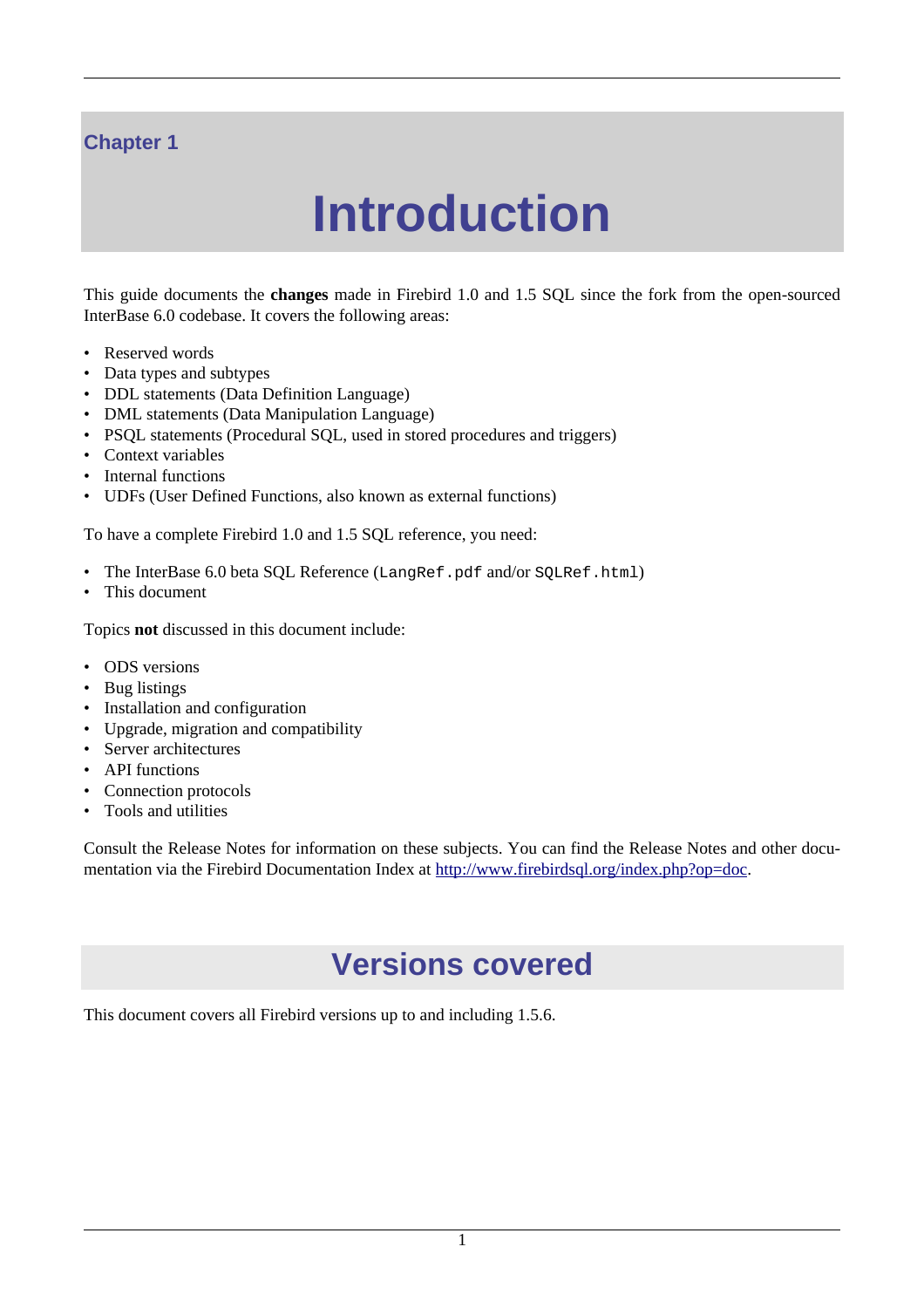# Chapter 1

# Introduction

This guide documents the **changes** made in Firebird 1.0 and 1.5 SQL since the fork from the open-sourced InterBase 6.0 codebase. It covers the following areas:

- Reserved words
- Data types and subtypes
- DDL statements (Data Definition Language)
- DML statements (Data Manipulation Language)
- PSQL statements (Procedural SQL, used in stored procedures and triggers)
- Context variables
- Internal functions
- UDFs (User Defined Functions, also known as external functions)

To have a complete Firebird 1.0 and 1.5 SQL reference, you need:

- The InterBase 6.0 beta SQL Reference (`LangRef.pdf` and/or `SQLRef.html`)
- This document

Topics **not** discussed in this document include:

- ODS versions
- Bug listings
- Installation and configuration
- Upgrade, migration and compatibility
- Server architectures
- API functions
- Connection protocols
- Tools and utilities

Consult the Release Notes for information on these subjects. You can find the Release Notes and other documentation via the Firebird Documentation Index at [http://www.firebirdsql.org/index.php?op=doc](http://www.firebirdsql.org/index.php?op=doc).

## Versions covered

This document covers all Firebird versions up to and including 1.5.6.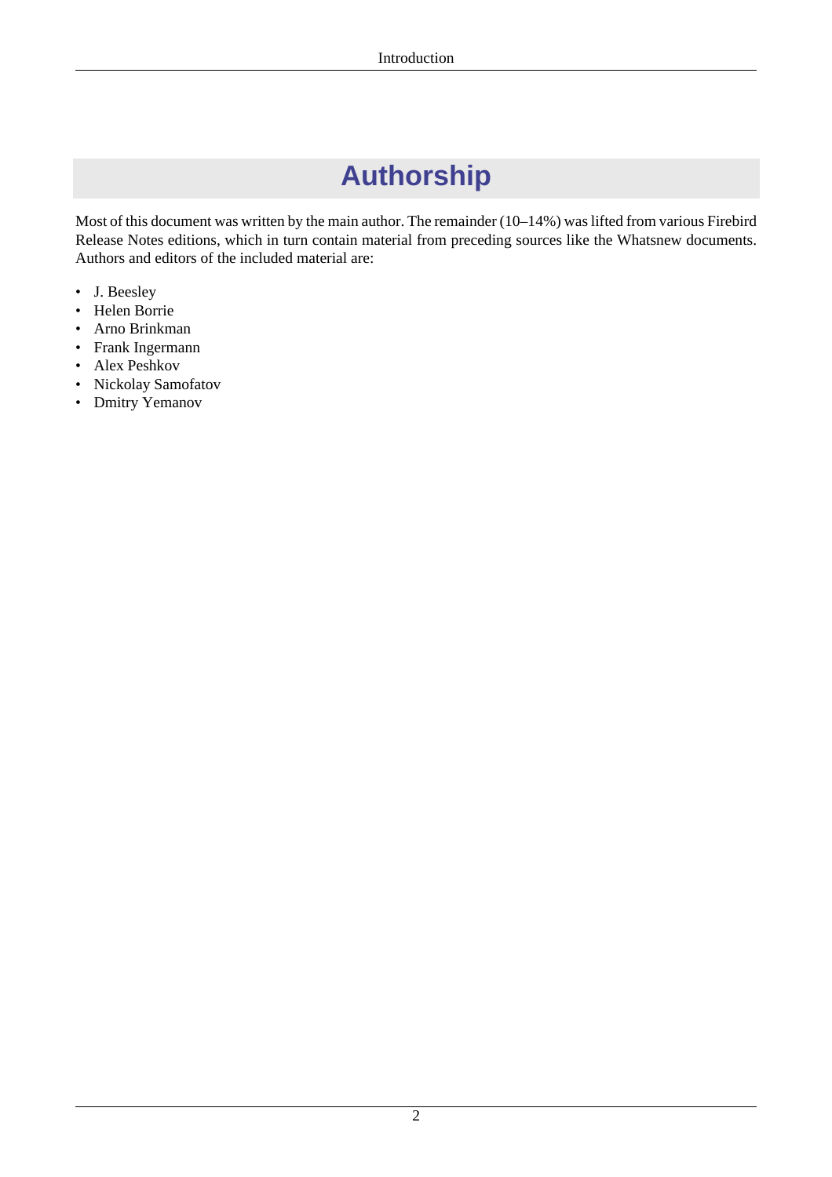# Authorship

Most of this document was written by the main author. The remainder (10–14%) was lifted from various Firebird Release Notes editions, which in turn contain material from preceding sources like the Whatsnew documents. Authors and editors of the included material are:

- J. Beesley
- Helen Borrie
- Arno Brinkman
- Frank Ingermann
- Alex Peshkov
- Nickolay Samofatov
- Dmitry Yemanov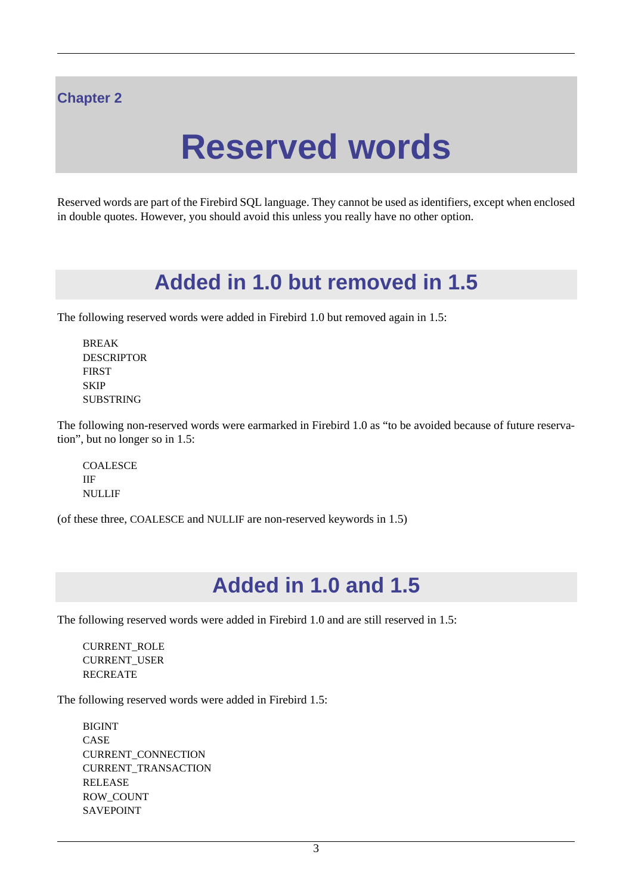Chapter 2

# Reserved words

Reserved words are part of the Firebird SQL language. They cannot be used as identifiers, except when enclosed in double quotes. However, you should avoid this unless you really have no other option.

## Added in 1.0 but removed in 1.5

The following reserved words were added in Firebird 1.0 but removed again in 1.5:

BREAK
DESCRIPTOR
FIRST
SKIP
SUBSTRING

The following non-reserved words were earmarked in Firebird 1.0 as “to be avoided because of future reservation”, but no longer so in 1.5:

COALESCE
IIF
NULLIF

(of these three, COALESCE and NULLIF are non-reserved keywords in 1.5)

## Added in 1.0 and 1.5

The following reserved words were added in Firebird 1.0 and are still reserved in 1.5:

CURRENT_ROLE
CURRENT_USER
RECREATE

The following reserved words were added in Firebird 1.5:

BIGINT
CASE
CURRENT_CONNECTION
CURRENT_TRANSACTION
RELEASE
ROW_COUNT
SAVEPOINT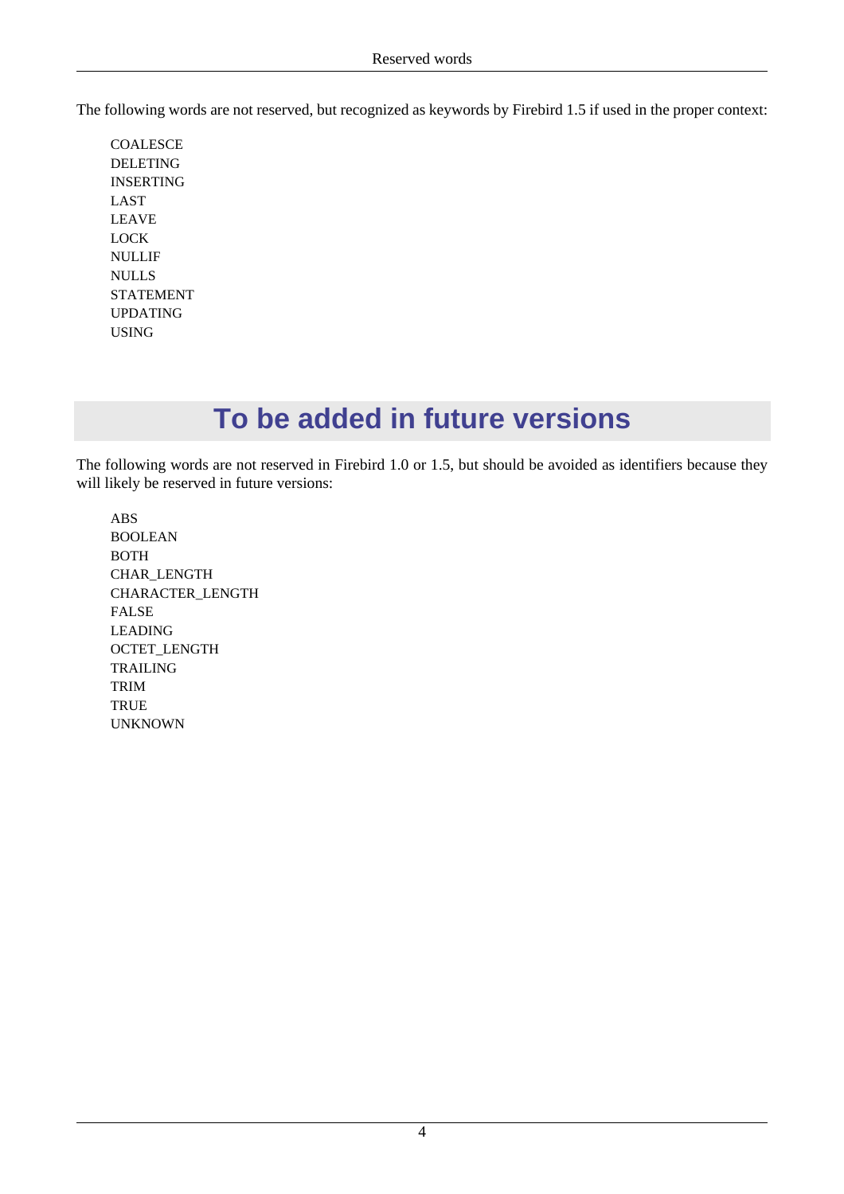The following words are not reserved, but recognized as keywords by Firebird 1.5 if used in the proper context:

COALESCE
DELETING
INSERTING
LAST
LEAVE
LOCK
NULLIF
NULLS
STATEMENT
UPDATING
USING

# To be added in future versions

The following words are not reserved in Firebird 1.0 or 1.5, but should be avoided as identifiers because they will likely be reserved in future versions:

ABS
BOOLEAN
BOTH
CHAR_LENGTH
CHARACTER_LENGTH
FALSE
LEADING
OCTET_LENGTH
TRAILING
TRIM
TRUE
UNKNOWN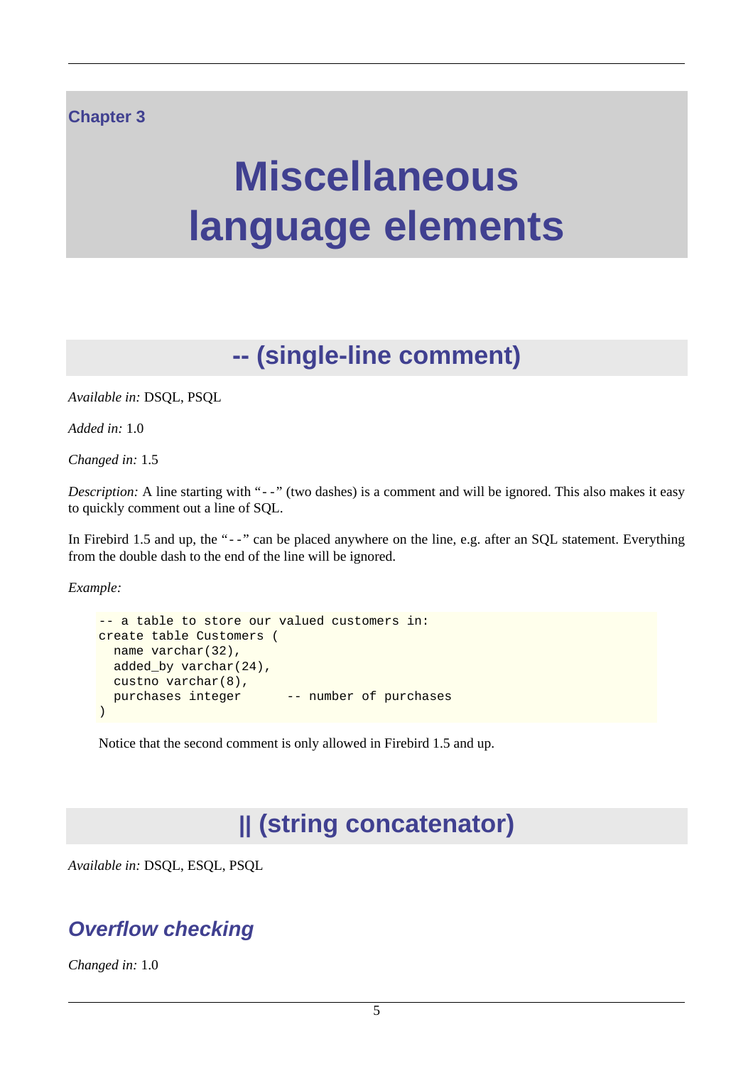# Chapter 3

# Miscellaneous language elements

## -- (single-line comment)

*Available in:* DSQL, PSQL

*Added in:* 1.0

*Changed in:* 1.5

*Description:* A line starting with "`--`" (two dashes) is a comment and will be ignored. This also makes it easy to quickly comment out a line of SQL.

In Firebird 1.5 and up, the "`--`" can be placed anywhere on the line, e.g. after an SQL statement. Everything from the double dash to the end of the line will be ignored.

*Example:*

```
-- a table to store our valued customers in:
create table Customers (
  name varchar(32),
  added_by varchar(24),
  custno varchar(8),
  purchases integer      -- number of purchases
)
```

Notice that the second comment is only allowed in Firebird 1.5 and up.

## || (string concatenator)

*Available in:* DSQL, ESQL, PSQL

### Overflow checking

*Changed in:* 1.0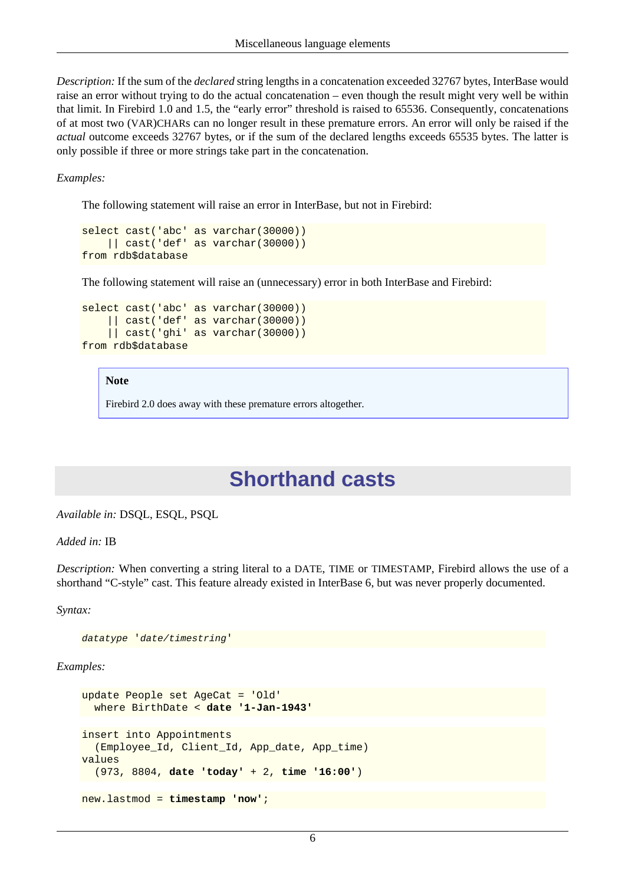*Description:* If the sum of the *declared* string lengths in a concatenation exceeded 32767 bytes, InterBase would raise an error without trying to do the actual concatenation – even though the result might very well be within that limit. In Firebird 1.0 and 1.5, the "early error" threshold is raised to 65536. Consequently, concatenations of at most two (VAR)CHARs can no longer result in these premature errors. An error will only be raised if the *actual* outcome exceeds 32767 bytes, or if the sum of the declared lengths exceeds 65535 bytes. The latter is only possible if three or more strings take part in the concatenation.

*Examples:*

The following statement will raise an error in InterBase, but not in Firebird:

```
select cast('abc' as varchar(30000))
    || cast('def' as varchar(30000))
from rdb$database
```

The following statement will raise an (unnecessary) error in both InterBase and Firebird:

```
select cast('abc' as varchar(30000))
    || cast('def' as varchar(30000))
    || cast('ghi' as varchar(30000))
from rdb$database
```

> **Note**
>
> Firebird 2.0 does away with these premature errors altogether.

# Shorthand casts

*Available in:* DSQL, ESQL, PSQL

*Added in:* IB

*Description:* When converting a string literal to a DATE, TIME or TIMESTAMP, Firebird allows the use of a shorthand "C-style" cast. This feature already existed in InterBase 6, but was never properly documented.

*Syntax:*

```
datatype 'date/timestring'
```

*Examples:*

```
update People set AgeCat = 'Old'
  where BirthDate < date '1-Jan-1943'
```

```
insert into Appointments
  (Employee_Id, Client_Id, App_date, App_time)
values
  (973, 8804, date 'today' + 2, time '16:00')
```

```
new.lastmod = timestamp 'now';
```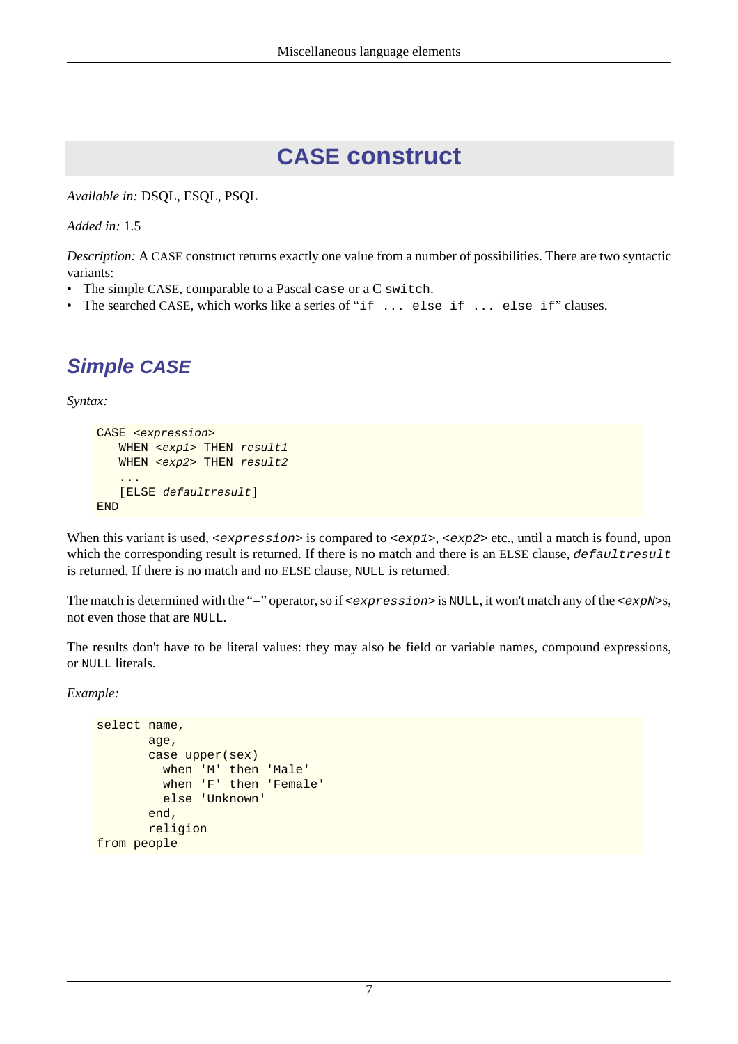# CASE construct

*Available in:* DSQL, ESQL, PSQL

*Added in:* 1.5

*Description:* A CASE construct returns exactly one value from a number of possibilities. There are two syntactic variants:

- The simple CASE, comparable to a Pascal `case` or a C `switch`.
- The searched CASE, which works like a series of "`if ... else if ... else if`" clauses.

## Simple CASE

*Syntax:*

```
CASE <expression>
   WHEN <exp1> THEN result1
   WHEN <exp2> THEN result2
   ...
   [ELSE defaultresult]
END
```

When this variant is used, `<expression>` is compared to `<exp1>`, `<exp2>` etc., until a match is found, upon which the corresponding result is returned. If there is no match and there is an ELSE clause, `defaultresult` is returned. If there is no match and no ELSE clause, `NULL` is returned.

The match is determined with the "=" operator, so if `<expression>` is `NULL`, it won't match any of the `<expN>`s, not even those that are `NULL`.

The results don't have to be literal values: they may also be field or variable names, compound expressions, or `NULL` literals.

*Example:*

```
select name,
       age,
       case upper(sex)
         when 'M' then 'Male'
         when 'F' then 'Female'
         else 'Unknown'
       end,
       religion
from people
```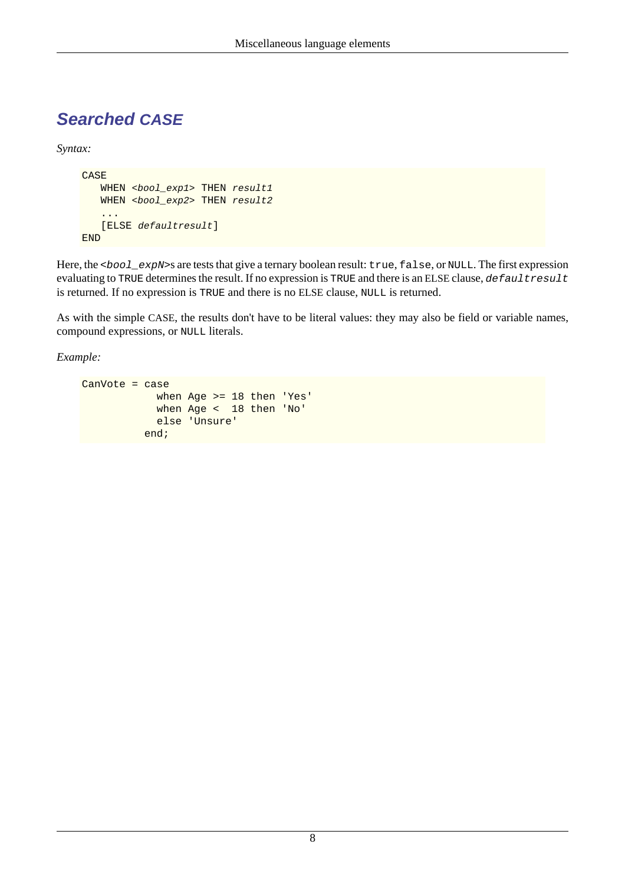## Searched CASE

*Syntax:*

```
CASE
   WHEN <bool_exp1> THEN result1
   WHEN <bool_exp2> THEN result2
   ...
   [ELSE defaultresult]
END
```

Here, the `<bool_expN>`s are tests that give a ternary boolean result: `true`, `false`, or `NULL`. The first expression evaluating to `TRUE` determines the result. If no expression is `TRUE` and there is an ELSE clause, *`defaultresult`* is returned. If no expression is `TRUE` and there is no ELSE clause, `NULL` is returned.

As with the simple CASE, the results don't have to be literal values: they may also be field or variable names, compound expressions, or `NULL` literals.

*Example:*

```
CanVote = case
            when Age >= 18 then 'Yes'
            when Age <  18 then 'No'
            else 'Unsure'
          end;
```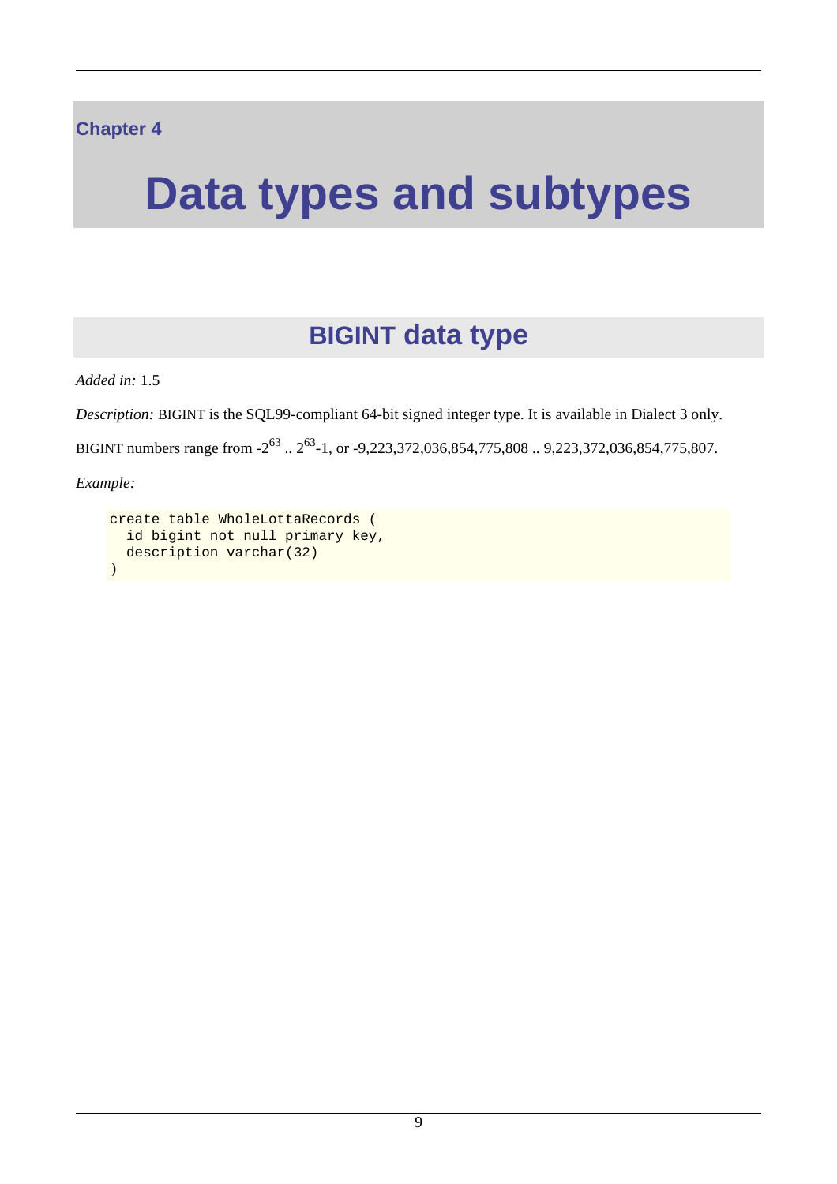Chapter 4

# Data types and subtypes

## BIGINT data type

*Added in:* 1.5

*Description:* BIGINT is the SQL99-compliant 64-bit signed integer type. It is available in Dialect 3 only.

BIGINT numbers range from $-2^{63}$ .. $2^{63}-1$, or -9,223,372,036,854,775,808 .. 9,223,372,036,854,775,807.

*Example:*

```
create table WholeLottaRecords (
  id bigint not null primary key,
  description varchar(32)
)
```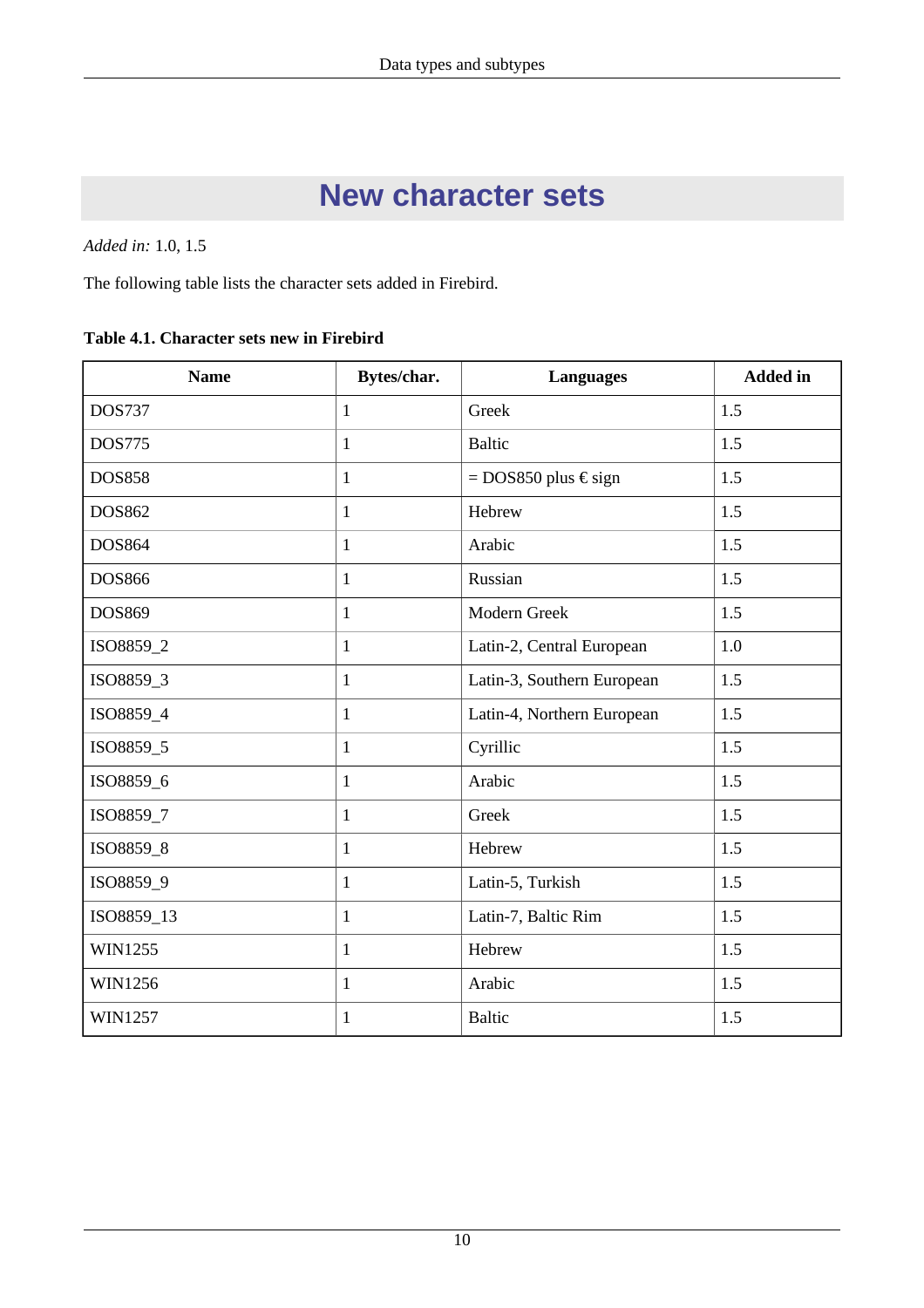# New character sets

*Added in:* 1.0, 1.5

The following table lists the character sets added in Firebird.

**Table 4.1. Character sets new in Firebird**

| Name | Bytes/char. | Languages | Added in |
|---|---|---|---|
| DOS737 | 1 | Greek | 1.5 |
| DOS775 | 1 | Baltic | 1.5 |
| DOS858 | 1 | = DOS850 plus € sign | 1.5 |
| DOS862 | 1 | Hebrew | 1.5 |
| DOS864 | 1 | Arabic | 1.5 |
| DOS866 | 1 | Russian | 1.5 |
| DOS869 | 1 | Modern Greek | 1.5 |
| ISO8859_2 | 1 | Latin-2, Central European | 1.0 |
| ISO8859_3 | 1 | Latin-3, Southern European | 1.5 |
| ISO8859_4 | 1 | Latin-4, Northern European | 1.5 |
| ISO8859_5 | 1 | Cyrillic | 1.5 |
| ISO8859_6 | 1 | Arabic | 1.5 |
| ISO8859_7 | 1 | Greek | 1.5 |
| ISO8859_8 | 1 | Hebrew | 1.5 |
| ISO8859_9 | 1 | Latin-5, Turkish | 1.5 |
| ISO8859_13 | 1 | Latin-7, Baltic Rim | 1.5 |
| WIN1255 | 1 | Hebrew | 1.5 |
| WIN1256 | 1 | Arabic | 1.5 |
| WIN1257 | 1 | Baltic | 1.5 |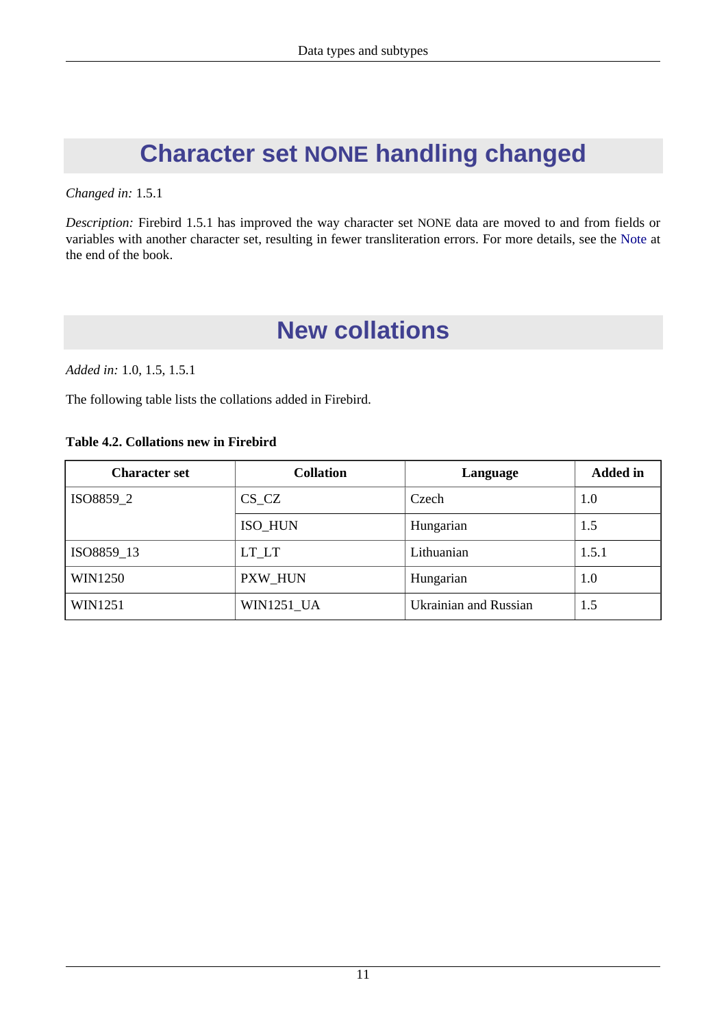## Character set NONE handling changed

*Changed in:* 1.5.1

*Description:* Firebird 1.5.1 has improved the way character set NONE data are moved to and from fields or variables with another character set, resulting in fewer transliteration errors. For more details, see the Note at the end of the book.

## New collations

*Added in:* 1.0, 1.5, 1.5.1

The following table lists the collations added in Firebird.

**Table 4.2. Collations new in Firebird**

| Character set | Collation | Language | Added in |
|---|---|---|---|
| ISO8859_2 | CS_CZ | Czech | 1.0 |
| | ISO_HUN | Hungarian | 1.5 |
| ISO8859_13 | LT_LT | Lithuanian | 1.5.1 |
| WIN1250 | PXW_HUN | Hungarian | 1.0 |
| WIN1251 | WIN1251_UA | Ukrainian and Russian | 1.5 |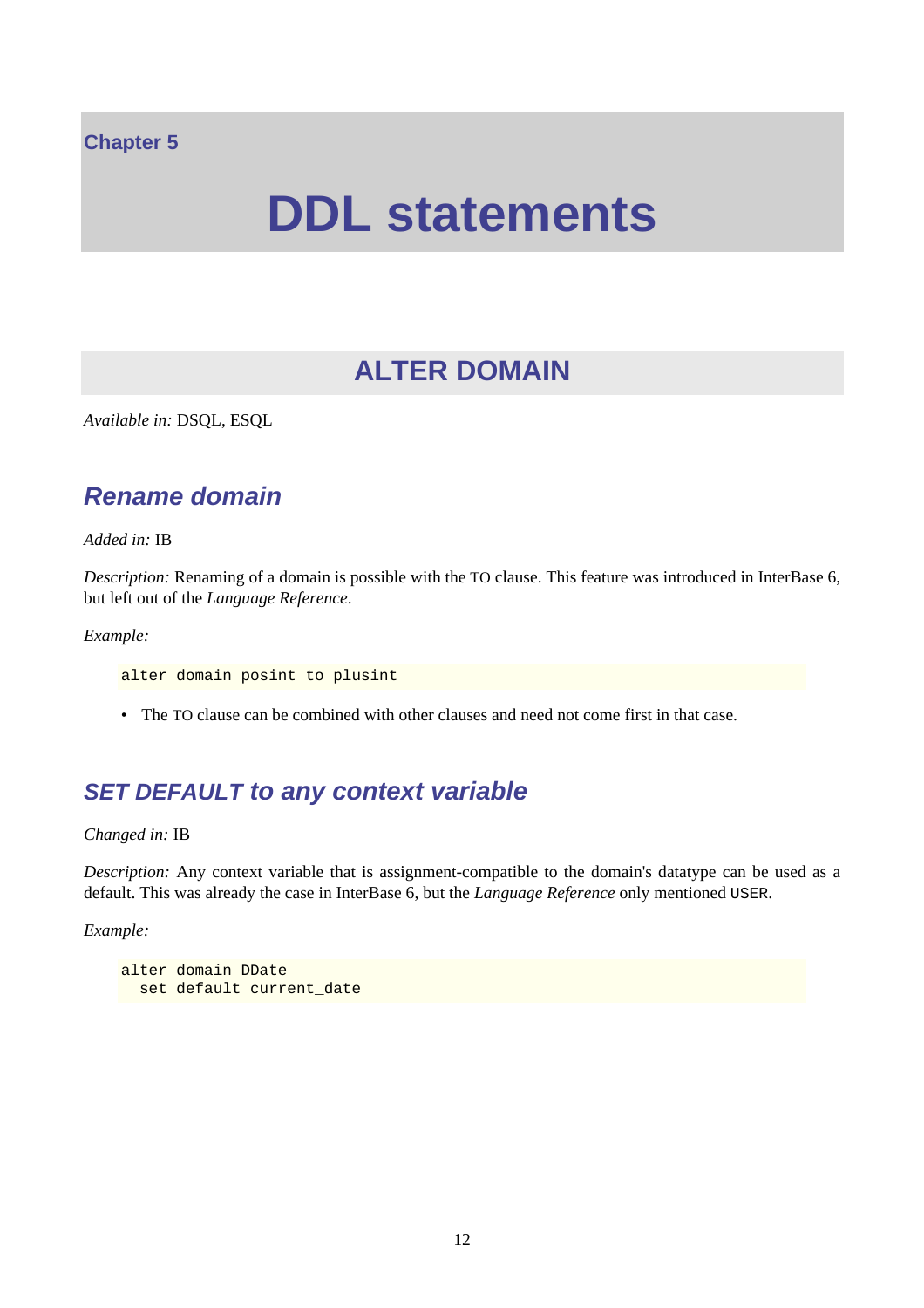Chapter 5

# DDL statements

## ALTER DOMAIN

*Available in:* DSQL, ESQL

### Rename domain

*Added in:* IB

*Description:* Renaming of a domain is possible with the TO clause. This feature was introduced in InterBase 6, but left out of the *Language Reference*.

*Example:*

```
alter domain posint to plusint
```

- The TO clause can be combined with other clauses and need not come first in that case.

### SET DEFAULT to any context variable

*Changed in:* IB

*Description:* Any context variable that is assignment-compatible to the domain's datatype can be used as a default. This was already the case in InterBase 6, but the *Language Reference* only mentioned `USER`.

*Example:*

```
alter domain DDate
  set default current_date
```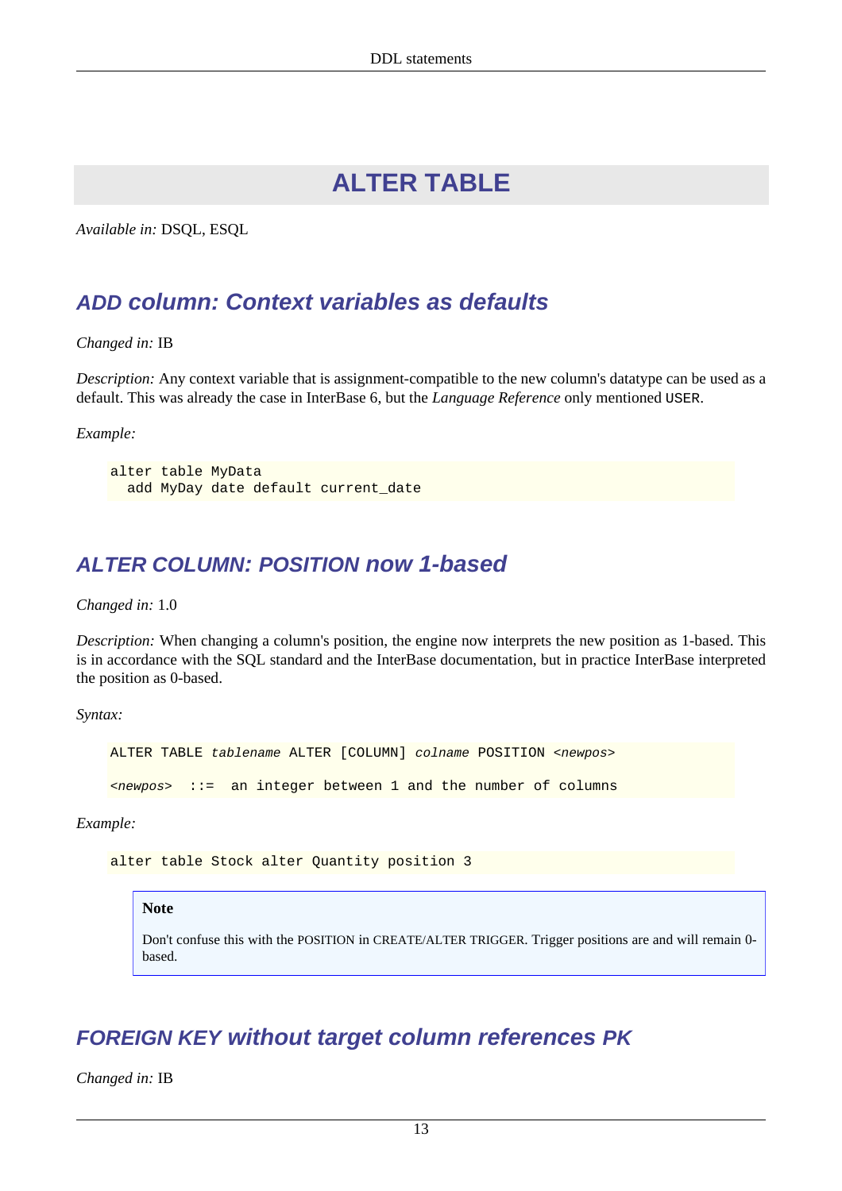# ALTER TABLE

*Available in:* DSQL, ESQL

## ADD column: Context variables as defaults

*Changed in:* IB

*Description:* Any context variable that is assignment-compatible to the new column's datatype can be used as a default. This was already the case in InterBase 6, but the *Language Reference* only mentioned `USER`.

*Example:*

```
alter table MyData
  add MyDay date default current_date
```

## ALTER COLUMN: POSITION now 1-based

*Changed in:* 1.0

*Description:* When changing a column's position, the engine now interprets the new position as 1-based. This is in accordance with the SQL standard and the InterBase documentation, but in practice InterBase interpreted the position as 0-based.

*Syntax:*

```
ALTER TABLE tablename ALTER [COLUMN] colname POSITION <newpos>

<newpos>  ::=  an integer between 1 and the number of columns
```

*Example:*

```
alter table Stock alter Quantity position 3
```

> **Note**
>
> Don't confuse this with the POSITION in CREATE/ALTER TRIGGER. Trigger positions are and will remain 0-based.

## FOREIGN KEY without target column references PK

*Changed in:* IB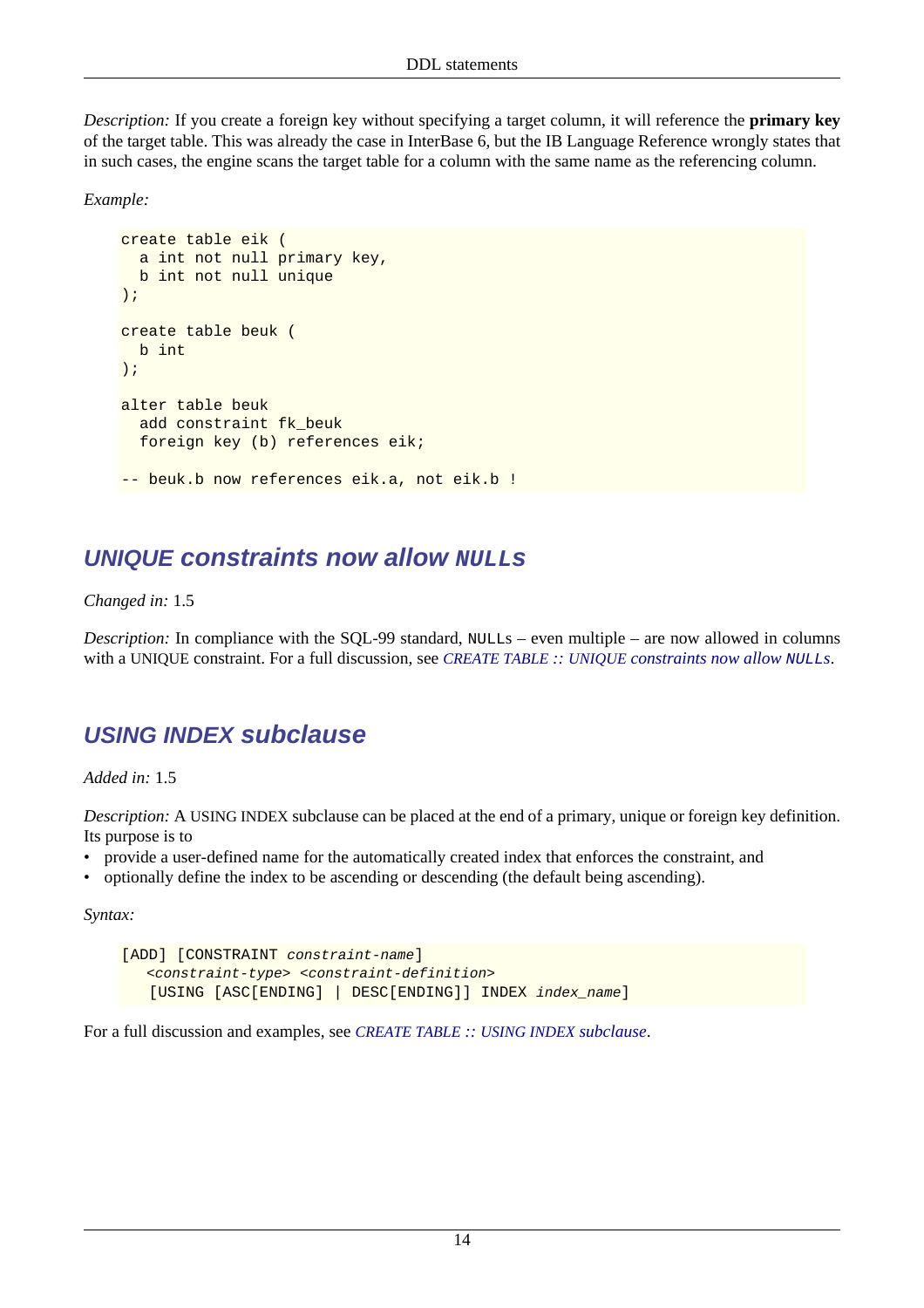*Description:* If you create a foreign key without specifying a target column, it will reference the **primary key** of the target table. This was already the case in InterBase 6, but the IB Language Reference wrongly states that in such cases, the engine scans the target table for a column with the same name as the referencing column.

*Example:*

```
create table eik (
  a int not null primary key,
  b int not null unique
);

create table beuk (
  b int
);

alter table beuk
  add constraint fk_beuk
  foreign key (b) references eik;

-- beuk.b now references eik.a, not eik.b !
```

## UNIQUE constraints now allow NULLs

*Changed in:* 1.5

*Description:* In compliance with the SQL-99 standard, NULLs – even multiple – are now allowed in columns with a UNIQUE constraint. For a full discussion, see *CREATE TABLE :: UNIQUE constraints now allow NULLs*.

## USING INDEX subclause

*Added in:* 1.5

*Description:* A USING INDEX subclause can be placed at the end of a primary, unique or foreign key definition. Its purpose is to

- provide a user-defined name for the automatically created index that enforces the constraint, and
- optionally define the index to be ascending or descending (the default being ascending).

*Syntax:*

```
[ADD] [CONSTRAINT constraint-name]
   <constraint-type> <constraint-definition>
   [USING [ASC[ENDING] | DESC[ENDING]] INDEX index_name]
```

For a full discussion and examples, see *CREATE TABLE :: USING INDEX subclause*.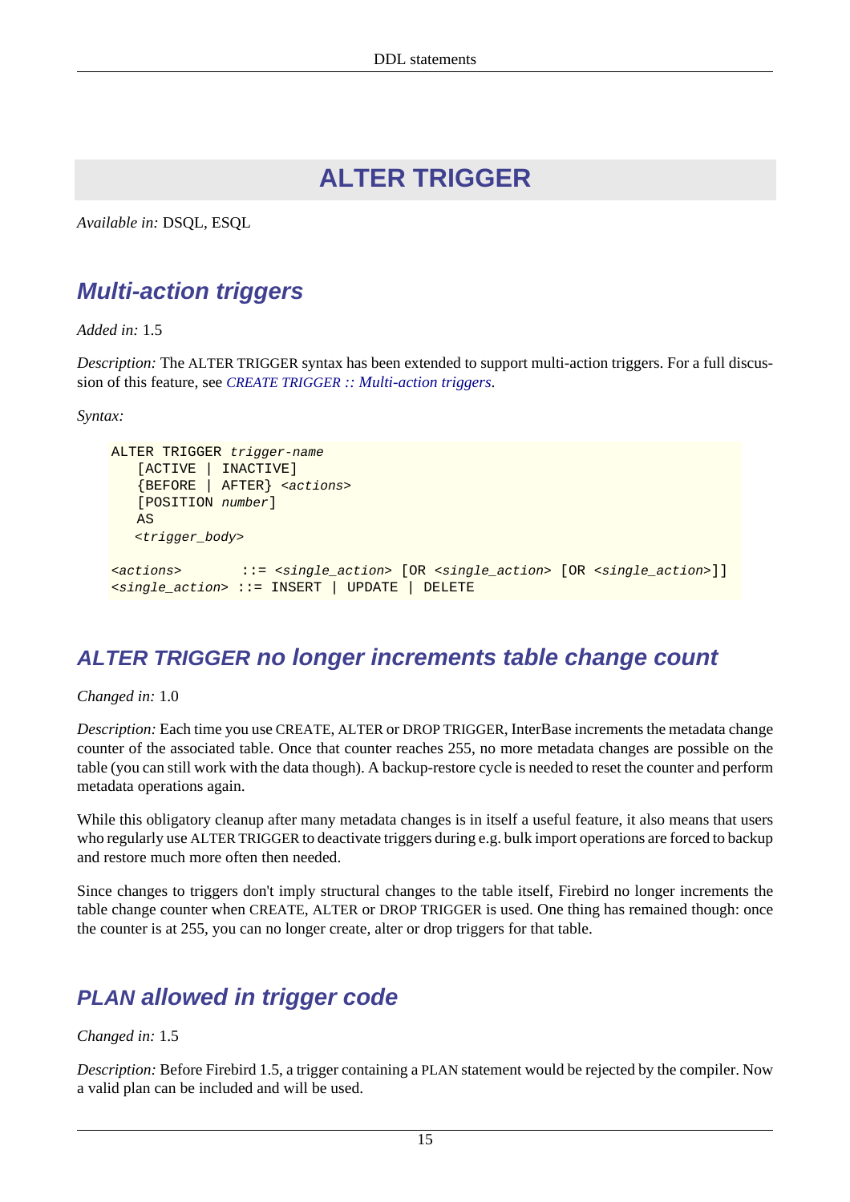# ALTER TRIGGER

*Available in:* DSQL, ESQL

## Multi-action triggers

*Added in:* 1.5

*Description:* The ALTER TRIGGER syntax has been extended to support multi-action triggers. For a full discussion of this feature, see *CREATE TRIGGER :: Multi-action triggers*.

*Syntax:*

```
ALTER TRIGGER trigger-name
   [ACTIVE | INACTIVE]
   {BEFORE | AFTER} <actions>
   [POSITION number]
   AS
   <trigger_body>

<actions>       ::= <single_action> [OR <single_action> [OR <single_action>]]
<single_action> ::= INSERT | UPDATE | DELETE
```

## ALTER TRIGGER no longer increments table change count

*Changed in:* 1.0

*Description:* Each time you use CREATE, ALTER or DROP TRIGGER, InterBase increments the metadata change counter of the associated table. Once that counter reaches 255, no more metadata changes are possible on the table (you can still work with the data though). A backup-restore cycle is needed to reset the counter and perform metadata operations again.

While this obligatory cleanup after many metadata changes is in itself a useful feature, it also means that users who regularly use ALTER TRIGGER to deactivate triggers during e.g. bulk import operations are forced to backup and restore much more often then needed.

Since changes to triggers don't imply structural changes to the table itself, Firebird no longer increments the table change counter when CREATE, ALTER or DROP TRIGGER is used. One thing has remained though: once the counter is at 255, you can no longer create, alter or drop triggers for that table.

## PLAN allowed in trigger code

*Changed in:* 1.5

*Description:* Before Firebird 1.5, a trigger containing a PLAN statement would be rejected by the compiler. Now a valid plan can be included and will be used.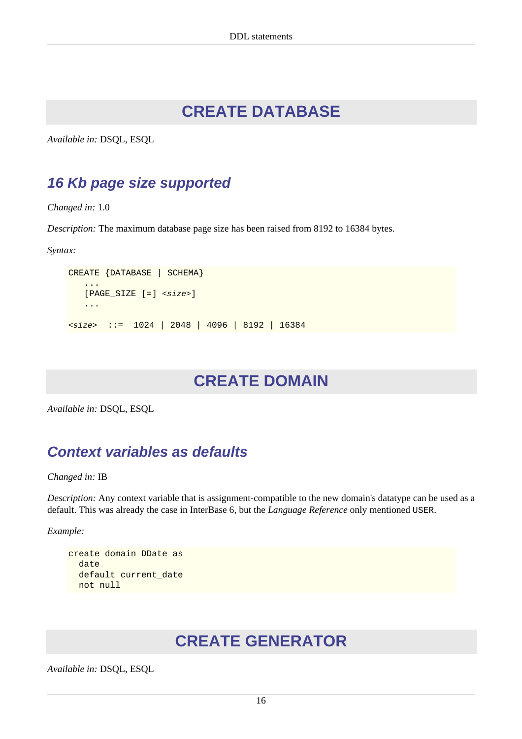# CREATE DATABASE

*Available in:* DSQL, ESQL

## 16 Kb page size supported

*Changed in:* 1.0

*Description:* The maximum database page size has been raised from 8192 to 16384 bytes.

*Syntax:*

```
CREATE {DATABASE | SCHEMA}
    ...
    [PAGE_SIZE [=] <size>]
    ...

<size>  ::=  1024 | 2048 | 4096 | 8192 | 16384
```

# CREATE DOMAIN

*Available in:* DSQL, ESQL

## Context variables as defaults

*Changed in:* IB

*Description:* Any context variable that is assignment-compatible to the new domain's datatype can be used as a default. This was already the case in InterBase 6, but the *Language Reference* only mentioned `USER`.

*Example:*

```
create domain DDate as
  date
  default current_date
  not null
```

# CREATE GENERATOR

*Available in:* DSQL, ESQL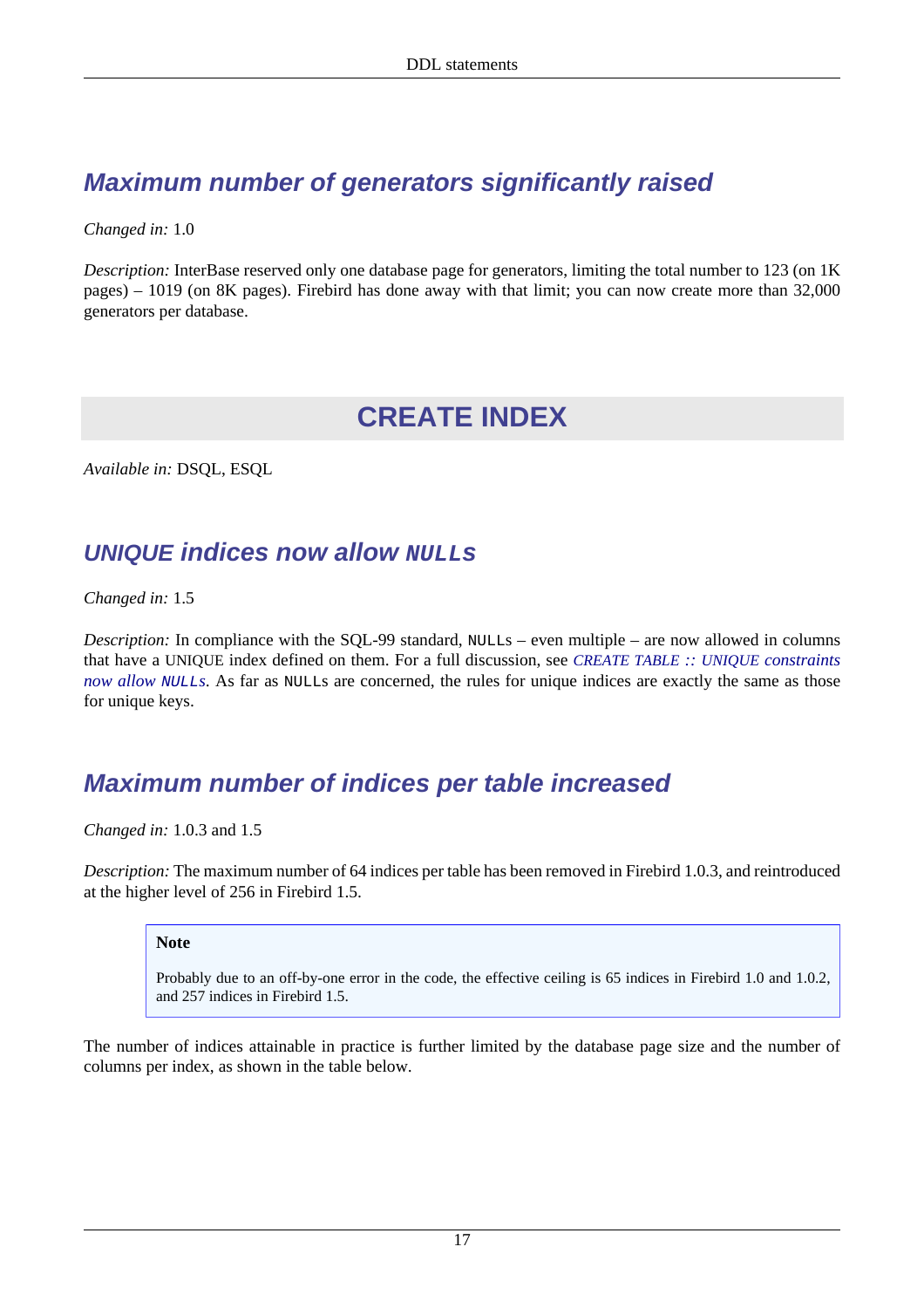## Maximum number of generators significantly raised

*Changed in:* 1.0

*Description:* InterBase reserved only one database page for generators, limiting the total number to 123 (on 1K pages) – 1019 (on 8K pages). Firebird has done away with that limit; you can now create more than 32,000 generators per database.

# CREATE INDEX

*Available in:* DSQL, ESQL

## UNIQUE indices now allow `NULL`s

*Changed in:* 1.5

*Description:* In compliance with the SQL-99 standard, `NULL`s – even multiple – are now allowed in columns that have a UNIQUE index defined on them. For a full discussion, see *CREATE TABLE :: UNIQUE constraints now allow `NULL`s*. As far as `NULL`s are concerned, the rules for unique indices are exactly the same as those for unique keys.

## Maximum number of indices per table increased

*Changed in:* 1.0.3 and 1.5

*Description:* The maximum number of 64 indices per table has been removed in Firebird 1.0.3, and reintroduced at the higher level of 256 in Firebird 1.5.

> **Note**
>
> Probably due to an off-by-one error in the code, the effective ceiling is 65 indices in Firebird 1.0 and 1.0.2, and 257 indices in Firebird 1.5.

The number of indices attainable in practice is further limited by the database page size and the number of columns per index, as shown in the table below.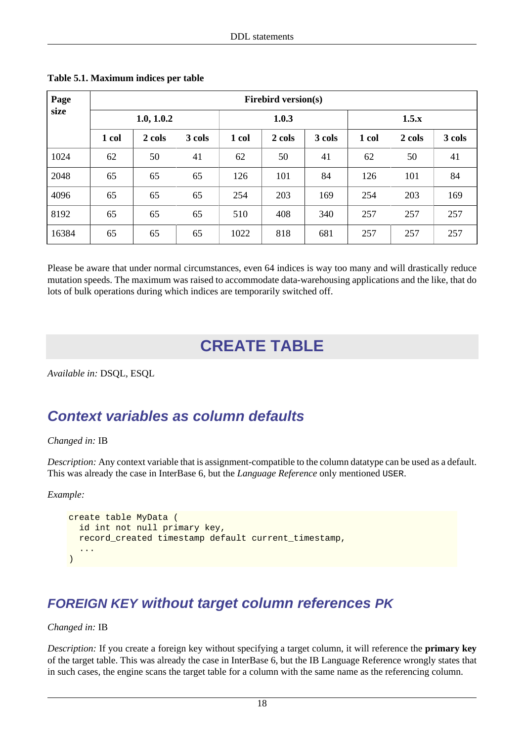**Table 5.1. Maximum indices per table**

| Page size | Firebird version(s) | | | | | | | | |
|---|---|---|---|---|---|---|---|---|---|
| | 1.0, 1.0.2 | | | 1.0.3 | | | 1.5.x | | |
| | 1 col | 2 cols | 3 cols | 1 col | 2 cols | 3 cols | 1 col | 2 cols | 3 cols |
| 1024 | 62 | 50 | 41 | 62 | 50 | 41 | 62 | 50 | 41 |
| 2048 | 65 | 65 | 65 | 126 | 101 | 84 | 126 | 101 | 84 |
| 4096 | 65 | 65 | 65 | 254 | 203 | 169 | 254 | 203 | 169 |
| 8192 | 65 | 65 | 65 | 510 | 408 | 340 | 257 | 257 | 257 |
| 16384 | 65 | 65 | 65 | 1022 | 818 | 681 | 257 | 257 | 257 |

Please be aware that under normal circumstances, even 64 indices is way too many and will drastically reduce mutation speeds. The maximum was raised to accommodate data-warehousing applications and the like, that do lots of bulk operations during which indices are temporarily switched off.

# CREATE TABLE

*Available in:* DSQL, ESQL

## Context variables as column defaults

*Changed in:* IB

*Description:* Any context variable that is assignment-compatible to the column datatype can be used as a default. This was already the case in InterBase 6, but the *Language Reference* only mentioned `USER`.

*Example:*

```
create table MyData (
  id int not null primary key,
  record_created timestamp default current_timestamp,
  ...
)
```

## FOREIGN KEY without target column references PK

*Changed in:* IB

*Description:* If you create a foreign key without specifying a target column, it will reference the **primary key** of the target table. This was already the case in InterBase 6, but the IB Language Reference wrongly states that in such cases, the engine scans the target table for a column with the same name as the referencing column.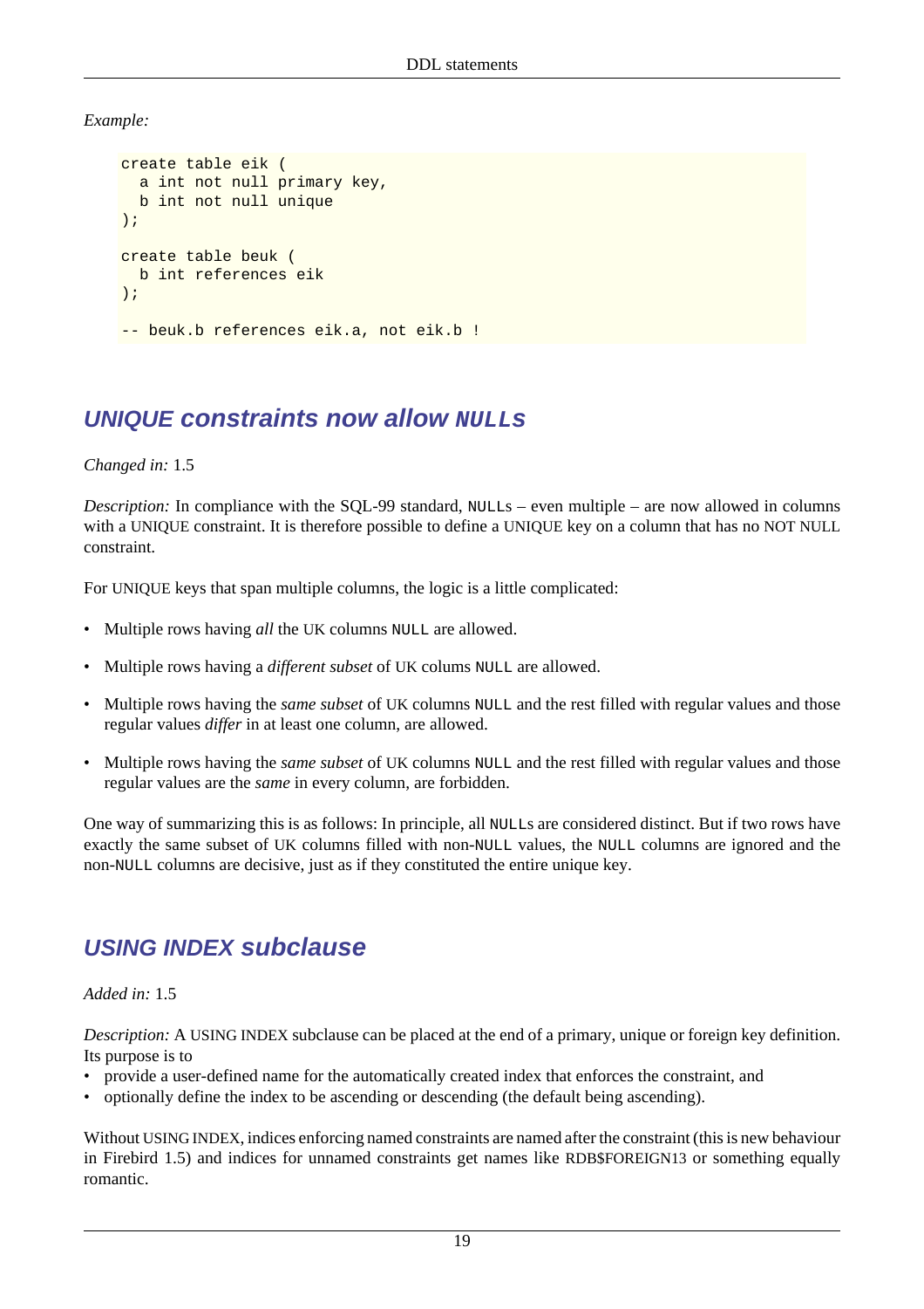*Example:*

```
create table eik (
  a int not null primary key,
  b int not null unique
);

create table beuk (
  b int references eik
);

-- beuk.b references eik.a, not eik.b !
```

## UNIQUE constraints now allow NULLs

*Changed in:* 1.5

*Description:* In compliance with the SQL-99 standard, NULLs – even multiple – are now allowed in columns with a UNIQUE constraint. It is therefore possible to define a UNIQUE key on a column that has no NOT NULL constraint.

For UNIQUE keys that span multiple columns, the logic is a little complicated:

- Multiple rows having *all* the UK columns NULL are allowed.
- Multiple rows having a *different subset* of UK colums NULL are allowed.
- Multiple rows having the *same subset* of UK columns NULL and the rest filled with regular values and those regular values *differ* in at least one column, are allowed.
- Multiple rows having the *same subset* of UK columns NULL and the rest filled with regular values and those regular values are the *same* in every column, are forbidden.

One way of summarizing this is as follows: In principle, all NULLs are considered distinct. But if two rows have exactly the same subset of UK columns filled with non-NULL values, the NULL columns are ignored and the non-NULL columns are decisive, just as if they constituted the entire unique key.

## USING INDEX subclause

*Added in:* 1.5

*Description:* A USING INDEX subclause can be placed at the end of a primary, unique or foreign key definition. Its purpose is to

- provide a user-defined name for the automatically created index that enforces the constraint, and
- optionally define the index to be ascending or descending (the default being ascending).

Without USING INDEX, indices enforcing named constraints are named after the constraint (this is new behaviour in Firebird 1.5) and indices for unnamed constraints get names like RDB$FOREIGN13 or something equally romantic.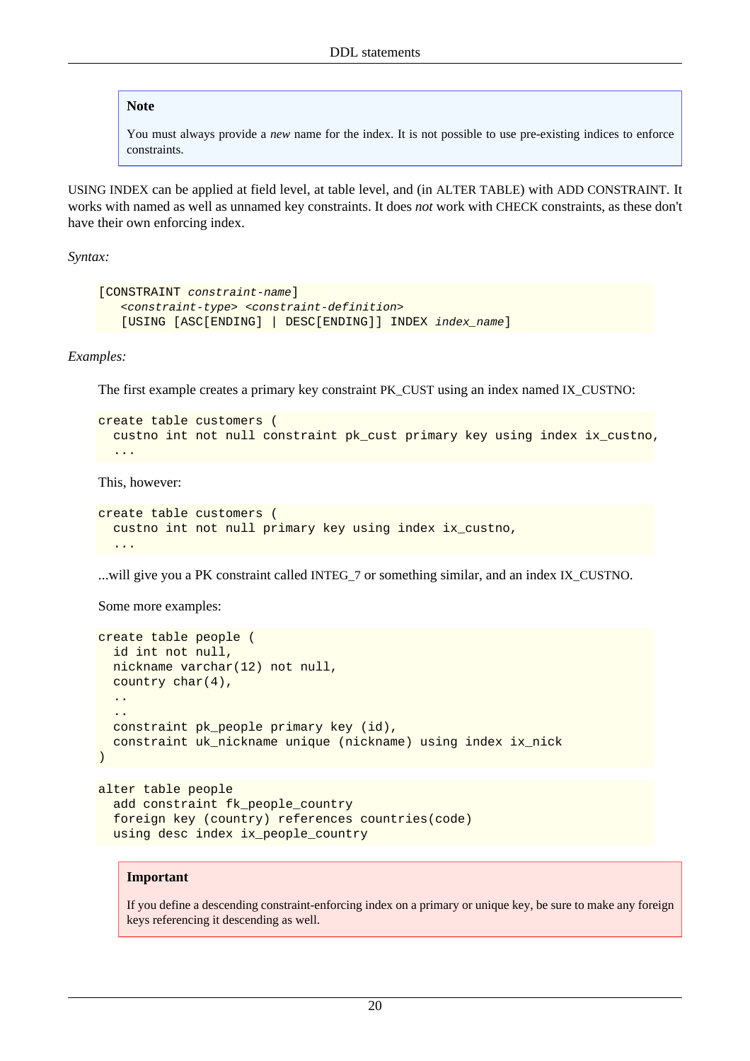> **Note**
>
> You must always provide a *new* name for the index. It is not possible to use pre-existing indices to enforce constraints.

USING INDEX can be applied at field level, at table level, and (in ALTER TABLE) with ADD CONSTRAINT. It works with named as well as unnamed key constraints. It does *not* work with CHECK constraints, as these don't have their own enforcing index.

*Syntax:*

```
[CONSTRAINT constraint-name]
   <constraint-type> <constraint-definition>
   [USING [ASC[ENDING] | DESC[ENDING]] INDEX index_name]
```

*Examples:*

The first example creates a primary key constraint PK_CUST using an index named IX_CUSTNO:

```
create table customers (
  custno int not null constraint pk_cust primary key using index ix_custno,
  ...
```

This, however:

```
create table customers (
  custno int not null primary key using index ix_custno,
  ...
```

...will give you a PK constraint called INTEG_7 or something similar, and an index IX_CUSTNO.

Some more examples:

```
create table people (
  id int not null,
  nickname varchar(12) not null,
  country char(4),
  ..
  ..
  constraint pk_people primary key (id),
  constraint uk_nickname unique (nickname) using index ix_nick
)
```

```
alter table people
  add constraint fk_people_country
  foreign key (country) references countries(code)
  using desc index ix_people_country
```

> **Important**
>
> If you define a descending constraint-enforcing index on a primary or unique key, be sure to make any foreign keys referencing it descending as well.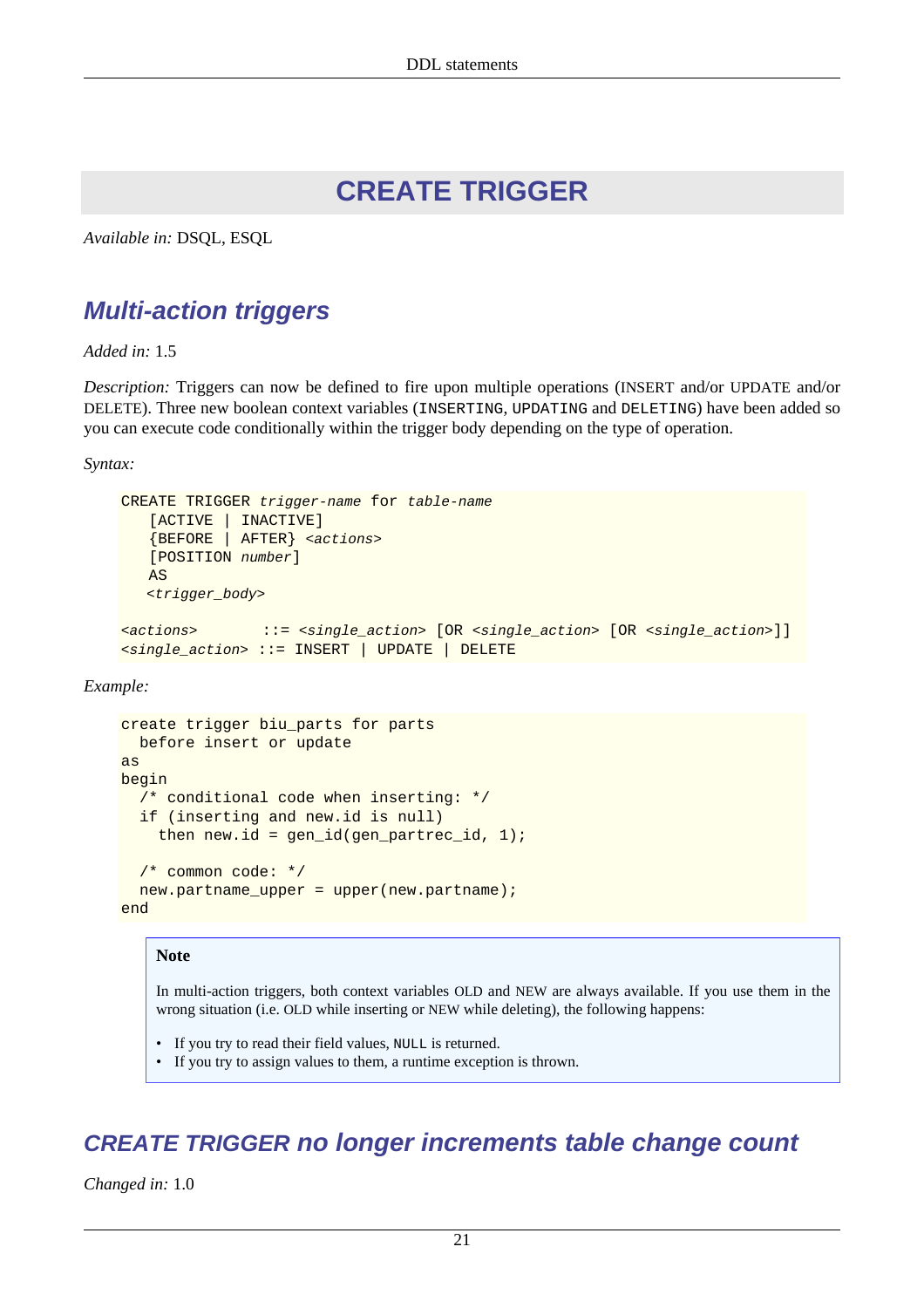# CREATE TRIGGER

*Available in:* DSQL, ESQL

## Multi-action triggers

*Added in:* 1.5

*Description:* Triggers can now be defined to fire upon multiple operations (INSERT and/or UPDATE and/or DELETE). Three new boolean context variables (`INSERTING`, `UPDATING` and `DELETING`) have been added so you can execute code conditionally within the trigger body depending on the type of operation.

*Syntax:*

```
CREATE TRIGGER trigger-name for table-name
   [ACTIVE | INACTIVE]
   {BEFORE | AFTER} <actions>
   [POSITION number]
   AS
   <trigger_body>

<actions>       ::= <single_action> [OR <single_action> [OR <single_action>]]
<single_action> ::= INSERT | UPDATE | DELETE
```

*Example:*

```
create trigger biu_parts for parts
  before insert or update
as
begin
  /* conditional code when inserting: */
  if (inserting and new.id is null)
    then new.id = gen_id(gen_partrec_id, 1);

  /* common code: */
  new.partname_upper = upper(new.partname);
end
```

> **Note**
>
> In multi-action triggers, both context variables OLD and NEW are always available. If you use them in the wrong situation (i.e. OLD while inserting or NEW while deleting), the following happens:
>
> - If you try to read their field values, `NULL` is returned.
> - If you try to assign values to them, a runtime exception is thrown.

## CREATE TRIGGER no longer increments table change count

*Changed in:* 1.0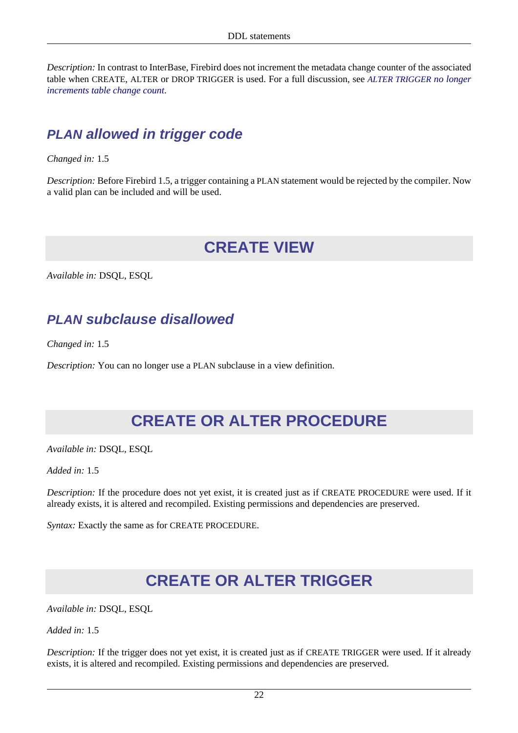*Description:* In contrast to InterBase, Firebird does not increment the metadata change counter of the associated table when CREATE, ALTER or DROP TRIGGER is used. For a full discussion, see *ALTER TRIGGER no longer increments table change count*.

### PLAN allowed in trigger code

*Changed in:* 1.5

*Description:* Before Firebird 1.5, a trigger containing a PLAN statement would be rejected by the compiler. Now a valid plan can be included and will be used.

## CREATE VIEW

*Available in:* DSQL, ESQL

### PLAN subclause disallowed

*Changed in:* 1.5

*Description:* You can no longer use a PLAN subclause in a view definition.

## CREATE OR ALTER PROCEDURE

*Available in:* DSQL, ESQL

*Added in:* 1.5

*Description:* If the procedure does not yet exist, it is created just as if CREATE PROCEDURE were used. If it already exists, it is altered and recompiled. Existing permissions and dependencies are preserved.

*Syntax:* Exactly the same as for CREATE PROCEDURE.

## CREATE OR ALTER TRIGGER

*Available in:* DSQL, ESQL

*Added in:* 1.5

*Description:* If the trigger does not yet exist, it is created just as if CREATE TRIGGER were used. If it already exists, it is altered and recompiled. Existing permissions and dependencies are preserved.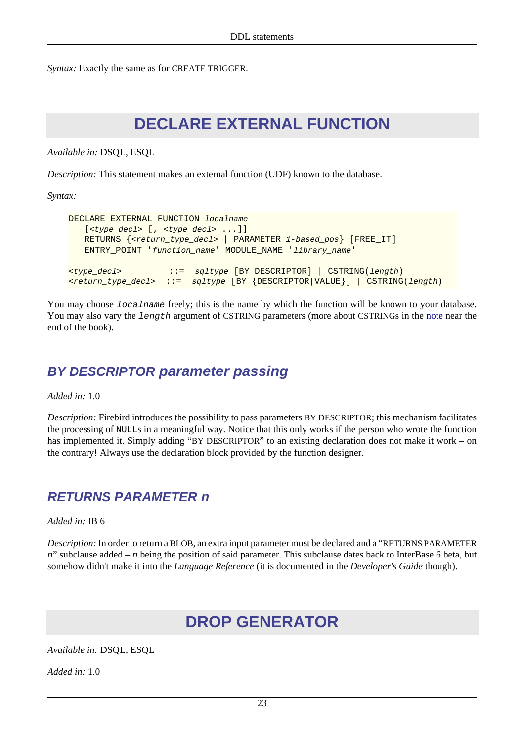*Syntax:* Exactly the same as for CREATE TRIGGER.

# DECLARE EXTERNAL FUNCTION

*Available in:* DSQL, ESQL

*Description:* This statement makes an external function (UDF) known to the database.

*Syntax:*

```
DECLARE EXTERNAL FUNCTION localname
   [<type_decl> [, <type_decl> ...]]
   RETURNS {<return_type_decl> | PARAMETER 1-based_pos} [FREE_IT]
   ENTRY_POINT 'function_name' MODULE_NAME 'library_name'

<type_decl>         ::=  sqltype [BY DESCRIPTOR] | CSTRING(length)
<return_type_decl>  ::=  sqltype [BY {DESCRIPTOR|VALUE}] | CSTRING(length)
```

You may choose `localname` freely; this is the name by which the function will be known to your database. You may also vary the `length` argument of CSTRING parameters (more about CSTRINGs in the note near the end of the book).

## BY DESCRIPTOR parameter passing

*Added in:* 1.0

*Description:* Firebird introduces the possibility to pass parameters BY DESCRIPTOR; this mechanism facilitates the processing of NULLs in a meaningful way. Notice that this only works if the person who wrote the function has implemented it. Simply adding "BY DESCRIPTOR" to an existing declaration does not make it work – on the contrary! Always use the declaration block provided by the function designer.

## RETURNS PARAMETER n

*Added in:* IB 6

*Description:* In order to return a BLOB, an extra input parameter must be declared and a "RETURNS PARAMETER *n*" subclause added – *n* being the position of said parameter. This subclause dates back to InterBase 6 beta, but somehow didn't make it into the *Language Reference* (it is documented in the *Developer's Guide* though).

# DROP GENERATOR

*Available in:* DSQL, ESQL

*Added in:* 1.0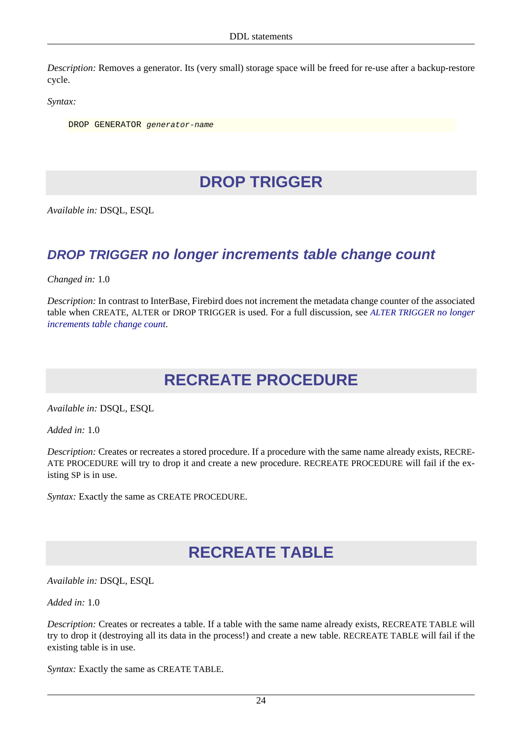*Description:* Removes a generator. Its (very small) storage space will be freed for re-use after a backup-restore cycle.

*Syntax:*

```
DROP GENERATOR generator-name
```

# DROP TRIGGER

*Available in:* DSQL, ESQL

## *DROP TRIGGER no longer increments table change count*

*Changed in:* 1.0

*Description:* In contrast to InterBase, Firebird does not increment the metadata change counter of the associated table when CREATE, ALTER or DROP TRIGGER is used. For a full discussion, see *ALTER TRIGGER no longer increments table change count*.

# RECREATE PROCEDURE

*Available in:* DSQL, ESQL

*Added in:* 1.0

*Description:* Creates or recreates a stored procedure. If a procedure with the same name already exists, RECREATE PROCEDURE will try to drop it and create a new procedure. RECREATE PROCEDURE will fail if the existing SP is in use.

*Syntax:* Exactly the same as CREATE PROCEDURE.

# RECREATE TABLE

*Available in:* DSQL, ESQL

*Added in:* 1.0

*Description:* Creates or recreates a table. If a table with the same name already exists, RECREATE TABLE will try to drop it (destroying all its data in the process!) and create a new table. RECREATE TABLE will fail if the existing table is in use.

*Syntax:* Exactly the same as CREATE TABLE.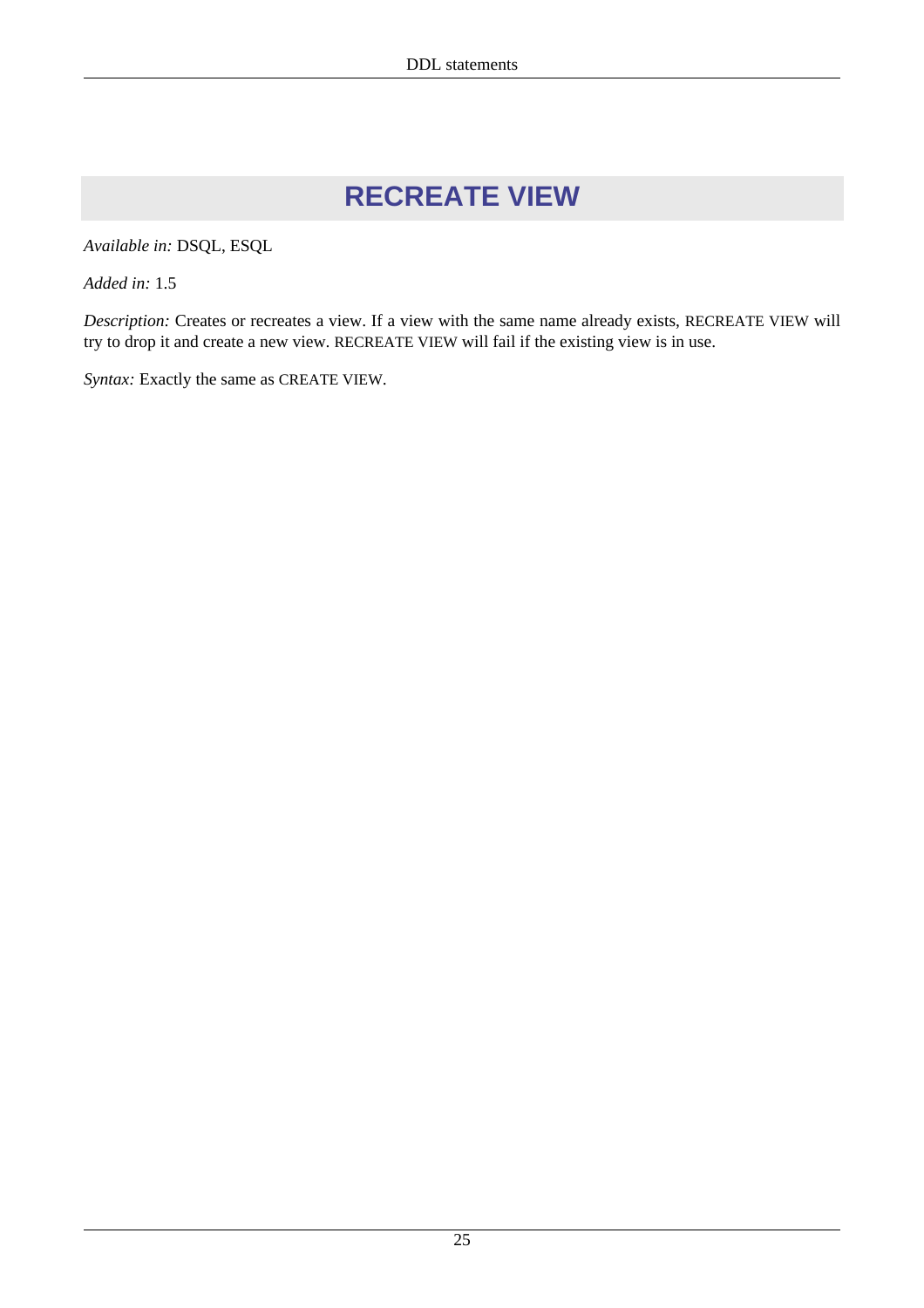# RECREATE VIEW

*Available in:* DSQL, ESQL

*Added in:* 1.5

*Description:* Creates or recreates a view. If a view with the same name already exists, RECREATE VIEW will try to drop it and create a new view. RECREATE VIEW will fail if the existing view is in use.

*Syntax:* Exactly the same as CREATE VIEW.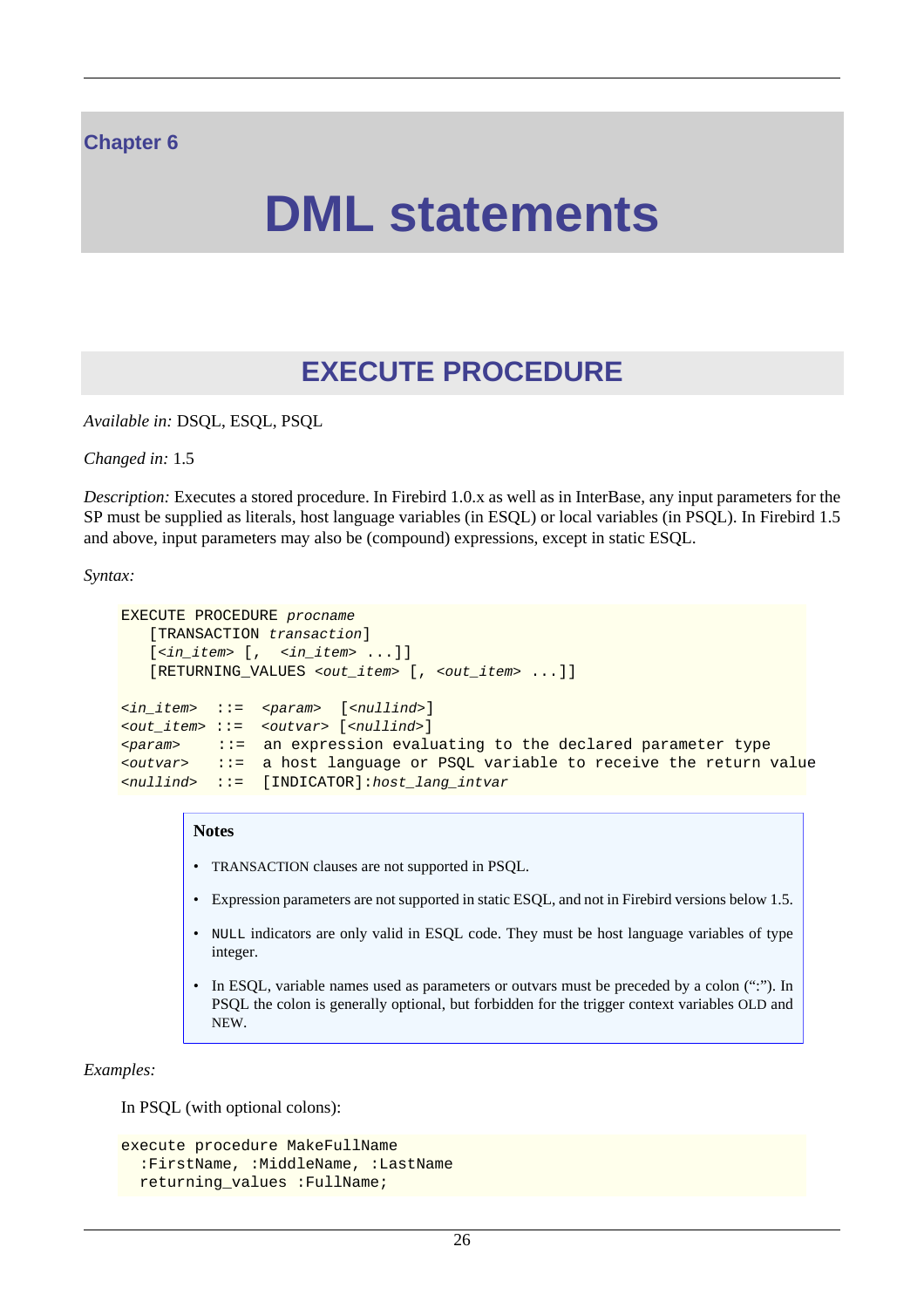# Chapter 6

# DML statements

## EXECUTE PROCEDURE

*Available in:* DSQL, ESQL, PSQL

*Changed in:* 1.5

*Description:* Executes a stored procedure. In Firebird 1.0.x as well as in InterBase, any input parameters for the SP must be supplied as literals, host language variables (in ESQL) or local variables (in PSQL). In Firebird 1.5 and above, input parameters may also be (compound) expressions, except in static ESQL.

*Syntax:*

```
EXECUTE PROCEDURE procname
   [TRANSACTION transaction]
   [<in_item> [, <in_item> ...]]
   [RETURNING_VALUES <out_item> [, <out_item> ...]]

<in_item>  ::=  <param>  [<nullind>]
<out_item> ::=  <outvar> [<nullind>]
<param>    ::=  an expression evaluating to the declared parameter type
<outvar>   ::=  a host language or PSQL variable to receive the return value
<nullind>  ::=  [INDICATOR]:host_lang_intvar
```

**Notes**

- TRANSACTION clauses are not supported in PSQL.
- Expression parameters are not supported in static ESQL, and not in Firebird versions below 1.5.
- NULL indicators are only valid in ESQL code. They must be host language variables of type integer.
- In ESQL, variable names used as parameters or outvars must be preceded by a colon (":"). In PSQL the colon is generally optional, but forbidden for the trigger context variables OLD and NEW.

*Examples:*

In PSQL (with optional colons):

```
execute procedure MakeFullName
  :FirstName, :MiddleName, :LastName
  returning_values :FullName;
```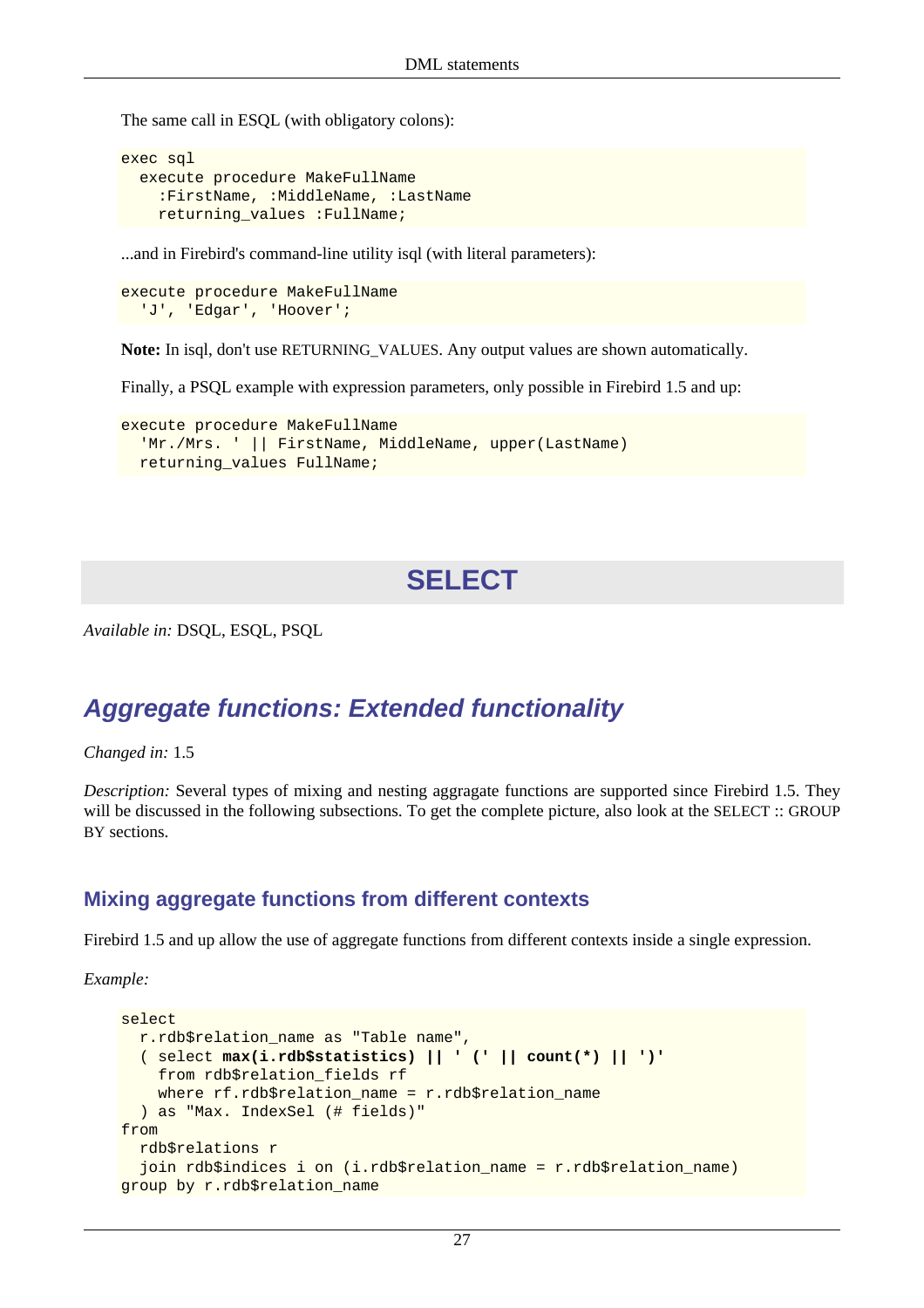The same call in ESQL (with obligatory colons):

```
exec sql
  execute procedure MakeFullName
    :FirstName, :MiddleName, :LastName
    returning_values :FullName;
```

...and in Firebird's command-line utility isql (with literal parameters):

```
execute procedure MakeFullName
  'J', 'Edgar', 'Hoover';
```

**Note:** In isql, don't use RETURNING_VALUES. Any output values are shown automatically.

Finally, a PSQL example with expression parameters, only possible in Firebird 1.5 and up:

```
execute procedure MakeFullName
  'Mr./Mrs. ' || FirstName, MiddleName, upper(LastName)
  returning_values FullName;
```

# SELECT

*Available in:* DSQL, ESQL, PSQL

## Aggregate functions: Extended functionality

*Changed in:* 1.5

*Description:* Several types of mixing and nesting aggragate functions are supported since Firebird 1.5. They will be discussed in the following subsections. To get the complete picture, also look at the SELECT :: GROUP BY sections.

### Mixing aggregate functions from different contexts

Firebird 1.5 and up allow the use of aggregate functions from different contexts inside a single expression.

*Example:*

```
select
  r.rdb$relation_name as "Table name",
  ( select max(i.rdb$statistics) || ' (' || count(*) || ')'
    from rdb$relation_fields rf
    where rf.rdb$relation_name = r.rdb$relation_name
  ) as "Max. IndexSel (# fields)"
from
  rdb$relations r
  join rdb$indices i on (i.rdb$relation_name = r.rdb$relation_name)
group by r.rdb$relation_name
```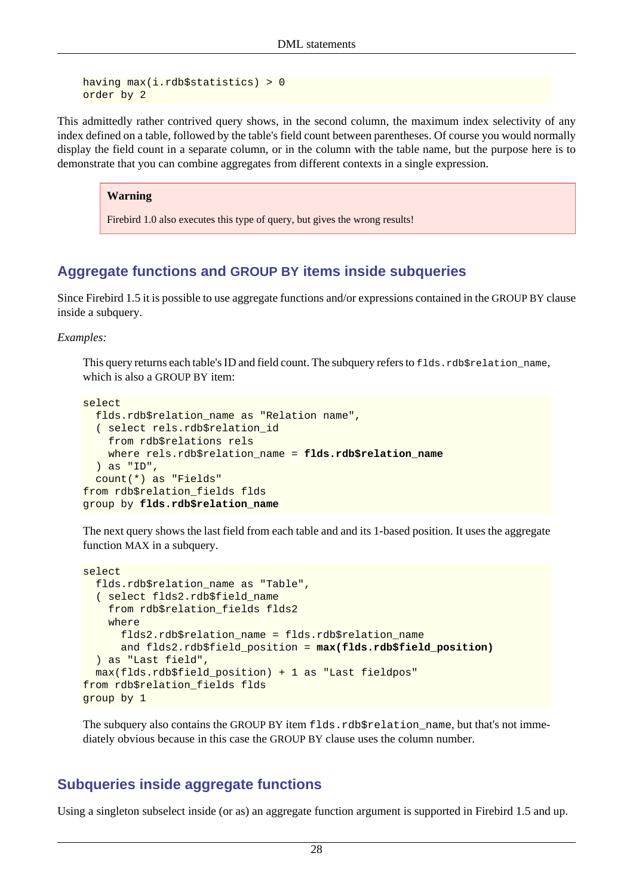```
having max(i.rdb$statistics) > 0
order by 2
```

This admittedly rather contrived query shows, in the second column, the maximum index selectivity of any index defined on a table, followed by the table's field count between parentheses. Of course you would normally display the field count in a separate column, or in the column with the table name, but the purpose here is to demonstrate that you can combine aggregates from different contexts in a single expression.

> **Warning**
>
> Firebird 1.0 also executes this type of query, but gives the wrong results!

## Aggregate functions and GROUP BY items inside subqueries

Since Firebird 1.5 it is possible to use aggregate functions and/or expressions contained in the GROUP BY clause inside a subquery.

*Examples:*

This query returns each table's ID and field count. The subquery refers to `flds.rdb$relation_name`, which is also a GROUP BY item:

```
select
  flds.rdb$relation_name as "Relation name",
  ( select rels.rdb$relation_id
    from rdb$relations rels
    where rels.rdb$relation_name = flds.rdb$relation_name
  ) as "ID",
  count(*) as "Fields"
from rdb$relation_fields flds
group by flds.rdb$relation_name
```

The next query shows the last field from each table and and its 1-based position. It uses the aggregate function MAX in a subquery.

```
select
  flds.rdb$relation_name as "Table",
  ( select flds2.rdb$field_name
    from rdb$relation_fields flds2
    where
      flds2.rdb$relation_name = flds.rdb$relation_name
      and flds2.rdb$field_position = max(flds.rdb$field_position)
  ) as "Last field",
  max(flds.rdb$field_position) + 1 as "Last fieldpos"
from rdb$relation_fields flds
group by 1
```

The subquery also contains the GROUP BY item `flds.rdb$relation_name`, but that's not immediately obvious because in this case the GROUP BY clause uses the column number.

## Subqueries inside aggregate functions

Using a singleton subselect inside (or as) an aggregate function argument is supported in Firebird 1.5 and up.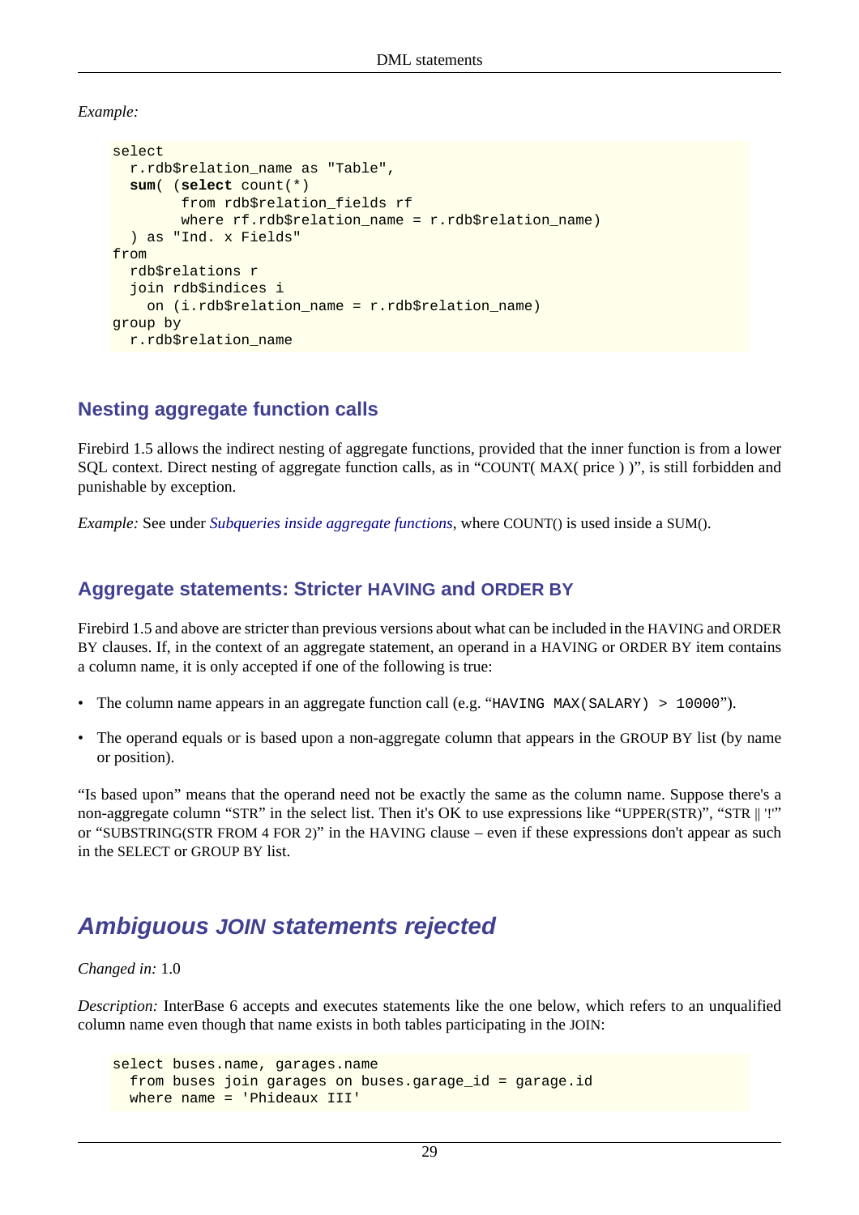*Example:*

```
select
  r.rdb$relation_name as "Table",
  sum( (select count(*)
        from rdb$relation_fields rf
        where rf.rdb$relation_name = r.rdb$relation_name)
  ) as "Ind. x Fields"
from
  rdb$relations r
  join rdb$indices i
    on (i.rdb$relation_name = r.rdb$relation_name)
group by
  r.rdb$relation_name
```

### Nesting aggregate function calls

Firebird 1.5 allows the indirect nesting of aggregate functions, provided that the inner function is from a lower SQL context. Direct nesting of aggregate function calls, as in "COUNT( MAX( price ) )", is still forbidden and punishable by exception.

*Example:* See under *Subqueries inside aggregate functions*, where COUNT() is used inside a SUM().

### Aggregate statements: Stricter HAVING and ORDER BY

Firebird 1.5 and above are stricter than previous versions about what can be included in the HAVING and ORDER BY clauses. If, in the context of an aggregate statement, an operand in a HAVING or ORDER BY item contains a column name, it is only accepted if one of the following is true:

- The column name appears in an aggregate function call (e.g. "`HAVING MAX(SALARY) > 10000`").
- The operand equals or is based upon a non-aggregate column that appears in the GROUP BY list (by name or position).

"Is based upon" means that the operand need not be exactly the same as the column name. Suppose there's a non-aggregate column "STR" in the select list. Then it's OK to use expressions like "UPPER(STR)", "STR || '!'" or "SUBSTRING(STR FROM 4 FOR 2)" in the HAVING clause – even if these expressions don't appear as such in the SELECT or GROUP BY list.

## Ambiguous JOIN statements rejected

*Changed in:* 1.0

*Description:* InterBase 6 accepts and executes statements like the one below, which refers to an unqualified column name even though that name exists in both tables participating in the JOIN:

```
select buses.name, garages.name
  from buses join garages on buses.garage_id = garage.id
  where name = 'Phideaux III'
```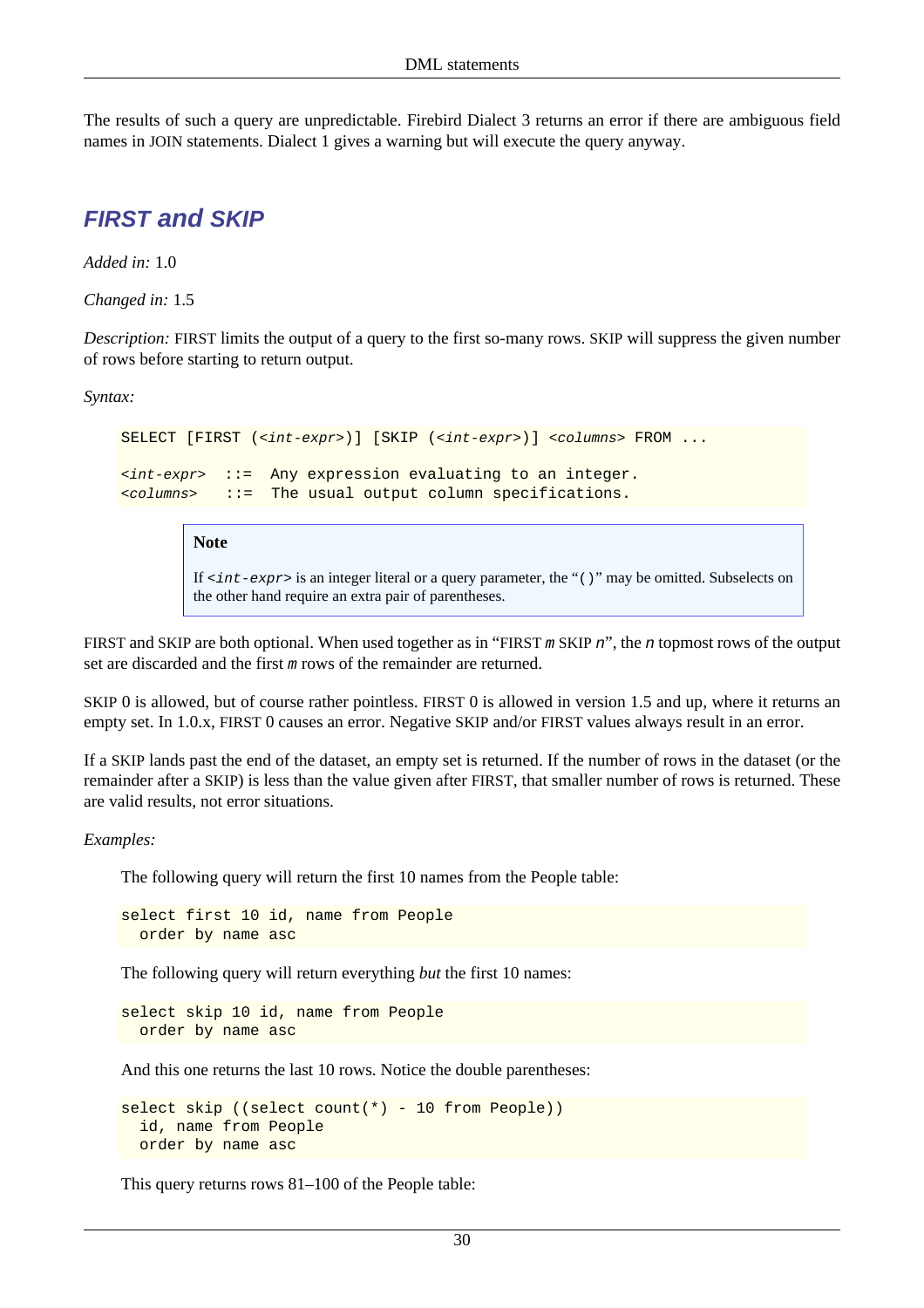The results of such a query are unpredictable. Firebird Dialect 3 returns an error if there are ambiguous field names in JOIN statements. Dialect 1 gives a warning but will execute the query anyway.

## FIRST and SKIP

*Added in:* 1.0

*Changed in:* 1.5

*Description:* FIRST limits the output of a query to the first so-many rows. SKIP will suppress the given number of rows before starting to return output.

*Syntax:*

```
SELECT [FIRST (<int-expr>)] [SKIP (<int-expr>)] <columns> FROM ...

<int-expr>  ::=  Any expression evaluating to an integer.
<columns>   ::=  The usual output column specifications.
```

> **Note**
>
> If `<int-expr>` is an integer literal or a query parameter, the "`()`" may be omitted. Subselects on the other hand require an extra pair of parentheses.

FIRST and SKIP are both optional. When used together as in "FIRST *m* SKIP *n*", the *n* topmost rows of the output set are discarded and the first *m* rows of the remainder are returned.

SKIP 0 is allowed, but of course rather pointless. FIRST 0 is allowed in version 1.5 and up, where it returns an empty set. In 1.0.x, FIRST 0 causes an error. Negative SKIP and/or FIRST values always result in an error.

If a SKIP lands past the end of the dataset, an empty set is returned. If the number of rows in the dataset (or the remainder after a SKIP) is less than the value given after FIRST, that smaller number of rows is returned. These are valid results, not error situations.

*Examples:*

The following query will return the first 10 names from the People table:

```
select first 10 id, name from People
  order by name asc
```

The following query will return everything *but* the first 10 names:

```
select skip 10 id, name from People
  order by name asc
```

And this one returns the last 10 rows. Notice the double parentheses:

```
select skip ((select count(*) - 10 from People))
  id, name from People
  order by name asc
```

This query returns rows 81–100 of the People table: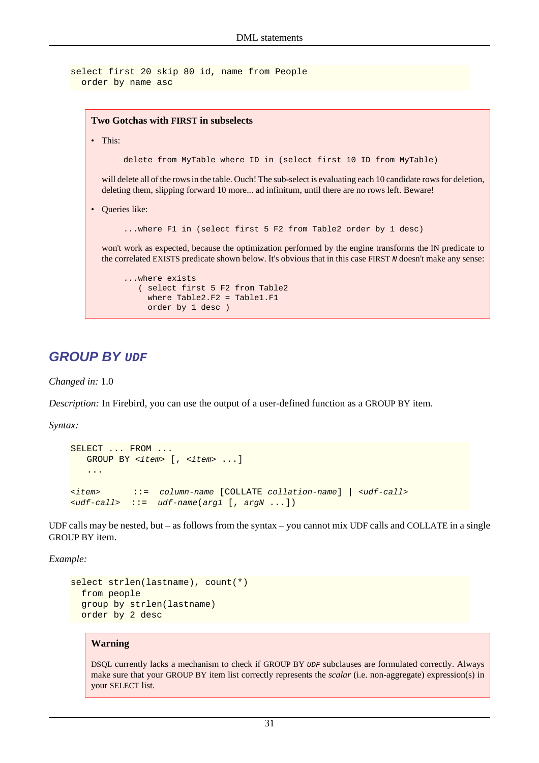```
select first 20 skip 80 id, name from People
  order by name asc
```

> **Two Gotchas with FIRST in subselects**
>
> - This:
>
>   ```
>   delete from MyTable where ID in (select first 10 ID from MyTable)
>   ```
>
>   will delete all of the rows in the table. Ouch! The sub-select is evaluating each 10 candidate rows for deletion, deleting them, slipping forward 10 more... ad infinitum, until there are no rows left. Beware!
>
> - Queries like:
>
>   ```
>   ...where F1 in (select first 5 F2 from Table2 order by 1 desc)
>   ```
>
>   won't work as expected, because the optimization performed by the engine transforms the IN predicate to the correlated EXISTS predicate shown below. It's obvious that in this case FIRST *N* doesn't make any sense:
>
>   ```
>   ...where exists
>      ( select first 5 F2 from Table2
>        where Table2.F2 = Table1.F1
>        order by 1 desc )
>   ```

## GROUP BY UDF

*Changed in:* 1.0

*Description:* In Firebird, you can use the output of a user-defined function as a GROUP BY item.

*Syntax:*

```
SELECT ... FROM ...
   GROUP BY <item> [, <item> ...]
   ...

<item>      ::=  column-name [COLLATE collation-name] | <udf-call>
<udf-call>  ::=  udf-name(arg1 [, argN ...])
```

UDF calls may be nested, but – as follows from the syntax – you cannot mix UDF calls and COLLATE in a single GROUP BY item.

*Example:*

```
select strlen(lastname), count(*)
  from people
  group by strlen(lastname)
  order by 2 desc
```

> **Warning**
>
> DSQL currently lacks a mechanism to check if GROUP BY *UDF* subclauses are formulated correctly. Always make sure that your GROUP BY item list correctly represents the *scalar* (i.e. non-aggregate) expression(s) in your SELECT list.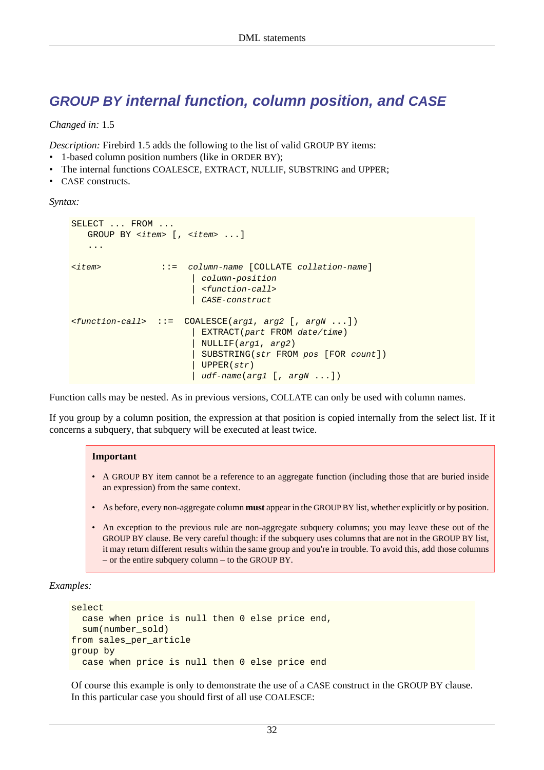## GROUP BY internal function, column position, and CASE

*Changed in:* 1.5

*Description:* Firebird 1.5 adds the following to the list of valid GROUP BY items:

- 1-based column position numbers (like in ORDER BY);
- The internal functions COALESCE, EXTRACT, NULLIF, SUBSTRING and UPPER;
- CASE constructs.

*Syntax:*

```
SELECT ... FROM ...
   GROUP BY <item> [, <item> ...]
   ...

<item>           ::=  column-name [COLLATE collation-name]
                       | column-position
                       | <function-call>
                       | CASE-construct

<function-call>  ::=  COALESCE(arg1, arg2 [, argN ...])
                       | EXTRACT(part FROM date/time)
                       | NULLIF(arg1, arg2)
                       | SUBSTRING(str FROM pos [FOR count])
                       | UPPER(str)
                       | udf-name(arg1 [, argN ...])
```

Function calls may be nested. As in previous versions, COLLATE can only be used with column names.

If you group by a column position, the expression at that position is copied internally from the select list. If it concerns a subquery, that subquery will be executed at least twice.

**Important**

- A GROUP BY item cannot be a reference to an aggregate function (including those that are buried inside an expression) from the same context.
- As before, every non-aggregate column **must** appear in the GROUP BY list, whether explicitly or by position.
- An exception to the previous rule are non-aggregate subquery columns; you may leave these out of the GROUP BY clause. Be very careful though: if the subquery uses columns that are not in the GROUP BY list, it may return different results within the same group and you're in trouble. To avoid this, add those columns – or the entire subquery column – to the GROUP BY.

*Examples:*

```
select
  case when price is null then 0 else price end,
  sum(number_sold)
from sales_per_article
group by
  case when price is null then 0 else price end
```

Of course this example is only to demonstrate the use of a CASE construct in the GROUP BY clause. In this particular case you should first of all use COALESCE: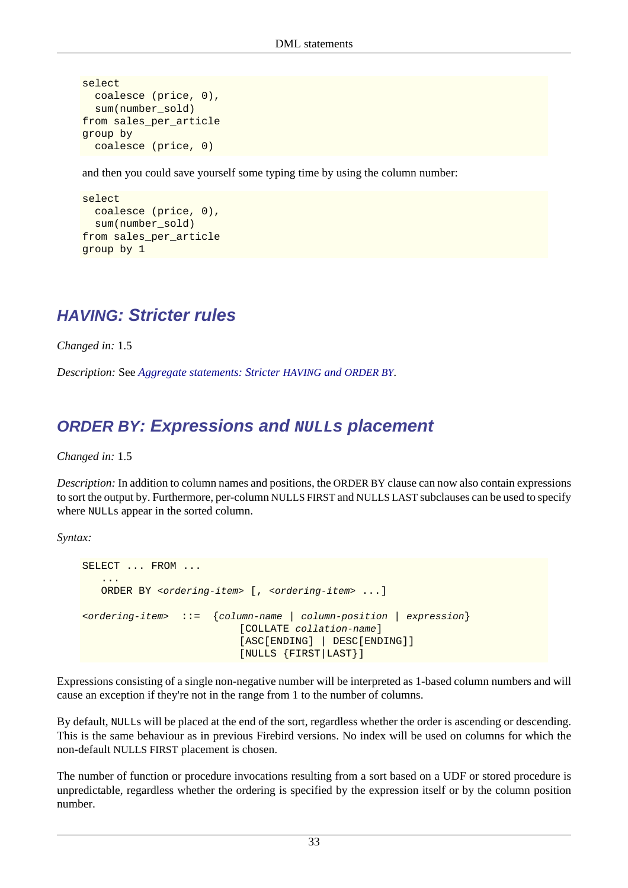```
select
  coalesce (price, 0),
  sum(number_sold)
from sales_per_article
group by
  coalesce (price, 0)
```

and then you could save yourself some typing time by using the column number:

```
select
  coalesce (price, 0),
  sum(number_sold)
from sales_per_article
group by 1
```

## HAVING: Stricter rules

*Changed in:* 1.5

*Description:* See *Aggregate statements: Stricter HAVING and ORDER BY*.

## ORDER BY: Expressions and `NULLs` placement

*Changed in:* 1.5

*Description:* In addition to column names and positions, the ORDER BY clause can now also contain expressions to sort the output by. Furthermore, per-column NULLS FIRST and NULLS LAST subclauses can be used to specify where `NULLs` appear in the sorted column.

*Syntax:*

```
SELECT ... FROM ...
   ...
   ORDER BY <ordering-item> [, <ordering-item> ...]

<ordering-item>  ::=  {column-name | column-position | expression}
                         [COLLATE collation-name]
                         [ASC[ENDING] | DESC[ENDING]]
                         [NULLS {FIRST|LAST}]
```

Expressions consisting of a single non-negative number will be interpreted as 1-based column numbers and will cause an exception if they're not in the range from 1 to the number of columns.

By default, `NULLs` will be placed at the end of the sort, regardless whether the order is ascending or descending. This is the same behaviour as in previous Firebird versions. No index will be used on columns for which the non-default NULLS FIRST placement is chosen.

The number of function or procedure invocations resulting from a sort based on a UDF or stored procedure is unpredictable, regardless whether the ordering is specified by the expression itself or by the column position number.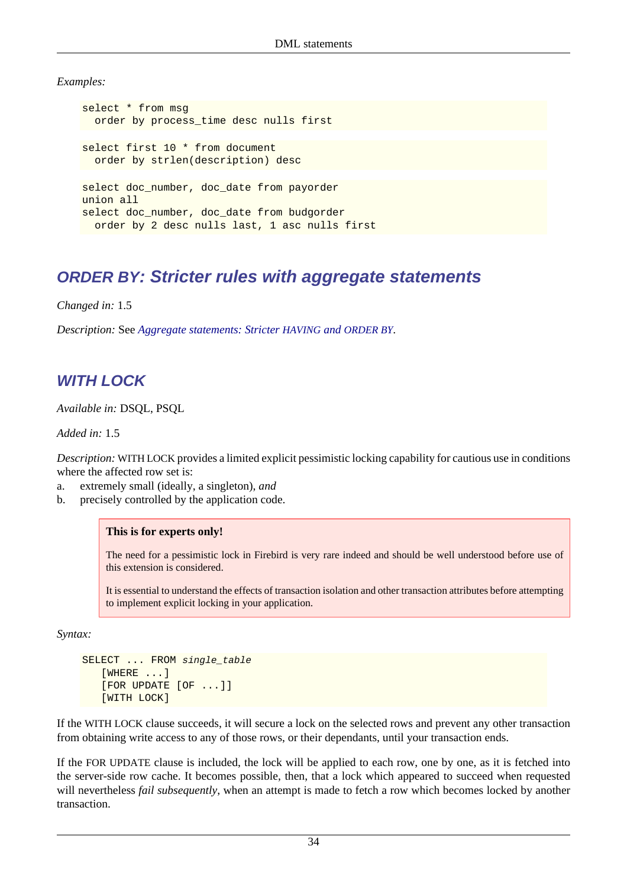*Examples:*

```
select * from msg
  order by process_time desc nulls first
```

```
select first 10 * from document
  order by strlen(description) desc
```

```
select doc_number, doc_date from payorder
union all
select doc_number, doc_date from budgorder
  order by 2 desc nulls last, 1 asc nulls first
```

## ORDER BY: Stricter rules with aggregate statements

*Changed in:* 1.5

*Description:* See *Aggregate statements: Stricter HAVING and ORDER BY*.

## WITH LOCK

*Available in:* DSQL, PSQL

*Added in:* 1.5

*Description:* WITH LOCK provides a limited explicit pessimistic locking capability for cautious use in conditions where the affected row set is:

a. extremely small (ideally, a singleton), *and*
b. precisely controlled by the application code.

> **This is for experts only!**
>
> The need for a pessimistic lock in Firebird is very rare indeed and should be well understood before use of this extension is considered.
>
> It is essential to understand the effects of transaction isolation and other transaction attributes before attempting to implement explicit locking in your application.

*Syntax:*

```
SELECT ... FROM single_table
   [WHERE ...]
   [FOR UPDATE [OF ...]]
   [WITH LOCK]
```

If the WITH LOCK clause succeeds, it will secure a lock on the selected rows and prevent any other transaction from obtaining write access to any of those rows, or their dependants, until your transaction ends.

If the FOR UPDATE clause is included, the lock will be applied to each row, one by one, as it is fetched into the server-side row cache. It becomes possible, then, that a lock which appeared to succeed when requested will nevertheless *fail subsequently*, when an attempt is made to fetch a row which becomes locked by another transaction.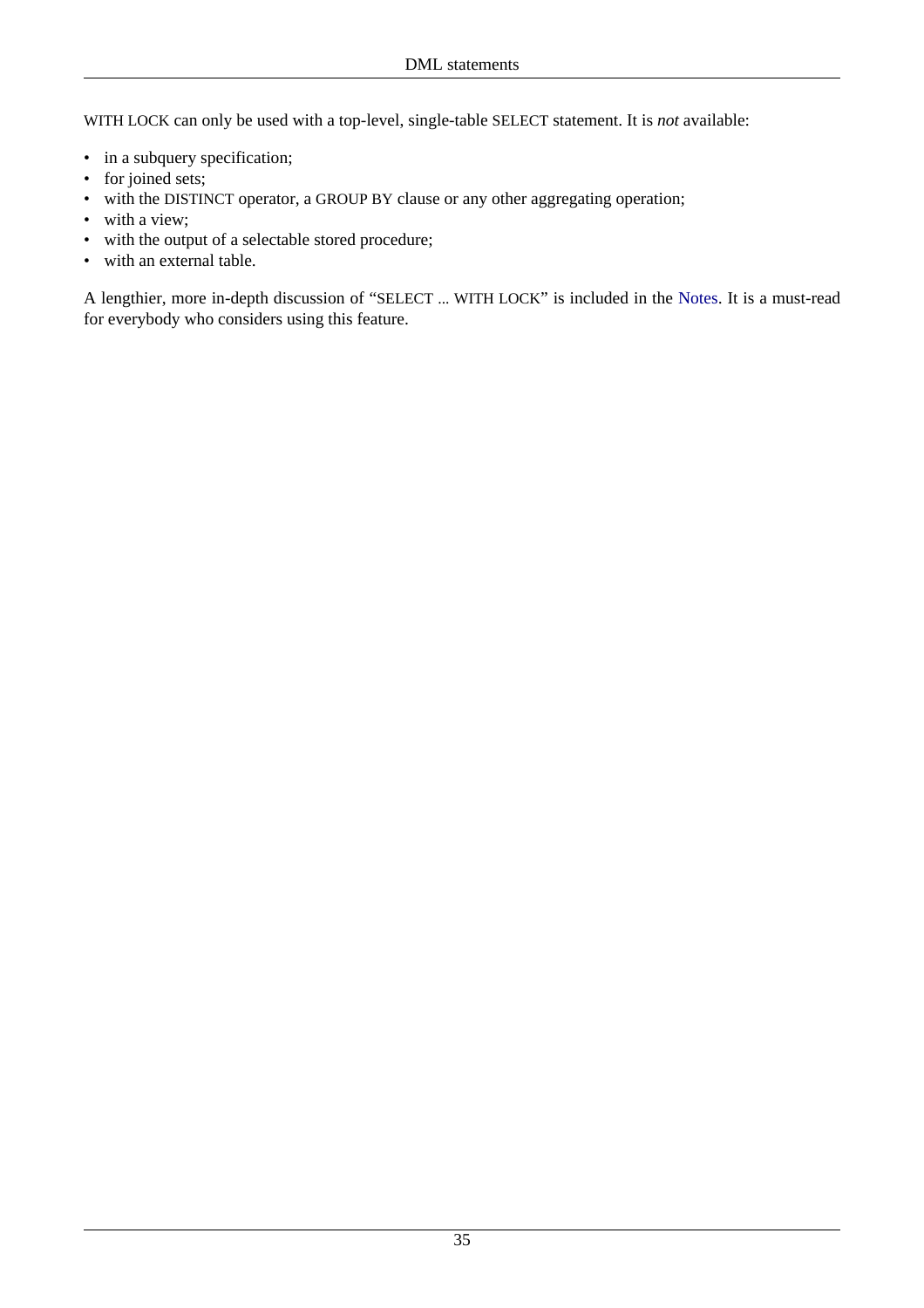WITH LOCK can only be used with a top-level, single-table SELECT statement. It is *not* available:

- in a subquery specification;
- for joined sets;
- with the DISTINCT operator, a GROUP BY clause or any other aggregating operation;
- with a view;
- with the output of a selectable stored procedure;
- with an external table.

A lengthier, more in-depth discussion of “SELECT ... WITH LOCK” is included in the Notes. It is a must-read for everybody who considers using this feature.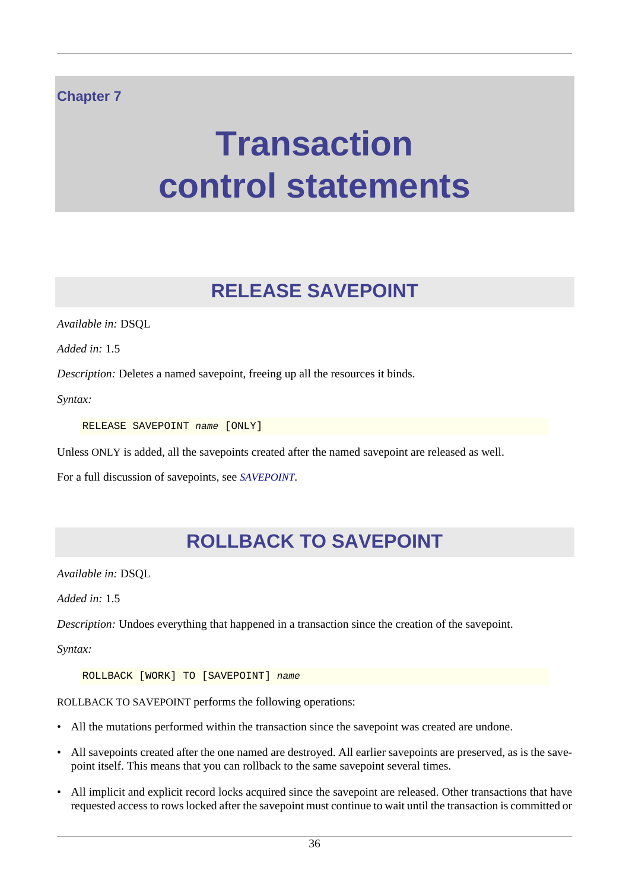# Chapter 7

# Transaction control statements

## RELEASE SAVEPOINT

*Available in:* DSQL

*Added in:* 1.5

*Description:* Deletes a named savepoint, freeing up all the resources it binds.

*Syntax:*

```
RELEASE SAVEPOINT name [ONLY]
```

Unless ONLY is added, all the savepoints created after the named savepoint are released as well.

For a full discussion of savepoints, see *SAVEPOINT*.

## ROLLBACK TO SAVEPOINT

*Available in:* DSQL

*Added in:* 1.5

*Description:* Undoes everything that happened in a transaction since the creation of the savepoint.

*Syntax:*

```
ROLLBACK [WORK] TO [SAVEPOINT] name
```

ROLLBACK TO SAVEPOINT performs the following operations:

- All the mutations performed within the transaction since the savepoint was created are undone.
- All savepoints created after the one named are destroyed. All earlier savepoints are preserved, as is the savepoint itself. This means that you can rollback to the same savepoint several times.
- All implicit and explicit record locks acquired since the savepoint are released. Other transactions that have requested access to rows locked after the savepoint must continue to wait until the transaction is committed or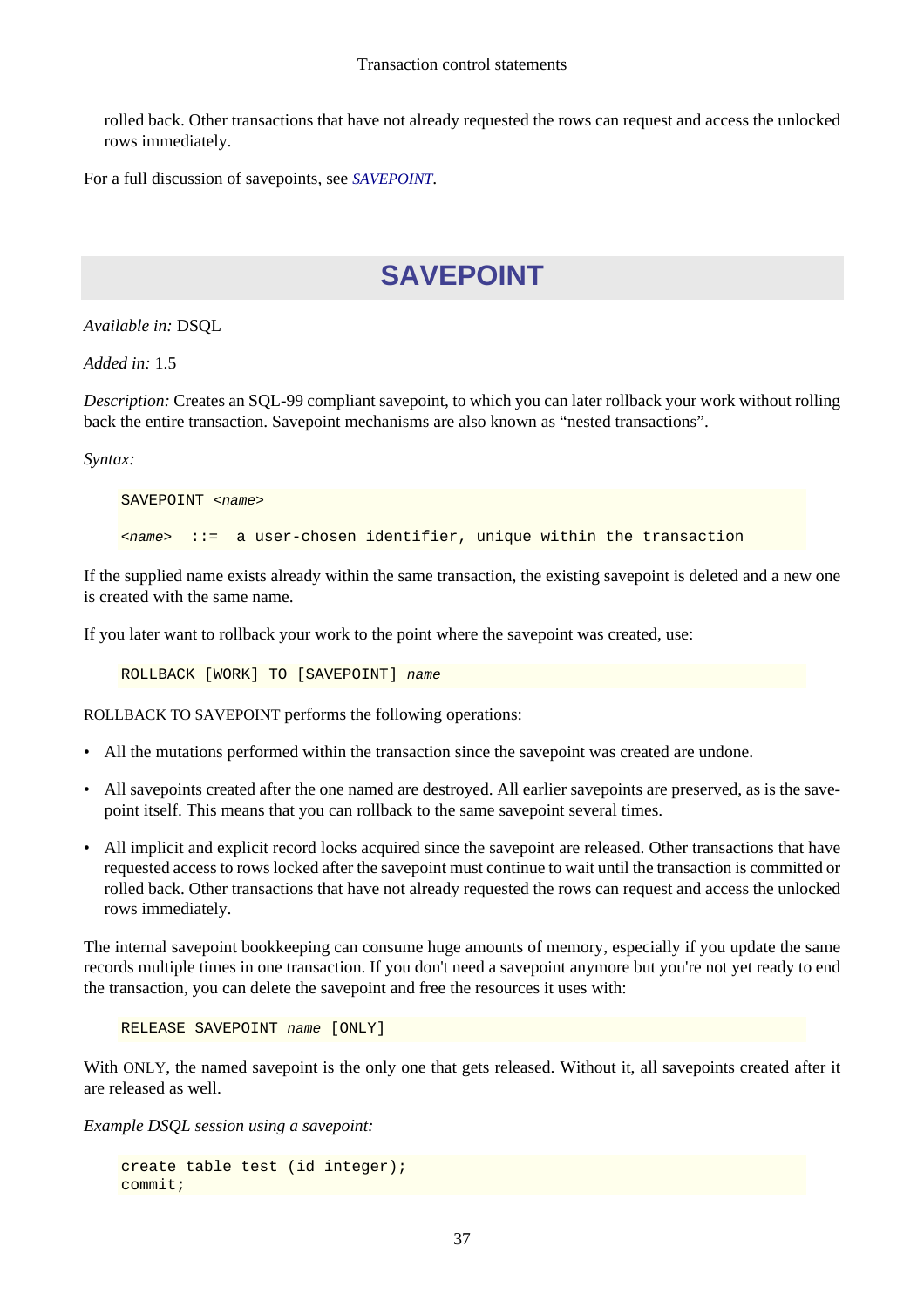rolled back. Other transactions that have not already requested the rows can request and access the unlocked rows immediately.

For a full discussion of savepoints, see *SAVEPOINT*.

## SAVEPOINT

*Available in:* DSQL

*Added in:* 1.5

*Description:* Creates an SQL-99 compliant savepoint, to which you can later rollback your work without rolling back the entire transaction. Savepoint mechanisms are also known as “nested transactions”.

*Syntax:*

```
SAVEPOINT <name>

<name>  ::=  a user-chosen identifier, unique within the transaction
```

If the supplied name exists already within the same transaction, the existing savepoint is deleted and a new one is created with the same name.

If you later want to rollback your work to the point where the savepoint was created, use:

```
ROLLBACK [WORK] TO [SAVEPOINT] name
```

ROLLBACK TO SAVEPOINT performs the following operations:

- All the mutations performed within the transaction since the savepoint was created are undone.
- All savepoints created after the one named are destroyed. All earlier savepoints are preserved, as is the savepoint itself. This means that you can rollback to the same savepoint several times.
- All implicit and explicit record locks acquired since the savepoint are released. Other transactions that have requested access to rows locked after the savepoint must continue to wait until the transaction is committed or rolled back. Other transactions that have not already requested the rows can request and access the unlocked rows immediately.

The internal savepoint bookkeeping can consume huge amounts of memory, especially if you update the same records multiple times in one transaction. If you don't need a savepoint anymore but you're not yet ready to end the transaction, you can delete the savepoint and free the resources it uses with:

```
RELEASE SAVEPOINT name [ONLY]
```

With ONLY, the named savepoint is the only one that gets released. Without it, all savepoints created after it are released as well.

*Example DSQL session using a savepoint:*

```
create table test (id integer);
commit;
```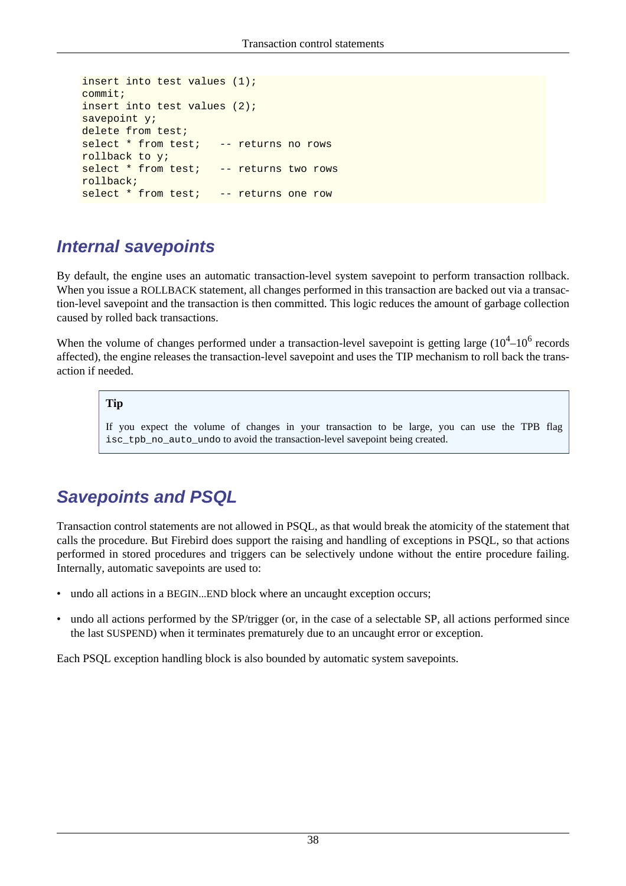```
insert into test values (1);
commit;
insert into test values (2);
savepoint y;
delete from test;
select * from test;   -- returns no rows
rollback to y;
select * from test;   -- returns two rows
rollback;
select * from test;   -- returns one row
```

## Internal savepoints

By default, the engine uses an automatic transaction-level system savepoint to perform transaction rollback. When you issue a ROLLBACK statement, all changes performed in this transaction are backed out via a transaction-level savepoint and the transaction is then committed. This logic reduces the amount of garbage collection caused by rolled back transactions.

When the volume of changes performed under a transaction-level savepoint is getting large ($10^4$–$10^6$ records affected), the engine releases the transaction-level savepoint and uses the TIP mechanism to roll back the transaction if needed.

> **Tip**
>
> If you expect the volume of changes in your transaction to be large, you can use the TPB flag `isc_tpb_no_auto_undo` to avoid the transaction-level savepoint being created.

## Savepoints and PSQL

Transaction control statements are not allowed in PSQL, as that would break the atomicity of the statement that calls the procedure. But Firebird does support the raising and handling of exceptions in PSQL, so that actions performed in stored procedures and triggers can be selectively undone without the entire procedure failing. Internally, automatic savepoints are used to:

- undo all actions in a BEGIN...END block where an uncaught exception occurs;
- undo all actions performed by the SP/trigger (or, in the case of a selectable SP, all actions performed since the last SUSPEND) when it terminates prematurely due to an uncaught error or exception.

Each PSQL exception handling block is also bounded by automatic system savepoints.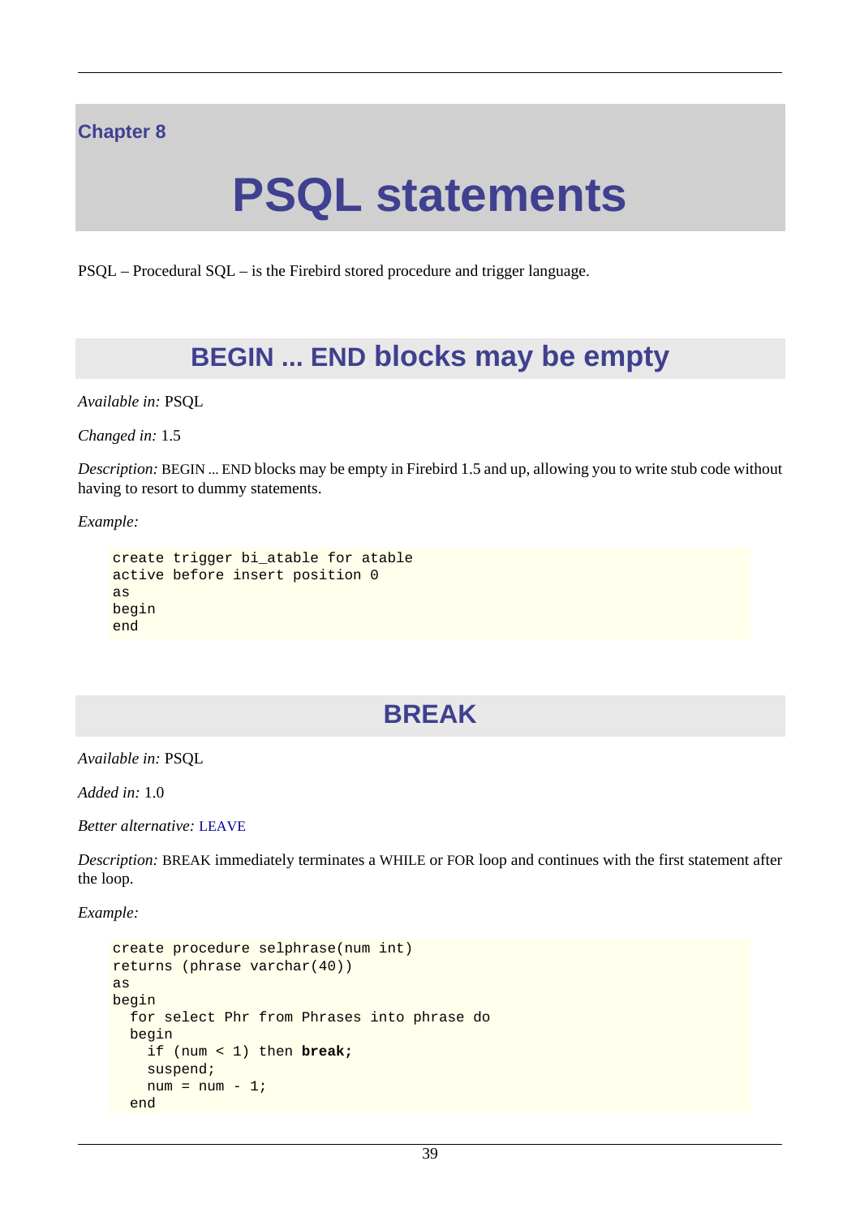# Chapter 8

# PSQL statements

PSQL – Procedural SQL – is the Firebird stored procedure and trigger language.

## BEGIN ... END blocks may be empty

*Available in:* PSQL

*Changed in:* 1.5

*Description:* BEGIN ... END blocks may be empty in Firebird 1.5 and up, allowing you to write stub code without having to resort to dummy statements.

*Example:*

```
create trigger bi_atable for atable
active before insert position 0
as
begin
end
```

## BREAK

*Available in:* PSQL

*Added in:* 1.0

*Better alternative:* LEAVE

*Description:* BREAK immediately terminates a WHILE or FOR loop and continues with the first statement after the loop.

*Example:*

```
create procedure selphrase(num int)
returns (phrase varchar(40))
as
begin
  for select Phr from Phrases into phrase do
  begin
    if (num < 1) then break;
    suspend;
    num = num - 1;
  end
```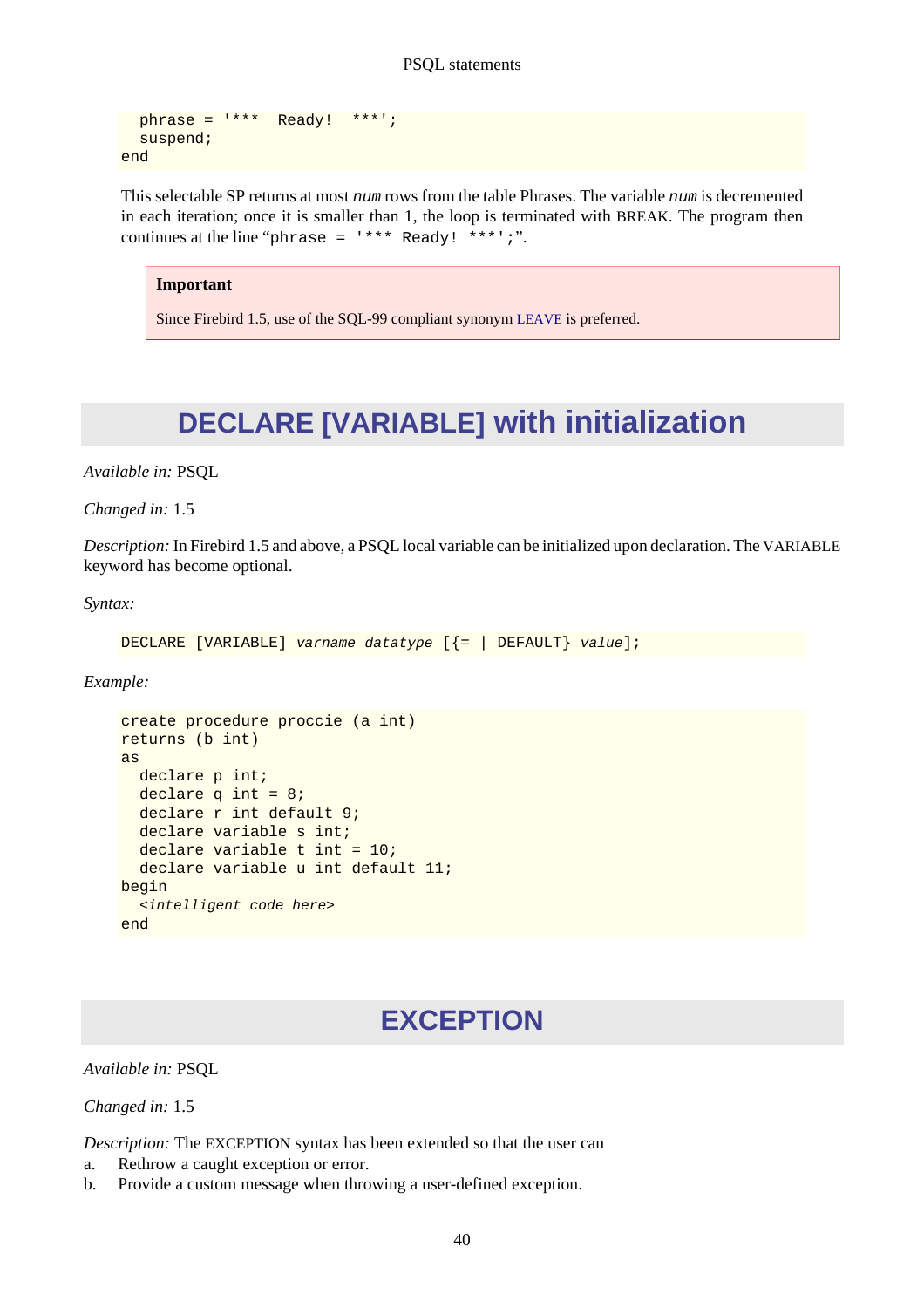```
  phrase = '***  Ready!  ***';
  suspend;
end
```

This selectable SP returns at most *num* rows from the table Phrases. The variable *num* is decremented in each iteration; once it is smaller than 1, the loop is terminated with BREAK. The program then continues at the line "`phrase = '*** Ready! ***';`".

> **Important**
>
> Since Firebird 1.5, use of the SQL-99 compliant synonym LEAVE is preferred.

## DECLARE [VARIABLE] with initialization

*Available in:* PSQL

*Changed in:* 1.5

*Description:* In Firebird 1.5 and above, a PSQL local variable can be initialized upon declaration. The VARIABLE keyword has become optional.

*Syntax:*

```
DECLARE [VARIABLE] varname datatype [{= | DEFAULT} value];
```

*Example:*

```
create procedure proccie (a int)
returns (b int)
as
  declare p int;
  declare q int = 8;
  declare r int default 9;
  declare variable s int;
  declare variable t int = 10;
  declare variable u int default 11;
begin
  <intelligent code here>
end
```

## EXCEPTION

*Available in:* PSQL

*Changed in:* 1.5

*Description:* The EXCEPTION syntax has been extended so that the user can

a. Rethrow a caught exception or error.
b. Provide a custom message when throwing a user-defined exception.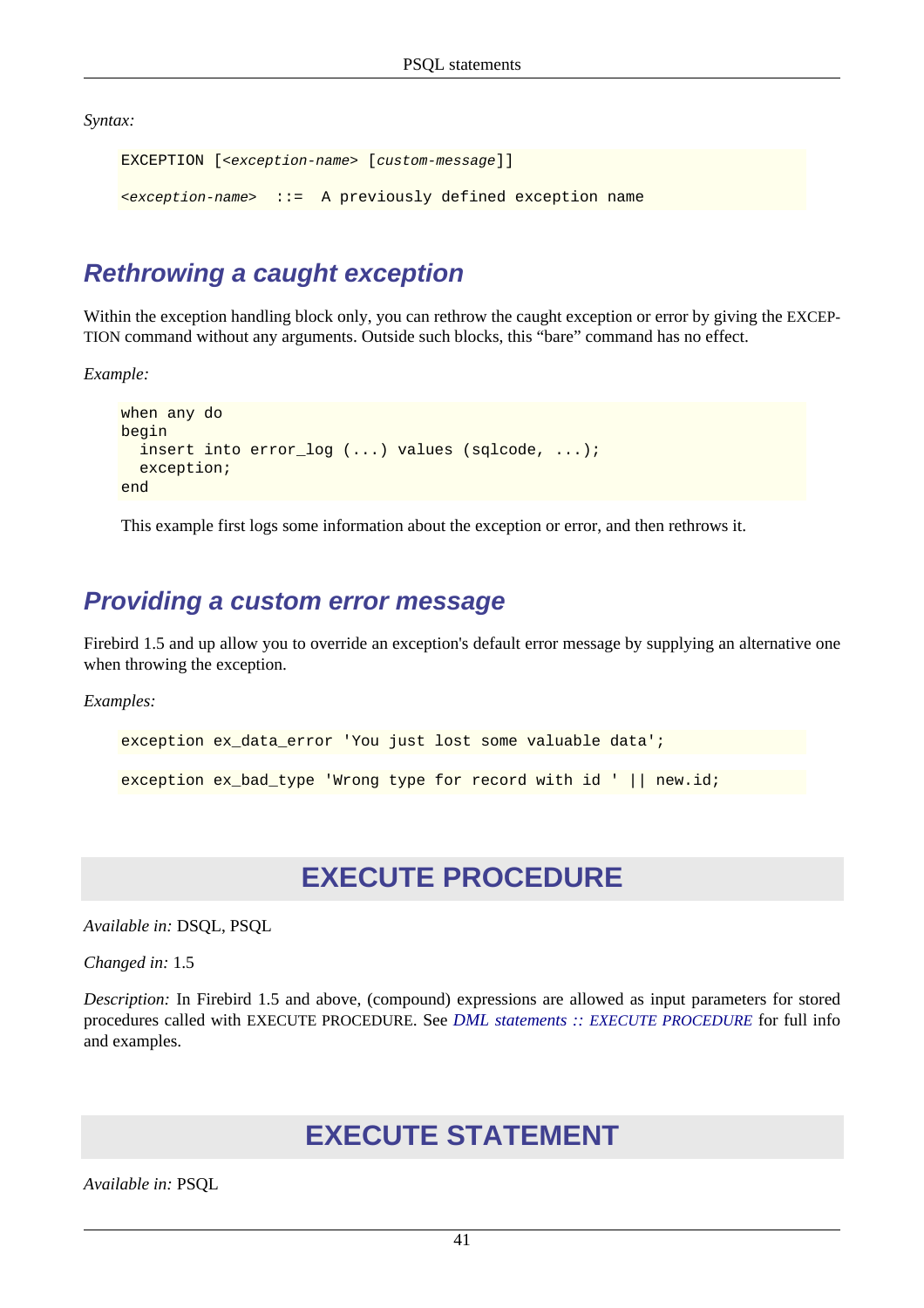*Syntax:*

```
EXCEPTION [<exception-name> [custom-message]]

<exception-name>  ::=  A previously defined exception name
```

### Rethrowing a caught exception

Within the exception handling block only, you can rethrow the caught exception or error by giving the EXCEPTION command without any arguments. Outside such blocks, this “bare” command has no effect.

*Example:*

```
when any do
begin
  insert into error_log (...) values (sqlcode, ...);
  exception;
end
```

This example first logs some information about the exception or error, and then rethrows it.

### Providing a custom error message

Firebird 1.5 and up allow you to override an exception's default error message by supplying an alternative one when throwing the exception.

*Examples:*

```
exception ex_data_error 'You just lost some valuable data';
```

```
exception ex_bad_type 'Wrong type for record with id ' || new.id;
```

## EXECUTE PROCEDURE

*Available in:* DSQL, PSQL

*Changed in:* 1.5

*Description:* In Firebird 1.5 and above, (compound) expressions are allowed as input parameters for stored procedures called with EXECUTE PROCEDURE. See *DML statements :: EXECUTE PROCEDURE* for full info and examples.

## EXECUTE STATEMENT

*Available in:* PSQL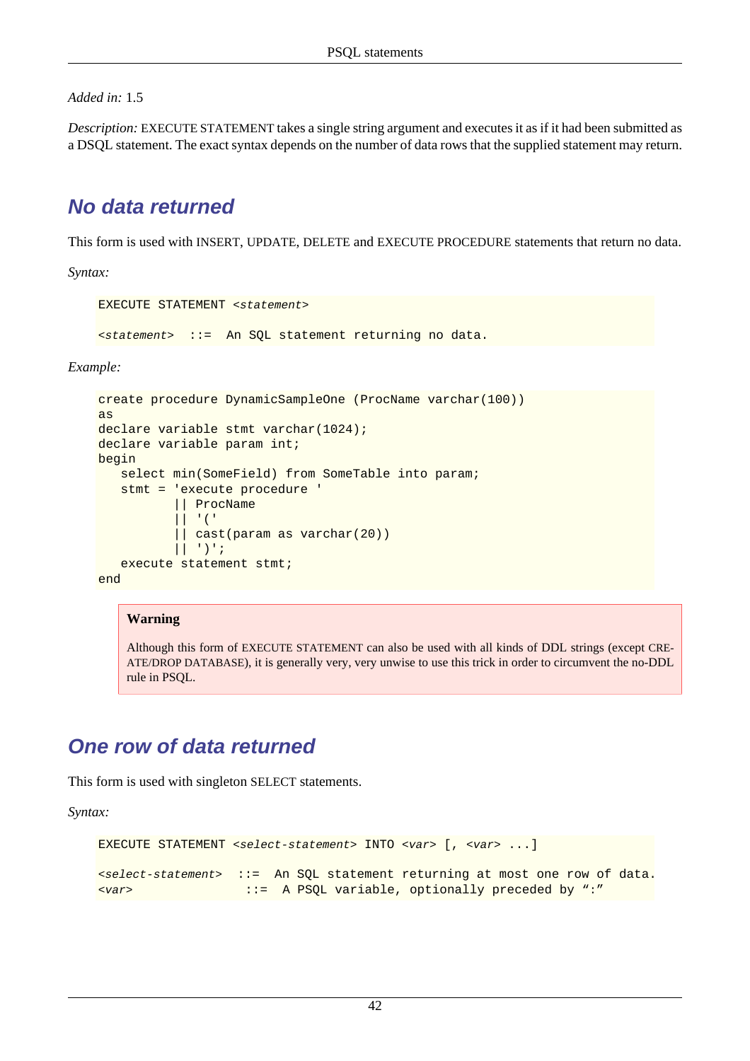*Added in:* 1.5

*Description:* EXECUTE STATEMENT takes a single string argument and executes it as if it had been submitted as a DSQL statement. The exact syntax depends on the number of data rows that the supplied statement may return.

## No data returned

This form is used with INSERT, UPDATE, DELETE and EXECUTE PROCEDURE statements that return no data.

*Syntax:*

```
EXECUTE STATEMENT <statement>

<statement>  ::=  An SQL statement returning no data.
```

*Example:*

```
create procedure DynamicSampleOne (ProcName varchar(100))
as
declare variable stmt varchar(1024);
declare variable param int;
begin
   select min(SomeField) from SomeTable into param;
   stmt = 'execute procedure '
          || ProcName
          || '('
          || cast(param as varchar(20))
          || ')';
   execute statement stmt;
end
```

> **Warning**
>
> Although this form of EXECUTE STATEMENT can also be used with all kinds of DDL strings (except CREATE/DROP DATABASE), it is generally very, very unwise to use this trick in order to circumvent the no-DDL rule in PSQL.

## One row of data returned

This form is used with singleton SELECT statements.

*Syntax:*

```
EXECUTE STATEMENT <select-statement> INTO <var> [, <var> ...]

<select-statement>  ::=  An SQL statement returning at most one row of data.
<var>                ::=  A PSQL variable, optionally preceded by ":"
```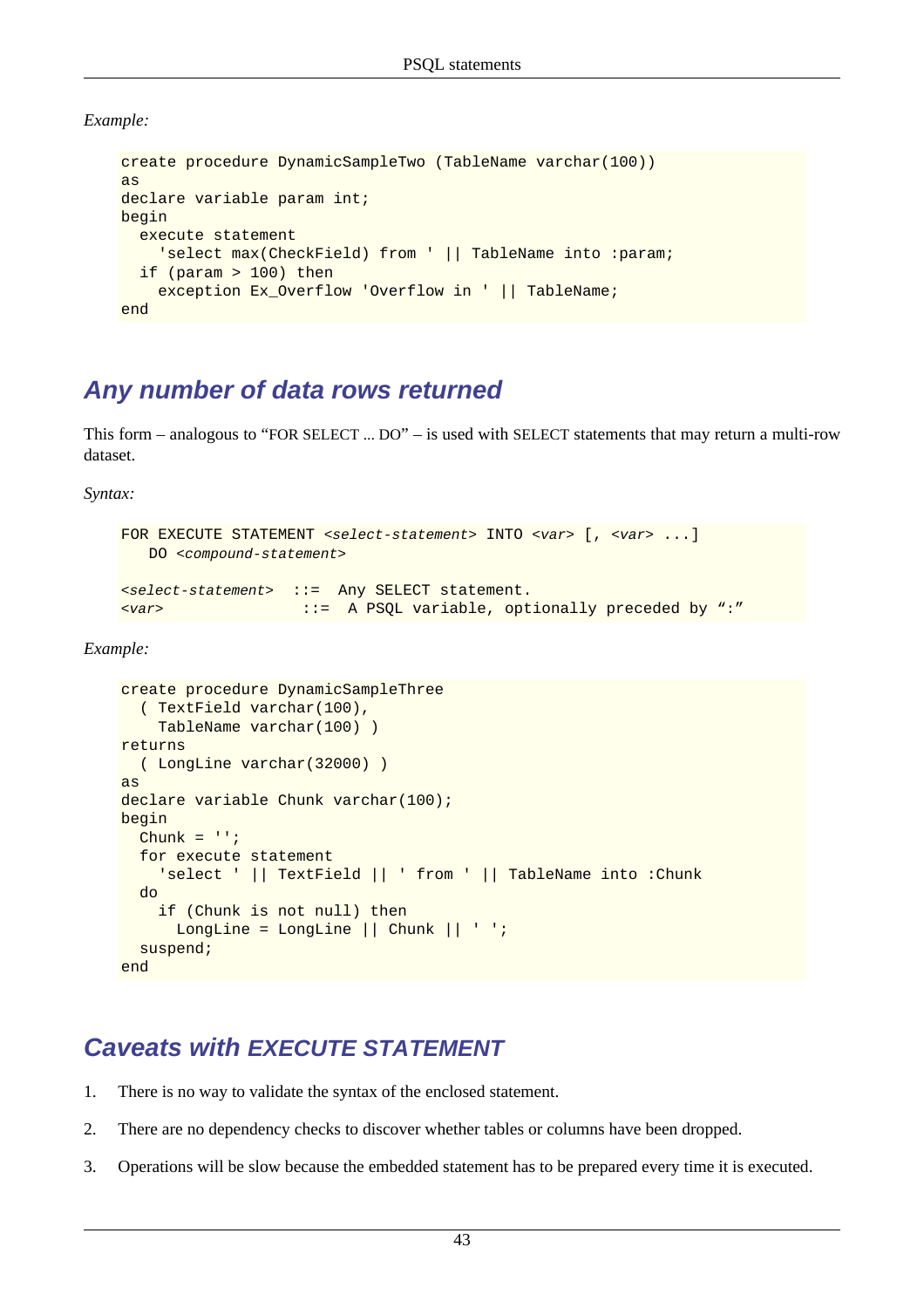*Example:*

```
create procedure DynamicSampleTwo (TableName varchar(100))
as
declare variable param int;
begin
  execute statement
    'select max(CheckField) from ' || TableName into :param;
  if (param > 100) then
    exception Ex_Overflow 'Overflow in ' || TableName;
end
```

## Any number of data rows returned

This form – analogous to “FOR SELECT ... DO” – is used with SELECT statements that may return a multi-row dataset.

*Syntax:*

```
FOR EXECUTE STATEMENT <select-statement> INTO <var> [, <var> ...]
   DO <compound-statement>

<select-statement>  ::=  Any SELECT statement.
<var>                ::=  A PSQL variable, optionally preceded by “:”
```

*Example:*

```
create procedure DynamicSampleThree
  ( TextField varchar(100),
    TableName varchar(100) )
returns
  ( LongLine varchar(32000) )
as
declare variable Chunk varchar(100);
begin
  Chunk = '';
  for execute statement
    'select ' || TextField || ' from ' || TableName into :Chunk
  do
    if (Chunk is not null) then
      LongLine = LongLine || Chunk || ' ';
  suspend;
end
```

## Caveats with EXECUTE STATEMENT

1. There is no way to validate the syntax of the enclosed statement.
2. There are no dependency checks to discover whether tables or columns have been dropped.
3. Operations will be slow because the embedded statement has to be prepared every time it is executed.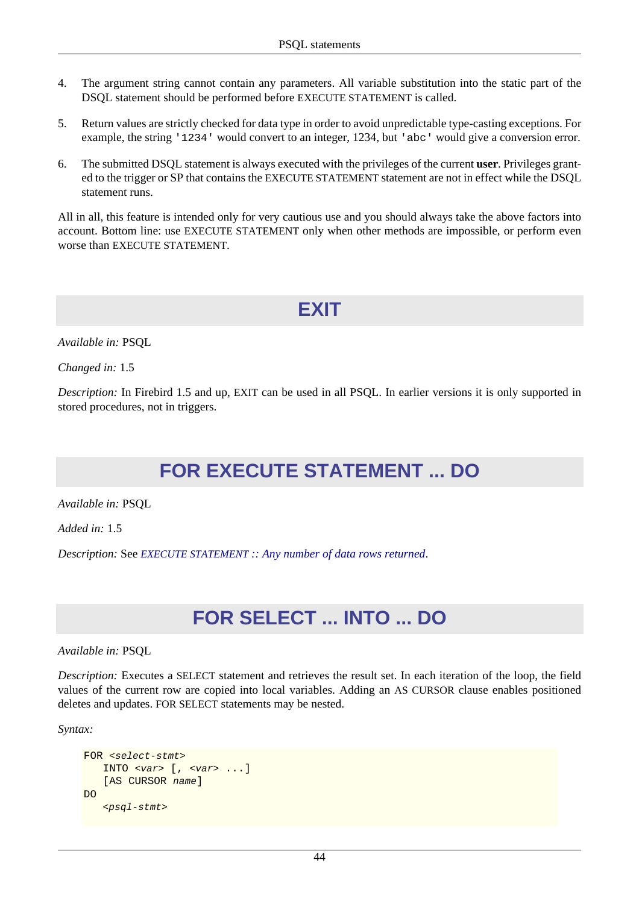4. The argument string cannot contain any parameters. All variable substitution into the static part of the DSQL statement should be performed before EXECUTE STATEMENT is called.

5. Return values are strictly checked for data type in order to avoid unpredictable type-casting exceptions. For example, the string `'1234'` would convert to an integer, 1234, but `'abc'` would give a conversion error.

6. The submitted DSQL statement is always executed with the privileges of the current **user**. Privileges granted to the trigger or SP that contains the EXECUTE STATEMENT statement are not in effect while the DSQL statement runs.

All in all, this feature is intended only for very cautious use and you should always take the above factors into account. Bottom line: use EXECUTE STATEMENT only when other methods are impossible, or perform even worse than EXECUTE STATEMENT.

## EXIT

*Available in:* PSQL

*Changed in:* 1.5

*Description:* In Firebird 1.5 and up, EXIT can be used in all PSQL. In earlier versions it is only supported in stored procedures, not in triggers.

## FOR EXECUTE STATEMENT ... DO

*Available in:* PSQL

*Added in:* 1.5

*Description:* See *EXECUTE STATEMENT :: Any number of data rows returned*.

## FOR SELECT ... INTO ... DO

*Available in:* PSQL

*Description:* Executes a SELECT statement and retrieves the result set. In each iteration of the loop, the field values of the current row are copied into local variables. Adding an AS CURSOR clause enables positioned deletes and updates. FOR SELECT statements may be nested.

*Syntax:*

```
FOR <select-stmt>
   INTO <var> [, <var> ...]
   [AS CURSOR name]
DO
   <psql-stmt>
```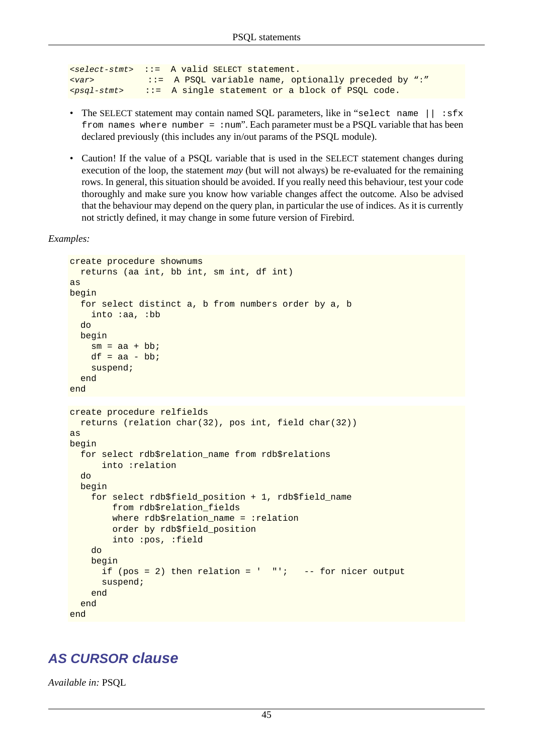```
<select-stmt>  ::=  A valid SELECT statement.
<var>           ::=  A PSQL variable name, optionally preceded by ":"
<psql-stmt>    ::=  A single statement or a block of PSQL code.
```

- The SELECT statement may contain named SQL parameters, like in "`select name || :sfx from names where number = :num`". Each parameter must be a PSQL variable that has been declared previously (this includes any in/out params of the PSQL module).
- Caution! If the value of a PSQL variable that is used in the SELECT statement changes during execution of the loop, the statement *may* (but will not always) be re-evaluated for the remaining rows. In general, this situation should be avoided. If you really need this behaviour, test your code thoroughly and make sure you know how variable changes affect the outcome. Also be advised that the behaviour may depend on the query plan, in particular the use of indices. As it is currently not strictly defined, it may change in some future version of Firebird.

*Examples:*

```
create procedure shownums
  returns (aa int, bb int, sm int, df int)
as
begin
  for select distinct a, b from numbers order by a, b
    into :aa, :bb
  do
  begin
    sm = aa + bb;
    df = aa - bb;
    suspend;
  end
end
```

```
create procedure relfields
  returns (relation char(32), pos int, field char(32))
as
begin
  for select rdb$relation_name from rdb$relations
      into :relation
  do
  begin
    for select rdb$field_position + 1, rdb$field_name
        from rdb$relation_fields
        where rdb$relation_name = :relation
        order by rdb$field_position
        into :pos, :field
    do
    begin
      if (pos = 2) then relation = '  "';   -- for nicer output
      suspend;
    end
  end
end
```

## AS CURSOR clause

*Available in:* PSQL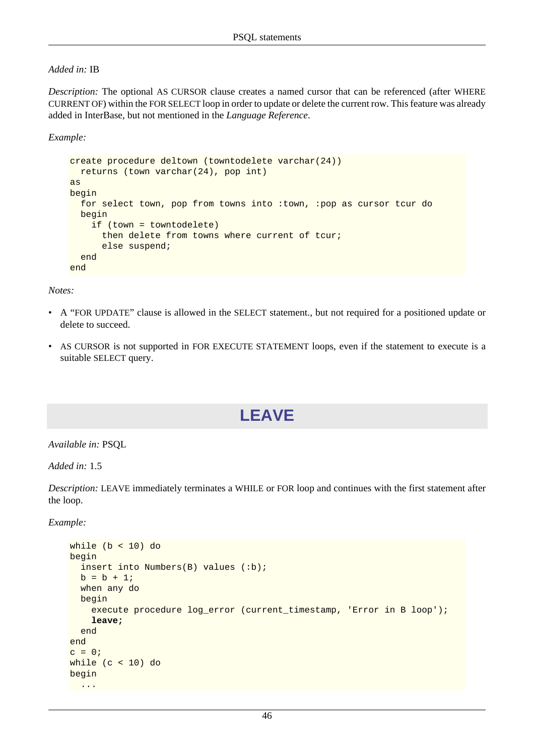*Added in:* IB

*Description:* The optional AS CURSOR clause creates a named cursor that can be referenced (after WHERE CURRENT OF) within the FOR SELECT loop in order to update or delete the current row. This feature was already added in InterBase, but not mentioned in the *Language Reference*.

*Example:*

```
create procedure deltown (towntodelete varchar(24))
  returns (town varchar(24), pop int)
as
begin
  for select town, pop from towns into :town, :pop as cursor tcur do
  begin
    if (town = towntodelete)
      then delete from towns where current of tcur;
      else suspend;
  end
end
```

*Notes:*

- A “FOR UPDATE” clause is allowed in the SELECT statement., but not required for a positioned update or delete to succeed.
- AS CURSOR is not supported in FOR EXECUTE STATEMENT loops, even if the statement to execute is a suitable SELECT query.

## LEAVE

*Available in:* PSQL

*Added in:* 1.5

*Description:* LEAVE immediately terminates a WHILE or FOR loop and continues with the first statement after the loop.

*Example:*

```
while (b < 10) do
begin
  insert into Numbers(B) values (:b);
  b = b + 1;
  when any do
  begin
    execute procedure log_error (current_timestamp, 'Error in B loop');
    leave;
  end
end
c = 0;
while (c < 10) do
begin
  ...
```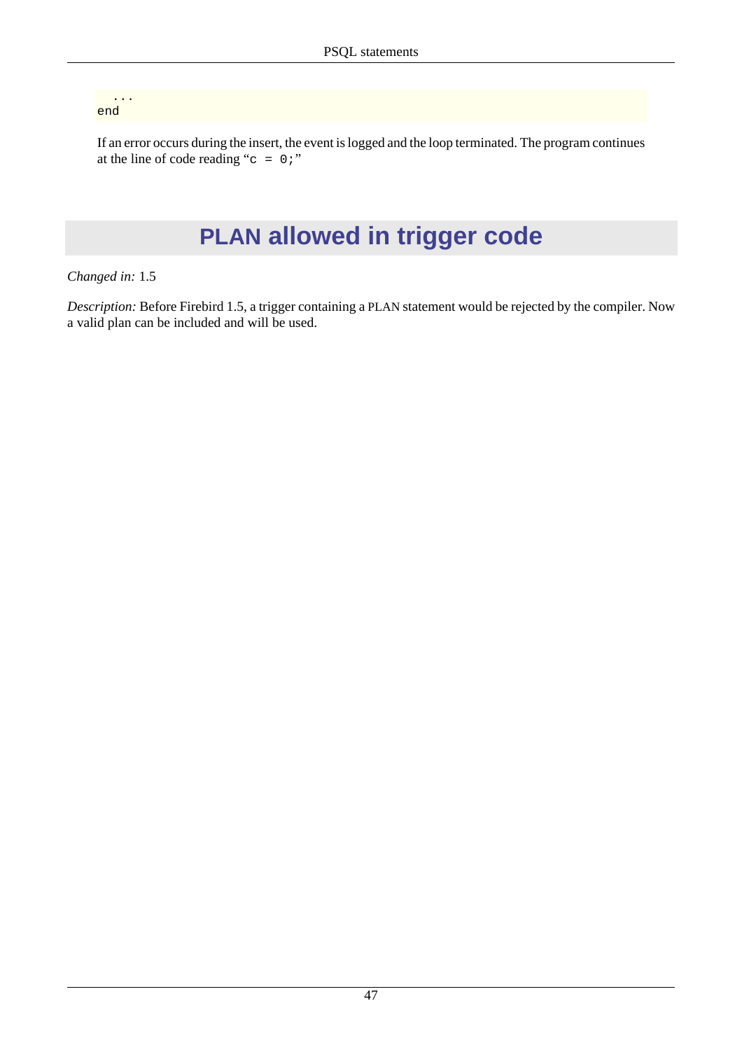```
  ...
end
```

If an error occurs during the insert, the event is logged and the loop terminated. The program continues at the line of code reading "`c = 0;`"

# PLAN allowed in trigger code

*Changed in:* 1.5

*Description:* Before Firebird 1.5, a trigger containing a PLAN statement would be rejected by the compiler. Now a valid plan can be included and will be used.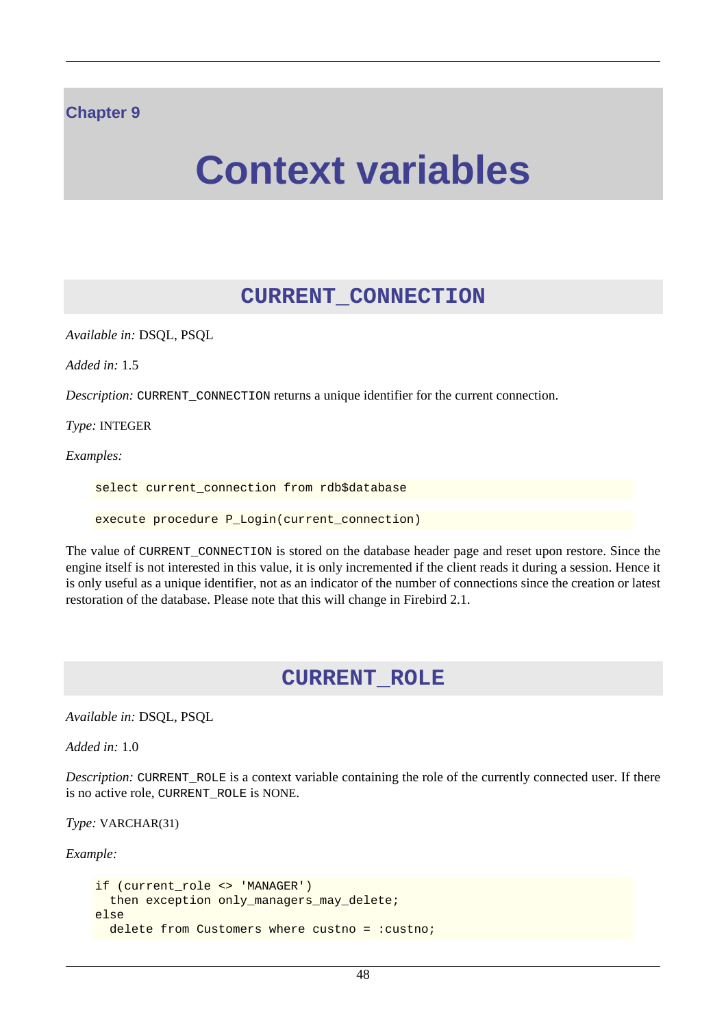# Chapter 9

# Context variables

## CURRENT_CONNECTION

*Available in:* DSQL, PSQL

*Added in:* 1.5

*Description:* CURRENT_CONNECTION returns a unique identifier for the current connection.

*Type:* INTEGER

*Examples:*

```
select current_connection from rdb$database
```

```
execute procedure P_Login(current_connection)
```

The value of CURRENT_CONNECTION is stored on the database header page and reset upon restore. Since the engine itself is not interested in this value, it is only incremented if the client reads it during a session. Hence it is only useful as a unique identifier, not as an indicator of the number of connections since the creation or latest restoration of the database. Please note that this will change in Firebird 2.1.

## CURRENT_ROLE

*Available in:* DSQL, PSQL

*Added in:* 1.0

*Description:* CURRENT_ROLE is a context variable containing the role of the currently connected user. If there is no active role, CURRENT_ROLE is NONE.

*Type:* VARCHAR(31)

*Example:*

```
if (current_role <> 'MANAGER')
  then exception only_managers_may_delete;
else
  delete from Customers where custno = :custno;
```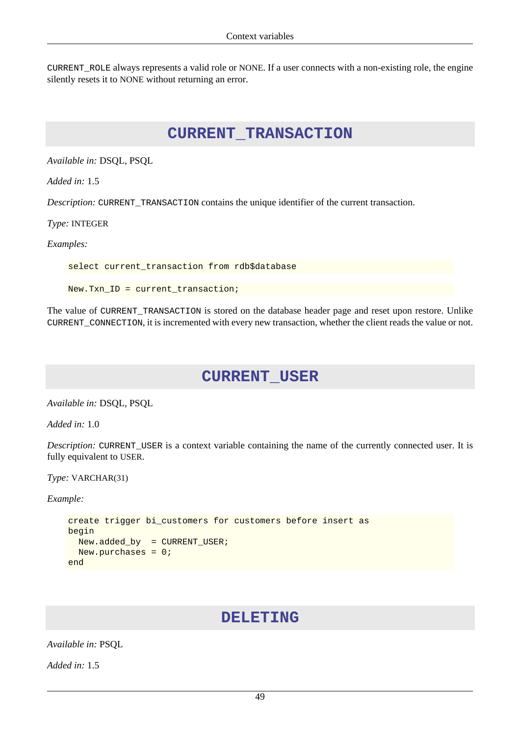CURRENT_ROLE always represents a valid role or NONE. If a user connects with a non-existing role, the engine silently resets it to NONE without returning an error.

## CURRENT_TRANSACTION

*Available in:* DSQL, PSQL

*Added in:* 1.5

*Description:* CURRENT_TRANSACTION contains the unique identifier of the current transaction.

*Type:* INTEGER

*Examples:*

```
select current_transaction from rdb$database
```

```
New.Txn_ID = current_transaction;
```

The value of CURRENT_TRANSACTION is stored on the database header page and reset upon restore. Unlike CURRENT_CONNECTION, it is incremented with every new transaction, whether the client reads the value or not.

## CURRENT_USER

*Available in:* DSQL, PSQL

*Added in:* 1.0

*Description:* CURRENT_USER is a context variable containing the name of the currently connected user. It is fully equivalent to USER.

*Type:* VARCHAR(31)

*Example:*

```
create trigger bi_customers for customers before insert as
begin
  New.added_by  = CURRENT_USER;
  New.purchases = 0;
end
```

## DELETING

*Available in:* PSQL

*Added in:* 1.5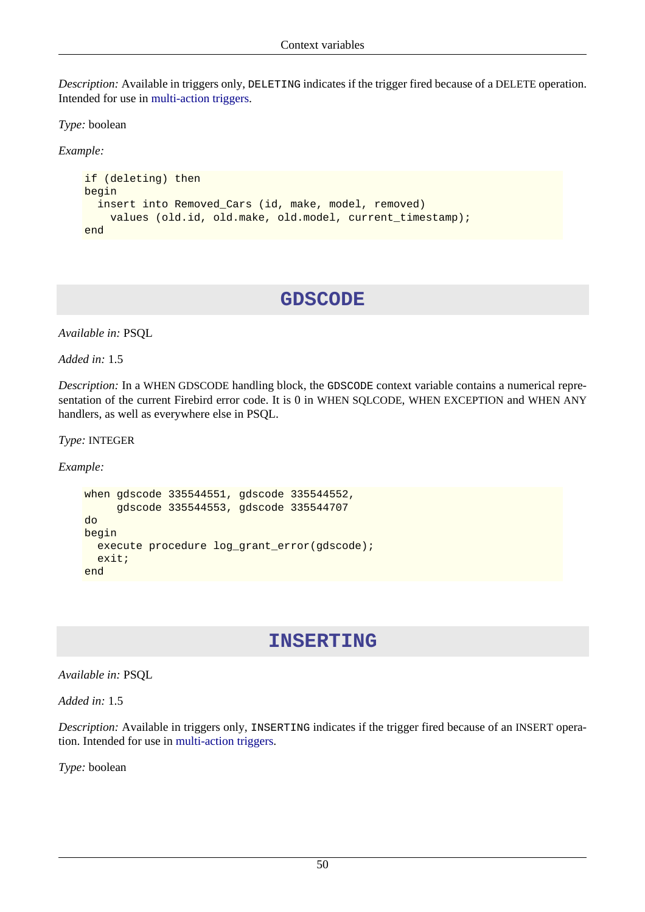*Description:* Available in triggers only, `DELETING` indicates if the trigger fired because of a DELETE operation. Intended for use in multi-action triggers.

*Type:* boolean

*Example:*

```
if (deleting) then
begin
  insert into Removed_Cars (id, make, model, removed)
    values (old.id, old.make, old.model, current_timestamp);
end
```

## GDSCODE

*Available in:* PSQL

*Added in:* 1.5

*Description:* In a WHEN GDSCODE handling block, the `GDSCODE` context variable contains a numerical representation of the current Firebird error code. It is 0 in WHEN SQLCODE, WHEN EXCEPTION and WHEN ANY handlers, as well as everywhere else in PSQL.

*Type:* INTEGER

*Example:*

```
when gdscode 335544551, gdscode 335544552,
     gdscode 335544553, gdscode 335544707
do
begin
  execute procedure log_grant_error(gdscode);
  exit;
end
```

## INSERTING

*Available in:* PSQL

*Added in:* 1.5

*Description:* Available in triggers only, `INSERTING` indicates if the trigger fired because of an INSERT operation. Intended for use in multi-action triggers.

*Type:* boolean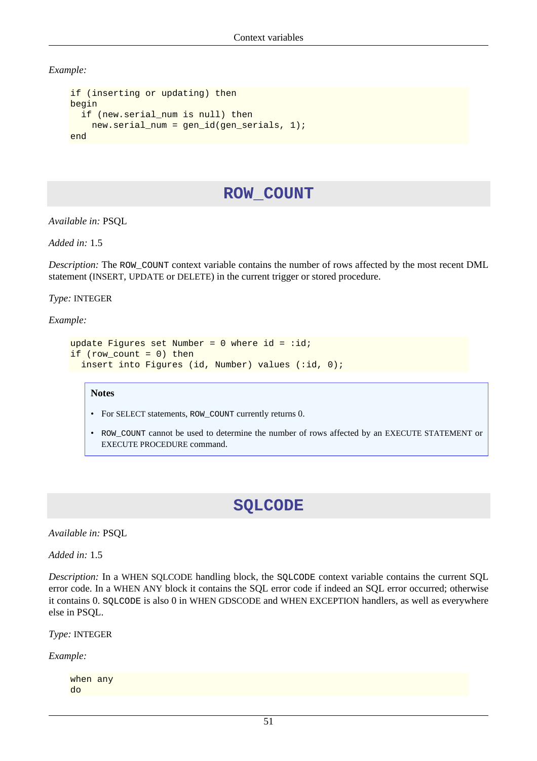*Example:*

```
if (inserting or updating) then
begin
  if (new.serial_num is null) then
    new.serial_num = gen_id(gen_serials, 1);
end
```

## ROW_COUNT

*Available in:* PSQL

*Added in:* 1.5

*Description:* The ROW_COUNT context variable contains the number of rows affected by the most recent DML statement (INSERT, UPDATE or DELETE) in the current trigger or stored procedure.

*Type:* INTEGER

*Example:*

```
update Figures set Number = 0 where id = :id;
if (row_count = 0) then
  insert into Figures (id, Number) values (:id, 0);
```

> **Notes**
>
> - For SELECT statements, ROW_COUNT currently returns 0.
> - ROW_COUNT cannot be used to determine the number of rows affected by an EXECUTE STATEMENT or EXECUTE PROCEDURE command.

## SQLCODE

*Available in:* PSQL

*Added in:* 1.5

*Description:* In a WHEN SQLCODE handling block, the SQLCODE context variable contains the current SQL error code. In a WHEN ANY block it contains the SQL error code if indeed an SQL error occurred; otherwise it contains 0. SQLCODE is also 0 in WHEN GDSCODE and WHEN EXCEPTION handlers, as well as everywhere else in PSQL.

*Type:* INTEGER

*Example:*

```
when any
do
```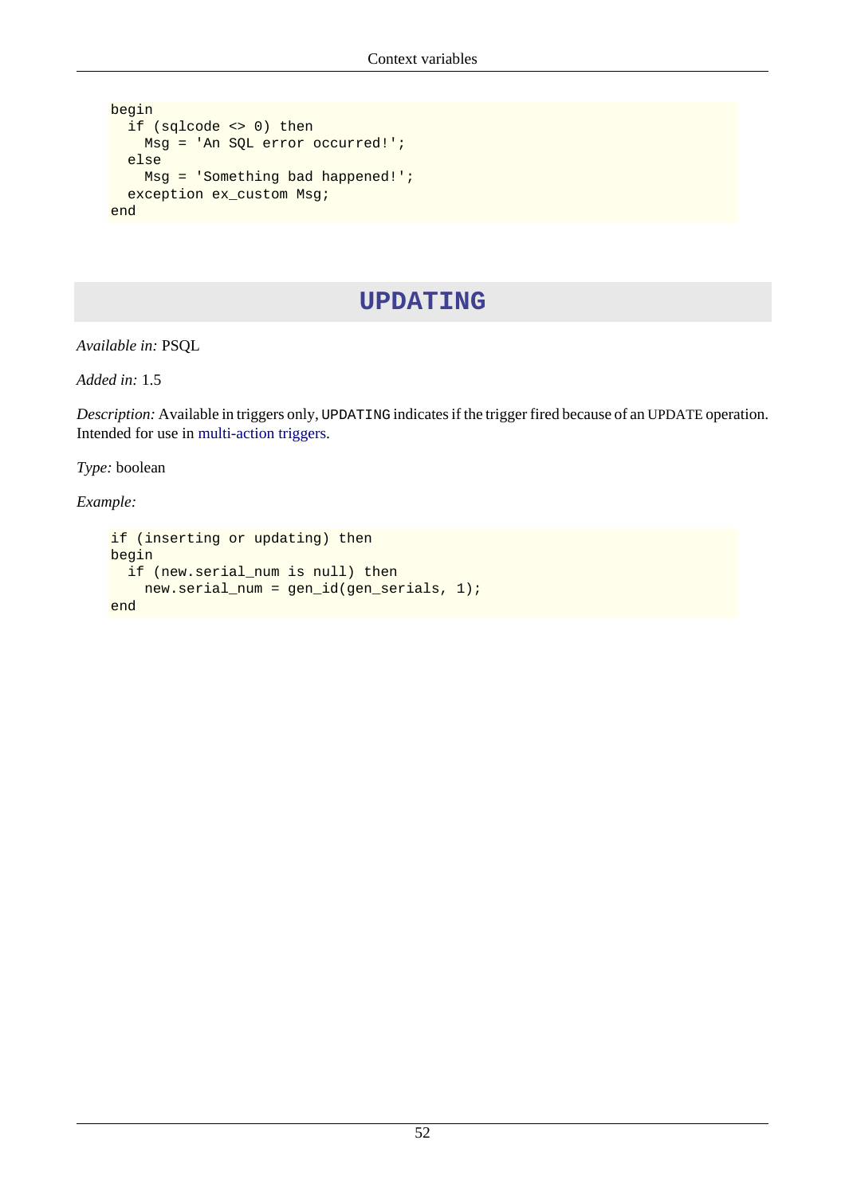```
begin
  if (sqlcode <> 0) then
    Msg = 'An SQL error occurred!';
  else
    Msg = 'Something bad happened!';
  exception ex_custom Msg;
end
```

## UPDATING

*Available in:* PSQL

*Added in:* 1.5

*Description:* Available in triggers only, `UPDATING` indicates if the trigger fired because of an UPDATE operation. Intended for use in multi-action triggers.

*Type:* boolean

*Example:*

```
if (inserting or updating) then
begin
  if (new.serial_num is null) then
    new.serial_num = gen_id(gen_serials, 1);
end
```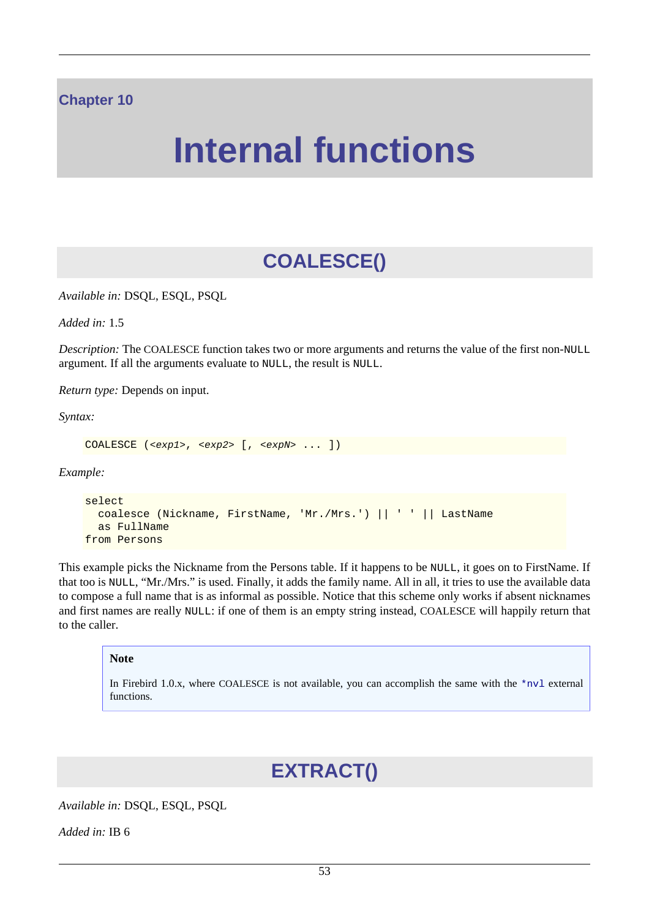Chapter 10

# Internal functions

## COALESCE()

*Available in:* DSQL, ESQL, PSQL

*Added in:* 1.5

*Description:* The COALESCE function takes two or more arguments and returns the value of the first non-NULL argument. If all the arguments evaluate to NULL, the result is NULL.

*Return type:* Depends on input.

*Syntax:*

```
COALESCE (<exp1>, <exp2> [, <expN> ... ])
```

*Example:*

```
select
  coalesce (Nickname, FirstName, 'Mr./Mrs.') || ' ' || LastName
  as FullName
from Persons
```

This example picks the Nickname from the Persons table. If it happens to be NULL, it goes on to FirstName. If that too is NULL, "Mr./Mrs." is used. Finally, it adds the family name. All in all, it tries to use the available data to compose a full name that is as informal as possible. Notice that this scheme only works if absent nicknames and first names are really NULL: if one of them is an empty string instead, COALESCE will happily return that to the caller.

> **Note**
>
> In Firebird 1.0.x, where COALESCE is not available, you can accomplish the same with the *nvl external functions.

## EXTRACT()

*Available in:* DSQL, ESQL, PSQL

*Added in:* IB 6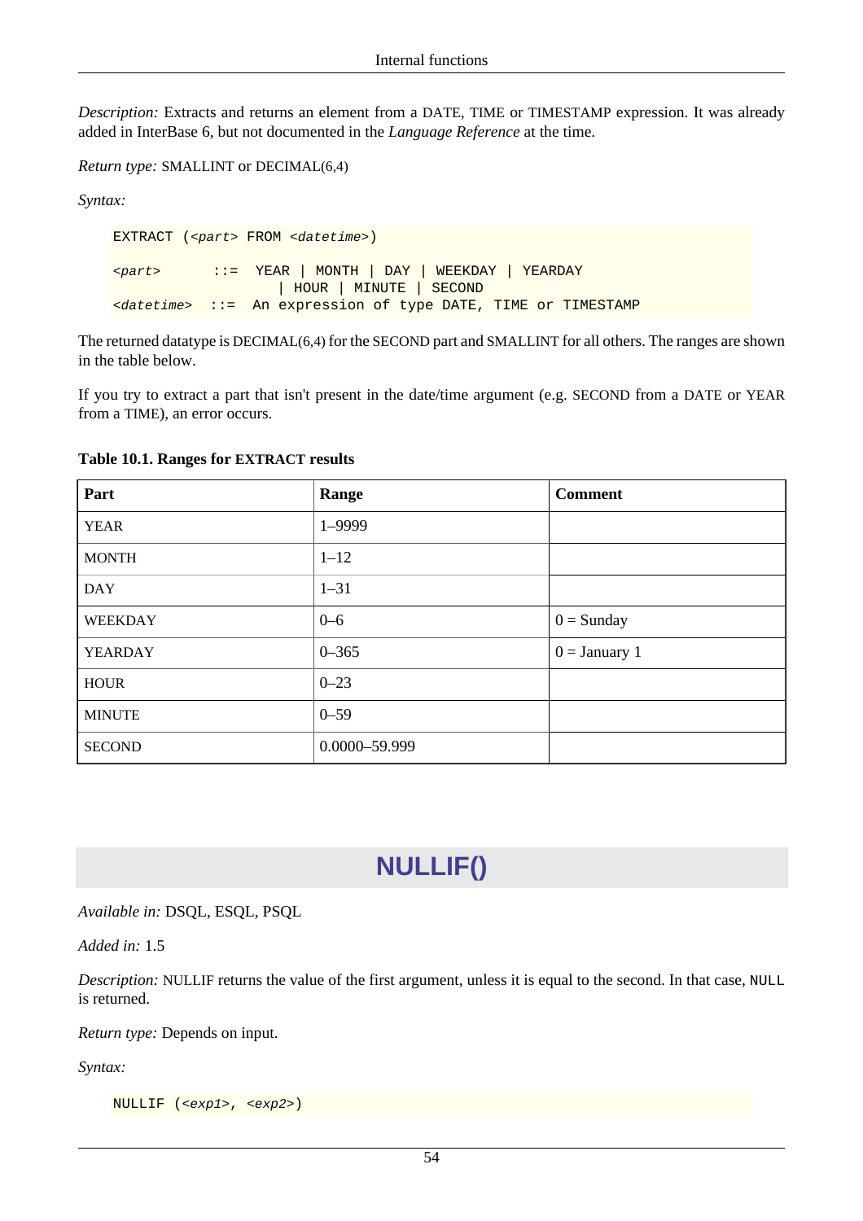*Description:* Extracts and returns an element from a DATE, TIME or TIMESTAMP expression. It was already added in InterBase 6, but not documented in the *Language Reference* at the time.

*Return type:* SMALLINT or DECIMAL(6,4)

*Syntax:*

```
EXTRACT (<part> FROM <datetime>)

<part>      ::=  YEAR | MONTH | DAY | WEEKDAY | YEARDAY
                   | HOUR | MINUTE | SECOND
<datetime>  ::=  An expression of type DATE, TIME or TIMESTAMP
```

The returned datatype is DECIMAL(6,4) for the SECOND part and SMALLINT for all others. The ranges are shown in the table below.

If you try to extract a part that isn't present in the date/time argument (e.g. SECOND from a DATE or YEAR from a TIME), an error occurs.

**Table 10.1. Ranges for EXTRACT results**

| Part | Range | Comment |
|---|---|---|
| YEAR | 1–9999 | |
| MONTH | 1–12 | |
| DAY | 1–31 | |
| WEEKDAY | 0–6 | 0 = Sunday |
| YEARDAY | 0–365 | 0 = January 1 |
| HOUR | 0–23 | |
| MINUTE | 0–59 | |
| SECOND | 0.0000–59.999 | |

# NULLIF()

*Available in:* DSQL, ESQL, PSQL

*Added in:* 1.5

*Description:* NULLIF returns the value of the first argument, unless it is equal to the second. In that case, NULL is returned.

*Return type:* Depends on input.

*Syntax:*

```
NULLIF (<exp1>, <exp2>)
```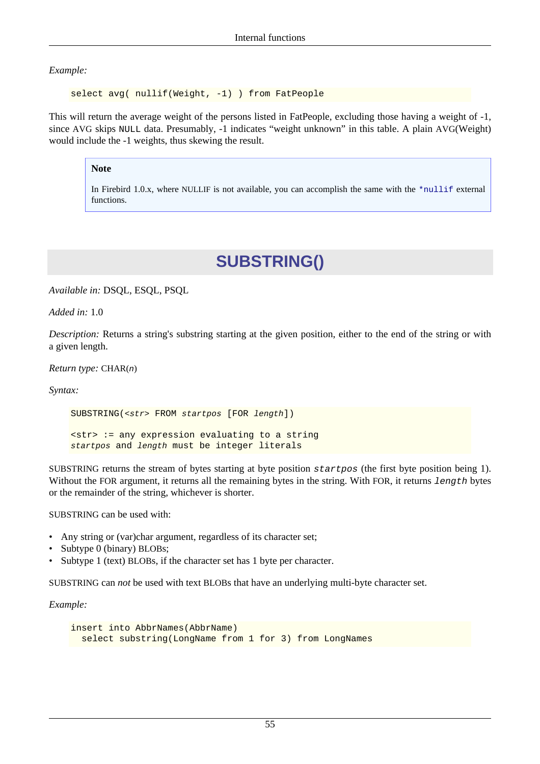*Example:*

```
select avg( nullif(Weight, -1) ) from FatPeople
```

This will return the average weight of the persons listed in FatPeople, excluding those having a weight of -1, since AVG skips `NULL` data. Presumably, -1 indicates “weight unknown” in this table. A plain AVG(Weight) would include the -1 weights, thus skewing the result.

> **Note**
>
> In Firebird 1.0.x, where NULLIF is not available, you can accomplish the same with the `*nullif` external functions.

## SUBSTRING()

*Available in:* DSQL, ESQL, PSQL

*Added in:* 1.0

*Description:* Returns a string's substring starting at the given position, either to the end of the string or with a given length.

*Return type:* CHAR(*n*)

*Syntax:*

```
SUBSTRING(<str> FROM startpos [FOR length])

<str> := any expression evaluating to a string
startpos and length must be integer literals
```

SUBSTRING returns the stream of bytes starting at byte position `startpos` (the first byte position being 1). Without the FOR argument, it returns all the remaining bytes in the string. With FOR, it returns `length` bytes or the remainder of the string, whichever is shorter.

SUBSTRING can be used with:

- Any string or (var)char argument, regardless of its character set;
- Subtype 0 (binary) BLOBs;
- Subtype 1 (text) BLOBs, if the character set has 1 byte per character.

SUBSTRING can *not* be used with text BLOBs that have an underlying multi-byte character set.

*Example:*

```
insert into AbbrNames(AbbrName)
  select substring(LongName from 1 for 3) from LongNames
```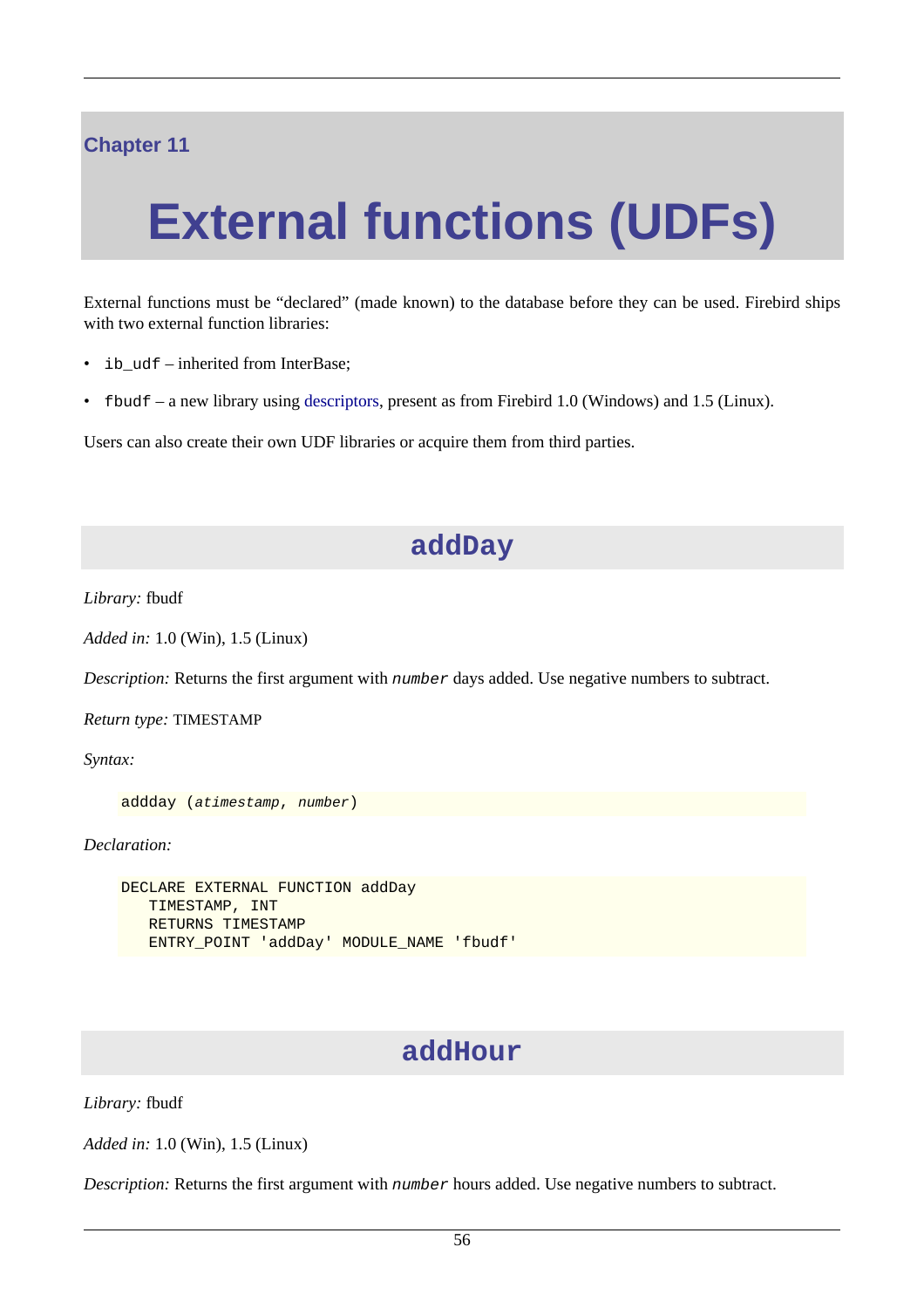Chapter 11

# External functions (UDFs)

External functions must be “declared” (made known) to the database before they can be used. Firebird ships with two external function libraries:

- `ib_udf` – inherited from InterBase;
- `fbudf` – a new library using descriptors, present as from Firebird 1.0 (Windows) and 1.5 (Linux).

Users can also create their own UDF libraries or acquire them from third parties.

## addDay

*Library:* fbudf

*Added in:* 1.0 (Win), 1.5 (Linux)

*Description:* Returns the first argument with `number` days added. Use negative numbers to subtract.

*Return type:* TIMESTAMP

*Syntax:*

```
addday (atimestamp, number)
```

*Declaration:*

```
DECLARE EXTERNAL FUNCTION addDay
   TIMESTAMP, INT
   RETURNS TIMESTAMP
   ENTRY_POINT 'addDay' MODULE_NAME 'fbudf'
```

## addHour

*Library:* fbudf

*Added in:* 1.0 (Win), 1.5 (Linux)

*Description:* Returns the first argument with `number` hours added. Use negative numbers to subtract.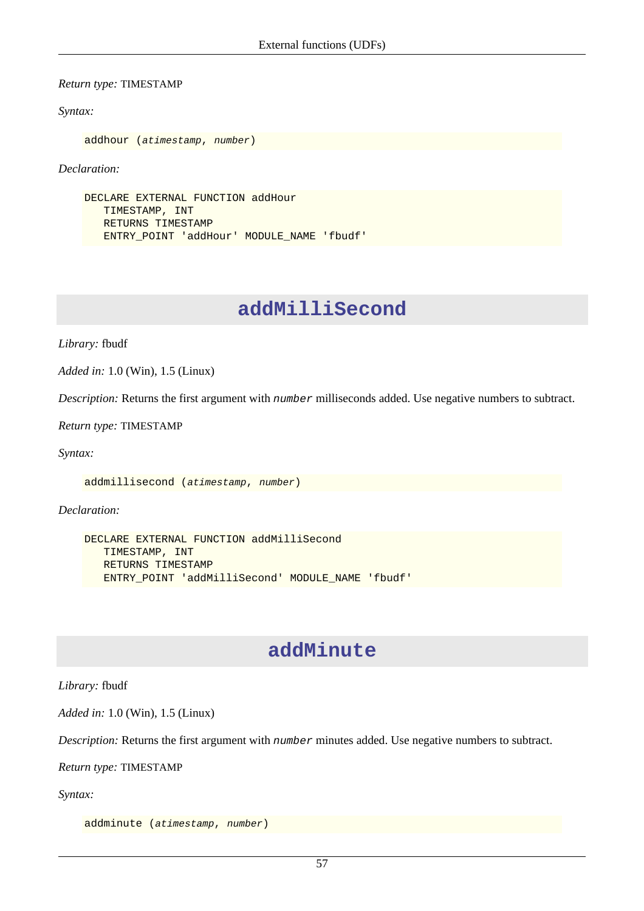*Return type:* TIMESTAMP

*Syntax:*

```
addhour (atimestamp, number)
```

*Declaration:*

```
DECLARE EXTERNAL FUNCTION addHour
   TIMESTAMP, INT
   RETURNS TIMESTAMP
   ENTRY_POINT 'addHour' MODULE_NAME 'fbudf'
```

## addMilliSecond

*Library:* fbudf

*Added in:* 1.0 (Win), 1.5 (Linux)

*Description:* Returns the first argument with `number` milliseconds added. Use negative numbers to subtract.

*Return type:* TIMESTAMP

*Syntax:*

```
addmillisecond (atimestamp, number)
```

*Declaration:*

```
DECLARE EXTERNAL FUNCTION addMilliSecond
   TIMESTAMP, INT
   RETURNS TIMESTAMP
   ENTRY_POINT 'addMilliSecond' MODULE_NAME 'fbudf'
```

## addMinute

*Library:* fbudf

*Added in:* 1.0 (Win), 1.5 (Linux)

*Description:* Returns the first argument with `number` minutes added. Use negative numbers to subtract.

*Return type:* TIMESTAMP

*Syntax:*

```
addminute (atimestamp, number)
```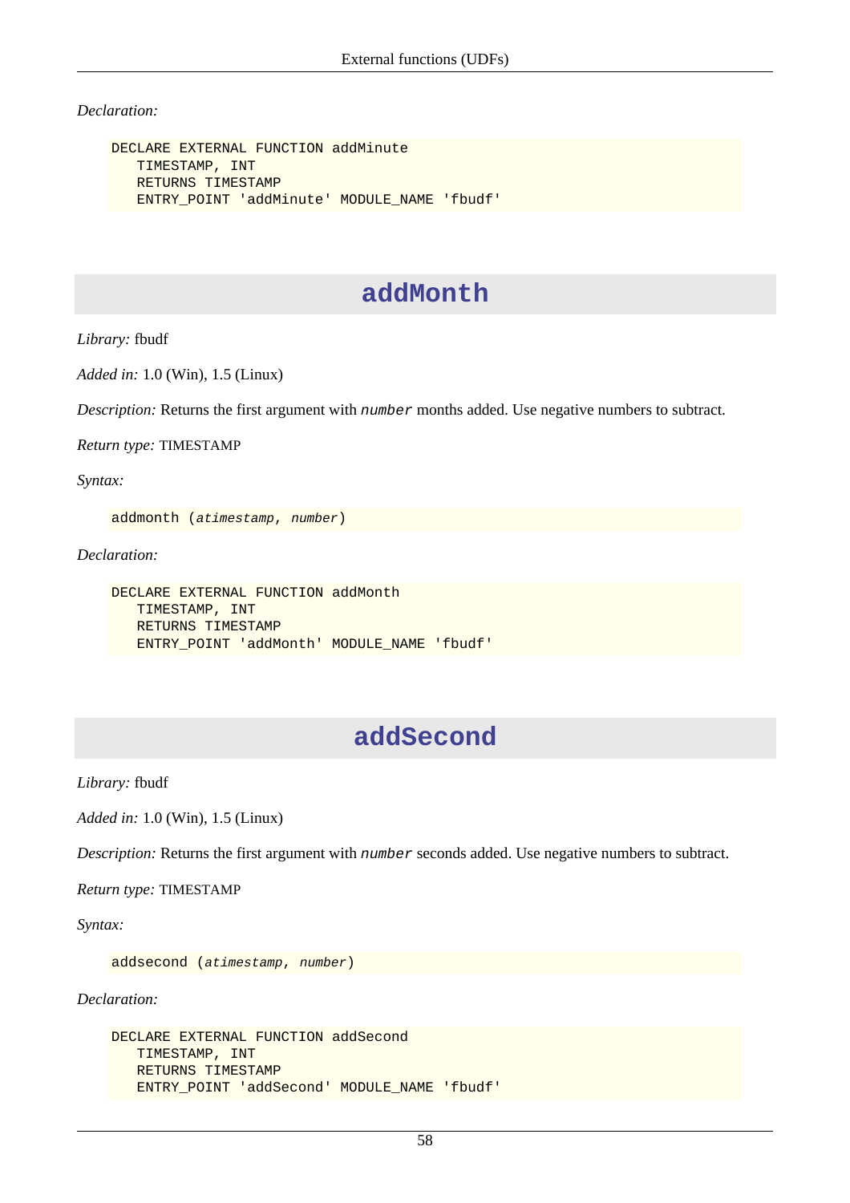*Declaration:*

```
DECLARE EXTERNAL FUNCTION addMinute
   TIMESTAMP, INT
   RETURNS TIMESTAMP
   ENTRY_POINT 'addMinute' MODULE_NAME 'fbudf'
```

## addMonth

*Library:* fbudf

*Added in:* 1.0 (Win), 1.5 (Linux)

*Description:* Returns the first argument with `number` months added. Use negative numbers to subtract.

*Return type:* TIMESTAMP

*Syntax:*

```
addmonth (atimestamp, number)
```

*Declaration:*

```
DECLARE EXTERNAL FUNCTION addMonth
   TIMESTAMP, INT
   RETURNS TIMESTAMP
   ENTRY_POINT 'addMonth' MODULE_NAME 'fbudf'
```

## addSecond

*Library:* fbudf

*Added in:* 1.0 (Win), 1.5 (Linux)

*Description:* Returns the first argument with `number` seconds added. Use negative numbers to subtract.

*Return type:* TIMESTAMP

*Syntax:*

```
addsecond (atimestamp, number)
```

*Declaration:*

```
DECLARE EXTERNAL FUNCTION addSecond
   TIMESTAMP, INT
   RETURNS TIMESTAMP
   ENTRY_POINT 'addSecond' MODULE_NAME 'fbudf'
```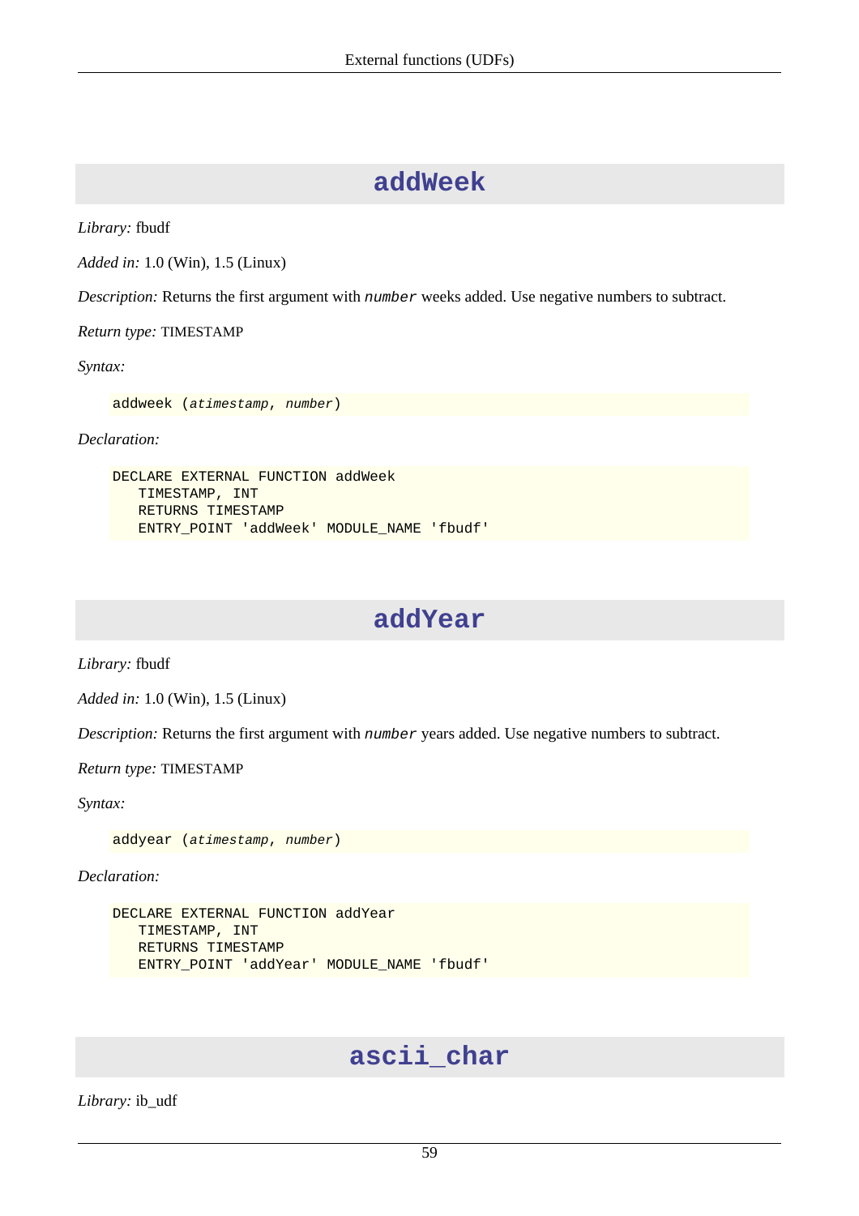## addWeek

*Library:* fbudf

*Added in:* 1.0 (Win), 1.5 (Linux)

*Description:* Returns the first argument with `number` weeks added. Use negative numbers to subtract.

*Return type:* TIMESTAMP

*Syntax:*

```
addweek (atimestamp, number)
```

*Declaration:*

```
DECLARE EXTERNAL FUNCTION addWeek
   TIMESTAMP, INT
   RETURNS TIMESTAMP
   ENTRY_POINT 'addWeek' MODULE_NAME 'fbudf'
```

## addYear

*Library:* fbudf

*Added in:* 1.0 (Win), 1.5 (Linux)

*Description:* Returns the first argument with `number` years added. Use negative numbers to subtract.

*Return type:* TIMESTAMP

*Syntax:*

```
addyear (atimestamp, number)
```

*Declaration:*

```
DECLARE EXTERNAL FUNCTION addYear
   TIMESTAMP, INT
   RETURNS TIMESTAMP
   ENTRY_POINT 'addYear' MODULE_NAME 'fbudf'
```

## ascii_char

*Library:* ib_udf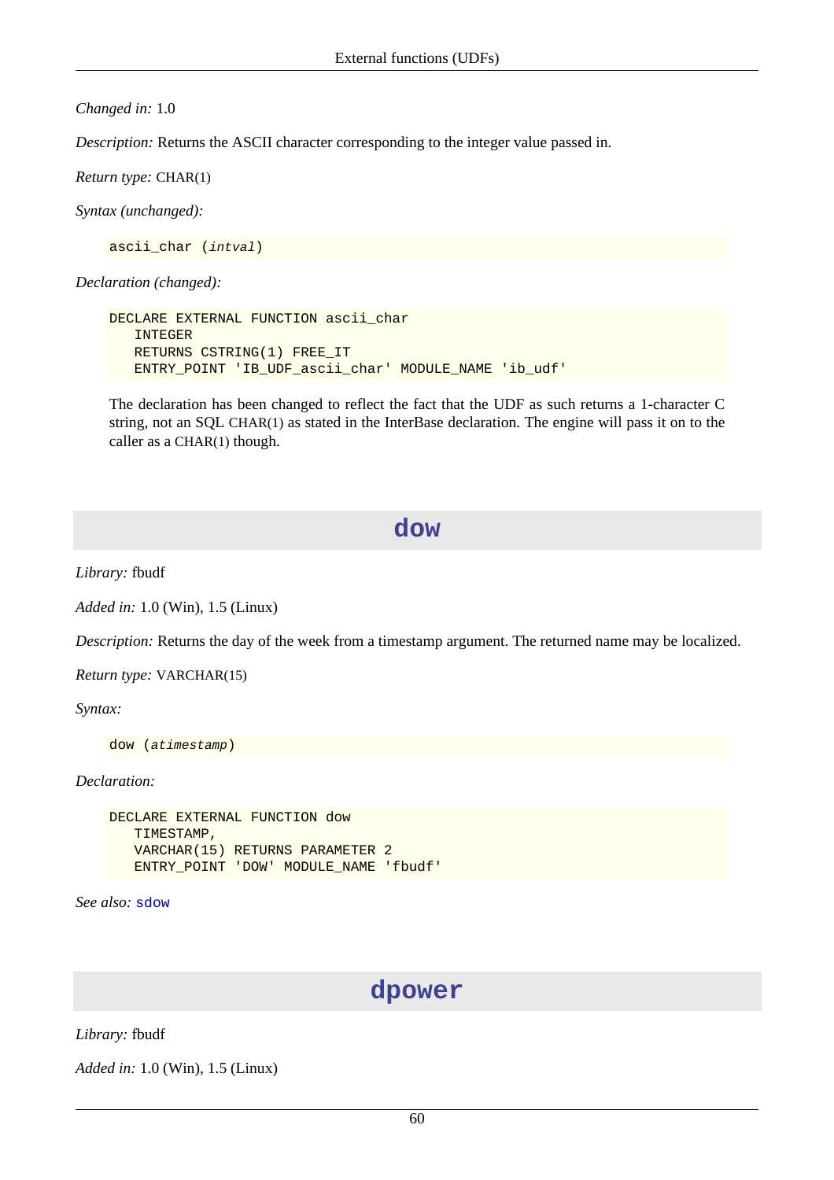*Changed in:* 1.0

*Description:* Returns the ASCII character corresponding to the integer value passed in.

*Return type:* CHAR(1)

*Syntax (unchanged):*

```
ascii_char (intval)
```

*Declaration (changed):*

```
DECLARE EXTERNAL FUNCTION ascii_char
   INTEGER
   RETURNS CSTRING(1) FREE_IT
   ENTRY_POINT 'IB_UDF_ascii_char' MODULE_NAME 'ib_udf'
```

The declaration has been changed to reflect the fact that the UDF as such returns a 1-character C string, not an SQL CHAR(1) as stated in the InterBase declaration. The engine will pass it on to the caller as a CHAR(1) though.

## dow

*Library:* fbudf

*Added in:* 1.0 (Win), 1.5 (Linux)

*Description:* Returns the day of the week from a timestamp argument. The returned name may be localized.

*Return type:* VARCHAR(15)

*Syntax:*

```
dow (atimestamp)
```

*Declaration:*

```
DECLARE EXTERNAL FUNCTION dow
   TIMESTAMP,
   VARCHAR(15) RETURNS PARAMETER 2
   ENTRY_POINT 'DOW' MODULE_NAME 'fbudf'
```

*See also:* sdow

## dpower

*Library:* fbudf

*Added in:* 1.0 (Win), 1.5 (Linux)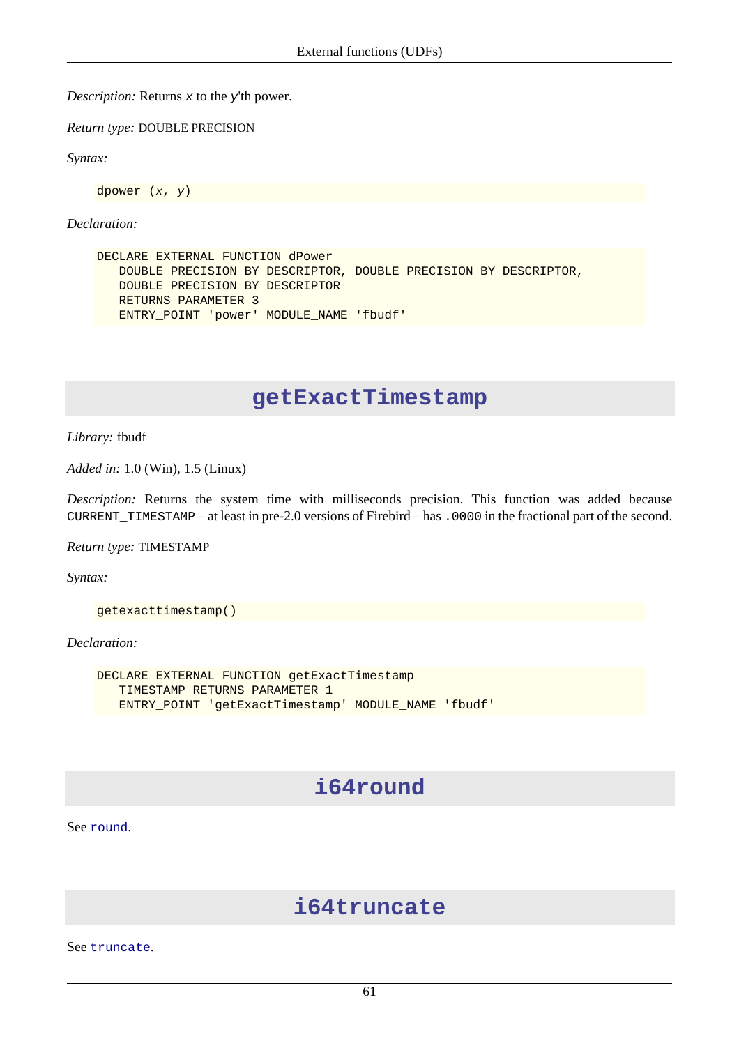*Description:* Returns *x* to the *y*'th power.

*Return type:* DOUBLE PRECISION

*Syntax:*

```
dpower (x, y)
```

*Declaration:*

```
DECLARE EXTERNAL FUNCTION dPower
   DOUBLE PRECISION BY DESCRIPTOR, DOUBLE PRECISION BY DESCRIPTOR,
   DOUBLE PRECISION BY DESCRIPTOR
   RETURNS PARAMETER 3
   ENTRY_POINT 'power' MODULE_NAME 'fbudf'
```

## getExactTimestamp

*Library:* fbudf

*Added in:* 1.0 (Win), 1.5 (Linux)

*Description:* Returns the system time with milliseconds precision. This function was added because `CURRENT_TIMESTAMP` – at least in pre-2.0 versions of Firebird – has `.0000` in the fractional part of the second.

*Return type:* TIMESTAMP

*Syntax:*

```
getexacttimestamp()
```

*Declaration:*

```
DECLARE EXTERNAL FUNCTION getExactTimestamp
   TIMESTAMP RETURNS PARAMETER 1
   ENTRY_POINT 'getExactTimestamp' MODULE_NAME 'fbudf'
```

## i64round

See `round`.

## i64truncate

See `truncate`.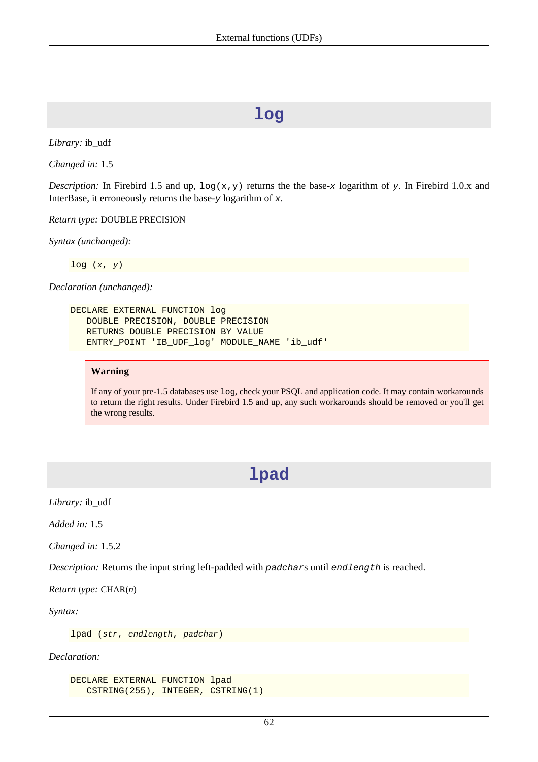# log

*Library:* ib_udf

*Changed in:* 1.5

*Description:* In Firebird 1.5 and up, `log(x,y)` returns the the base-*x* logarithm of *y*. In Firebird 1.0.x and InterBase, it erroneously returns the base-*y* logarithm of *x*.

*Return type:* DOUBLE PRECISION

*Syntax (unchanged):*

```
log (x, y)
```

*Declaration (unchanged):*

```
DECLARE EXTERNAL FUNCTION log
   DOUBLE PRECISION, DOUBLE PRECISION
   RETURNS DOUBLE PRECISION BY VALUE
   ENTRY_POINT 'IB_UDF_log' MODULE_NAME 'ib_udf'
```

> **Warning**
>
> If any of your pre-1.5 databases use `log`, check your PSQL and application code. It may contain workarounds to return the right results. Under Firebird 1.5 and up, any such workarounds should be removed or you'll get the wrong results.

# lpad

*Library:* ib_udf

*Added in:* 1.5

*Changed in:* 1.5.2

*Description:* Returns the input string left-padded with *padchar*s until *endlength* is reached.

*Return type:* CHAR(*n*)

*Syntax:*

```
lpad (str, endlength, padchar)
```

*Declaration:*

```
DECLARE EXTERNAL FUNCTION lpad
   CSTRING(255), INTEGER, CSTRING(1)
```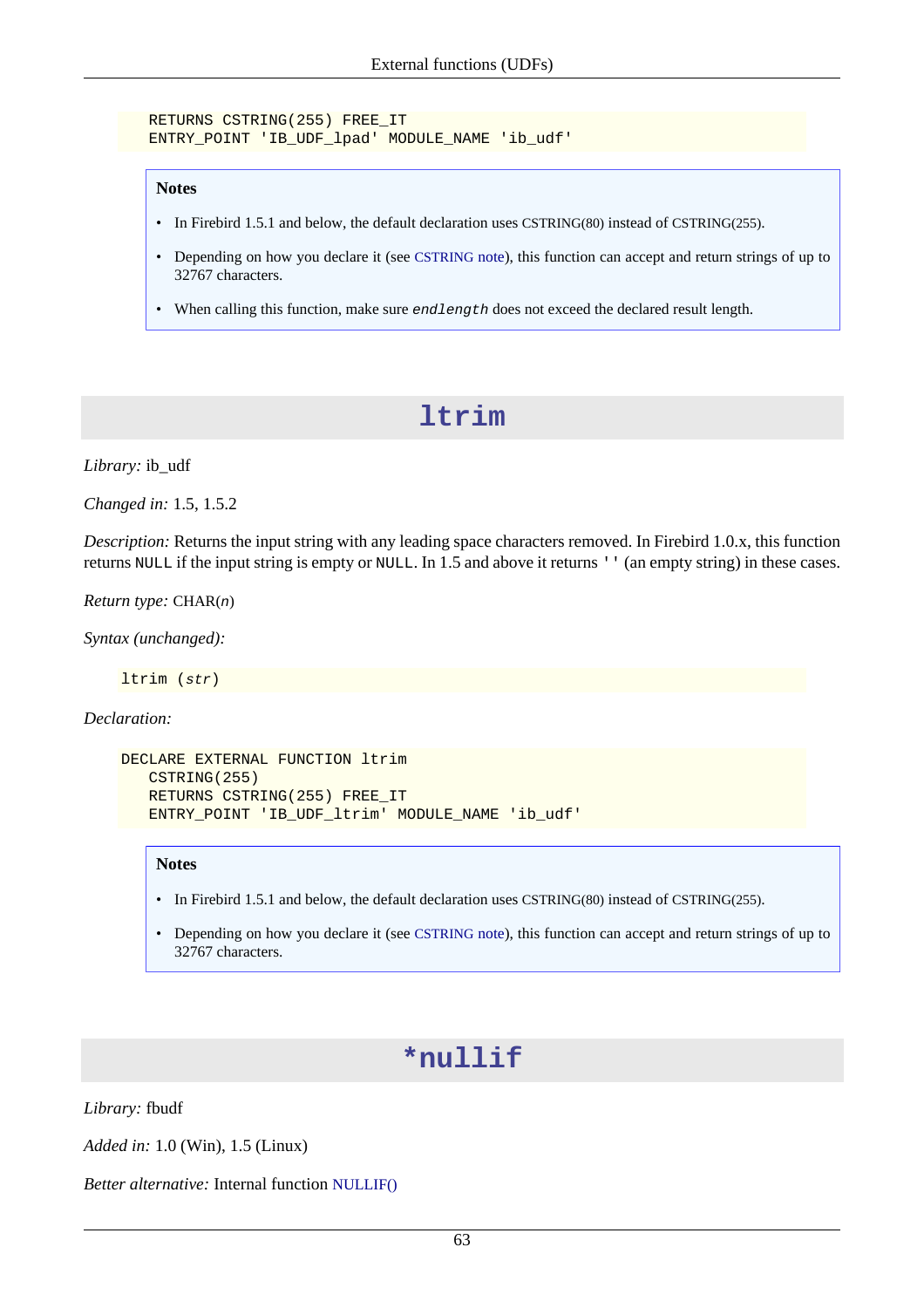```
   RETURNS CSTRING(255) FREE_IT
   ENTRY_POINT 'IB_UDF_lpad' MODULE_NAME 'ib_udf'
```

**Notes**

- In Firebird 1.5.1 and below, the default declaration uses CSTRING(80) instead of CSTRING(255).
- Depending on how you declare it (see CSTRING note), this function can accept and return strings of up to 32767 characters.
- When calling this function, make sure *endlength* does not exceed the declared result length.

## ltrim

*Library:* ib_udf

*Changed in:* 1.5, 1.5.2

*Description:* Returns the input string with any leading space characters removed. In Firebird 1.0.x, this function returns `NULL` if the input string is empty or `NULL`. In 1.5 and above it returns `''` (an empty string) in these cases.

*Return type:* CHAR(*n*)

*Syntax (unchanged):*

```
ltrim (str)
```

*Declaration:*

```
DECLARE EXTERNAL FUNCTION ltrim
   CSTRING(255)
   RETURNS CSTRING(255) FREE_IT
   ENTRY_POINT 'IB_UDF_ltrim' MODULE_NAME 'ib_udf'
```

**Notes**

- In Firebird 1.5.1 and below, the default declaration uses CSTRING(80) instead of CSTRING(255).
- Depending on how you declare it (see CSTRING note), this function can accept and return strings of up to 32767 characters.

## *nullif

*Library:* fbudf

*Added in:* 1.0 (Win), 1.5 (Linux)

*Better alternative:* Internal function NULLIF()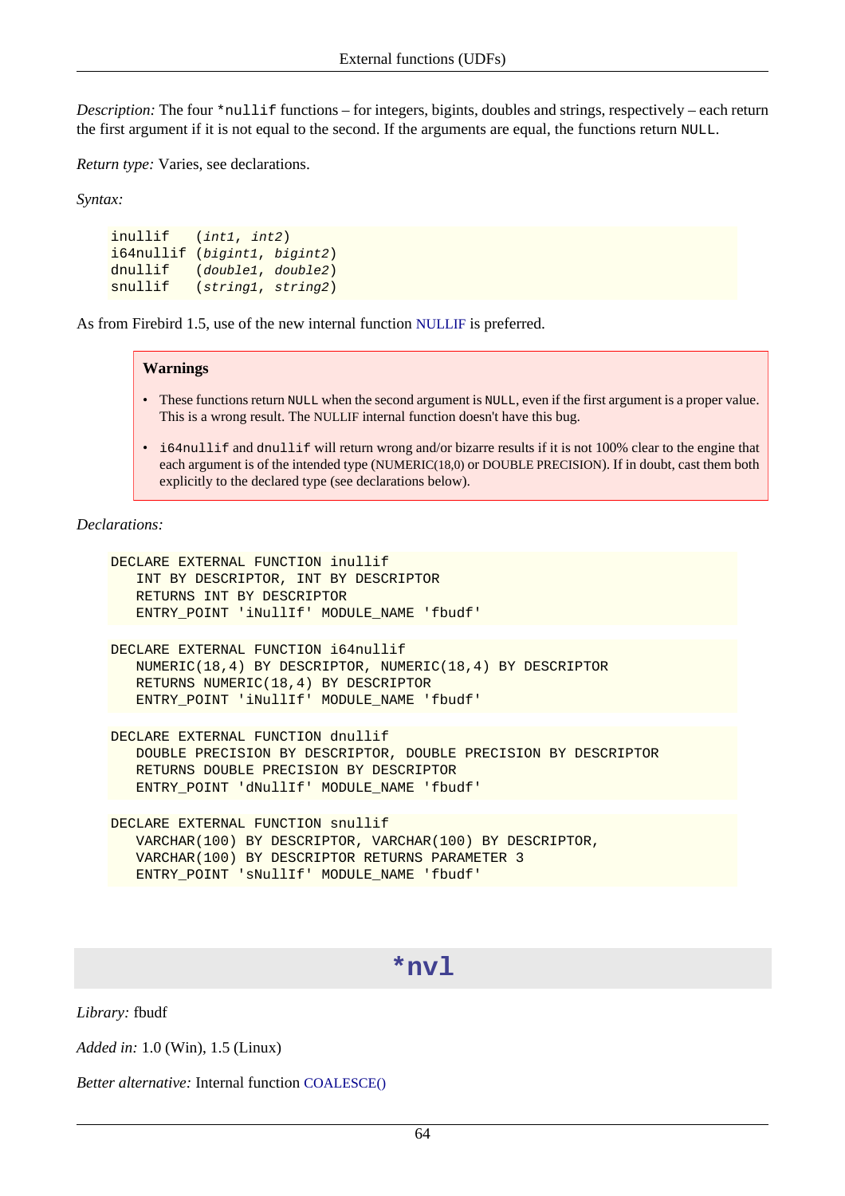*Description:* The four `*nullif` functions – for integers, bigints, doubles and strings, respectively – each return the first argument if it is not equal to the second. If the arguments are equal, the functions return `NULL`.

*Return type:* Varies, see declarations.

*Syntax:*

```
inullif   (int1, int2)
i64nullif (bigint1, bigint2)
dnullif   (double1, double2)
snullif   (string1, string2)
```

As from Firebird 1.5, use of the new internal function NULLIF is preferred.

> **Warnings**
>
> - These functions return `NULL` when the second argument is `NULL`, even if the first argument is a proper value. This is a wrong result. The NULLIF internal function doesn't have this bug.
> - `i64nullif` and `dnullif` will return wrong and/or bizarre results if it is not 100% clear to the engine that each argument is of the intended type (NUMERIC(18,0) or DOUBLE PRECISION). If in doubt, cast them both explicitly to the declared type (see declarations below).

*Declarations:*

```
DECLARE EXTERNAL FUNCTION inullif
   INT BY DESCRIPTOR, INT BY DESCRIPTOR
   RETURNS INT BY DESCRIPTOR
   ENTRY_POINT 'iNullIf' MODULE_NAME 'fbudf'
```

```
DECLARE EXTERNAL FUNCTION i64nullif
   NUMERIC(18,4) BY DESCRIPTOR, NUMERIC(18,4) BY DESCRIPTOR
   RETURNS NUMERIC(18,4) BY DESCRIPTOR
   ENTRY_POINT 'iNullIf' MODULE_NAME 'fbudf'
```

```
DECLARE EXTERNAL FUNCTION dnullif
   DOUBLE PRECISION BY DESCRIPTOR, DOUBLE PRECISION BY DESCRIPTOR
   RETURNS DOUBLE PRECISION BY DESCRIPTOR
   ENTRY_POINT 'dNullIf' MODULE_NAME 'fbudf'
```

```
DECLARE EXTERNAL FUNCTION snullif
   VARCHAR(100) BY DESCRIPTOR, VARCHAR(100) BY DESCRIPTOR,
   VARCHAR(100) BY DESCRIPTOR RETURNS PARAMETER 3
   ENTRY_POINT 'sNullIf' MODULE_NAME 'fbudf'
```

## `*nvl`

*Library:* fbudf

*Added in:* 1.0 (Win), 1.5 (Linux)

*Better alternative:* Internal function COALESCE()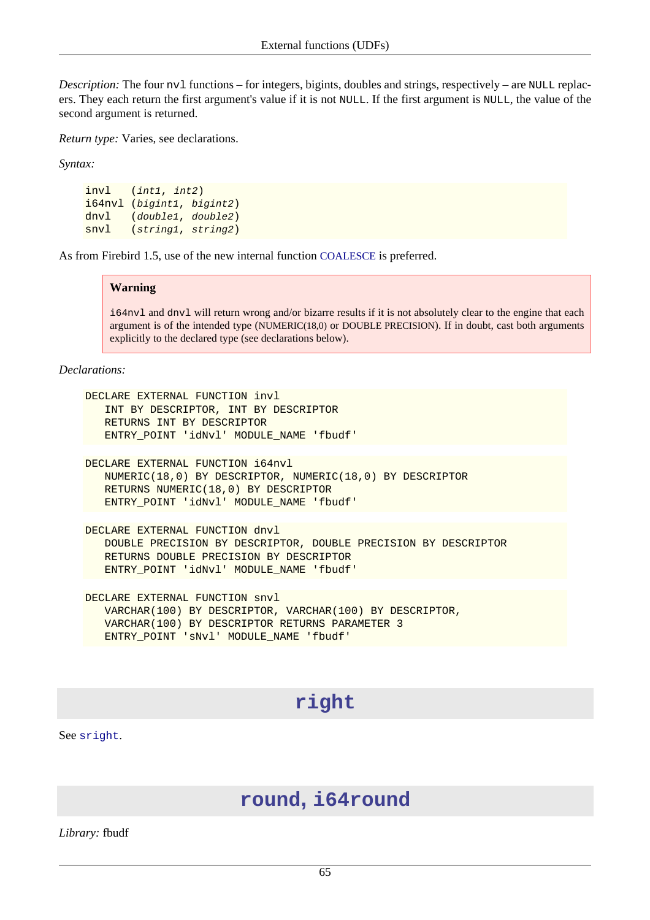*Description:* The four `nvl` functions – for integers, bigints, doubles and strings, respectively – are `NULL` replacers. They each return the first argument's value if it is not `NULL`. If the first argument is `NULL`, the value of the second argument is returned.

*Return type:* Varies, see declarations.

*Syntax:*

```
invl   (int1, int2)
i64nvl (bigint1, bigint2)
dnvl   (double1, double2)
snvl   (string1, string2)
```

As from Firebird 1.5, use of the new internal function COALESCE is preferred.

> **Warning**
>
> `i64nvl` and `dnvl` will return wrong and/or bizarre results if it is not absolutely clear to the engine that each argument is of the intended type (NUMERIC(18,0) or DOUBLE PRECISION). If in doubt, cast both arguments explicitly to the declared type (see declarations below).

*Declarations:*

```
DECLARE EXTERNAL FUNCTION invl
   INT BY DESCRIPTOR, INT BY DESCRIPTOR
   RETURNS INT BY DESCRIPTOR
   ENTRY_POINT 'idNvl' MODULE_NAME 'fbudf'
```

```
DECLARE EXTERNAL FUNCTION i64nvl
   NUMERIC(18,0) BY DESCRIPTOR, NUMERIC(18,0) BY DESCRIPTOR
   RETURNS NUMERIC(18,0) BY DESCRIPTOR
   ENTRY_POINT 'idNvl' MODULE_NAME 'fbudf'
```

```
DECLARE EXTERNAL FUNCTION dnvl
   DOUBLE PRECISION BY DESCRIPTOR, DOUBLE PRECISION BY DESCRIPTOR
   RETURNS DOUBLE PRECISION BY DESCRIPTOR
   ENTRY_POINT 'idNvl' MODULE_NAME 'fbudf'
```

```
DECLARE EXTERNAL FUNCTION snvl
   VARCHAR(100) BY DESCRIPTOR, VARCHAR(100) BY DESCRIPTOR,
   VARCHAR(100) BY DESCRIPTOR RETURNS PARAMETER 3
   ENTRY_POINT 'sNvl' MODULE_NAME 'fbudf'
```

## right

See `sright`.

## round, i64round

*Library:* fbudf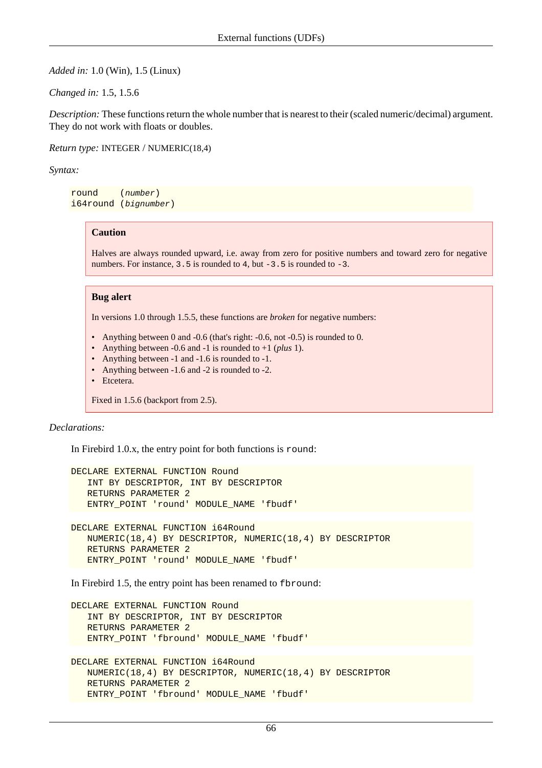*Added in:* 1.0 (Win), 1.5 (Linux)

*Changed in:* 1.5, 1.5.6

*Description:* These functions return the whole number that is nearest to their (scaled numeric/decimal) argument. They do not work with floats or doubles.

*Return type:* INTEGER / NUMERIC(18,4)

*Syntax:*

```
round    (number)
i64round (bignumber)
```

> **Caution**
>
> Halves are always rounded upward, i.e. away from zero for positive numbers and toward zero for negative numbers. For instance, `3.5` is rounded to `4`, but `-3.5` is rounded to `-3`.

> **Bug alert**
>
> In versions 1.0 through 1.5.5, these functions are *broken* for negative numbers:
>
> - Anything between 0 and -0.6 (that's right: -0.6, not -0.5) is rounded to 0.
> - Anything between -0.6 and -1 is rounded to +1 (*plus* 1).
> - Anything between -1 and -1.6 is rounded to -1.
> - Anything between -1.6 and -2 is rounded to -2.
> - Etcetera.
>
> Fixed in 1.5.6 (backport from 2.5).

*Declarations:*

In Firebird 1.0.x, the entry point for both functions is `round`:

```
DECLARE EXTERNAL FUNCTION Round
   INT BY DESCRIPTOR, INT BY DESCRIPTOR
   RETURNS PARAMETER 2
   ENTRY_POINT 'round' MODULE_NAME 'fbudf'
```

```
DECLARE EXTERNAL FUNCTION i64Round
   NUMERIC(18,4) BY DESCRIPTOR, NUMERIC(18,4) BY DESCRIPTOR
   RETURNS PARAMETER 2
   ENTRY_POINT 'round' MODULE_NAME 'fbudf'
```

In Firebird 1.5, the entry point has been renamed to `fbround`:

```
DECLARE EXTERNAL FUNCTION Round
   INT BY DESCRIPTOR, INT BY DESCRIPTOR
   RETURNS PARAMETER 2
   ENTRY_POINT 'fbround' MODULE_NAME 'fbudf'
```

```
DECLARE EXTERNAL FUNCTION i64Round
   NUMERIC(18,4) BY DESCRIPTOR, NUMERIC(18,4) BY DESCRIPTOR
   RETURNS PARAMETER 2
   ENTRY_POINT 'fbround' MODULE_NAME 'fbudf'
```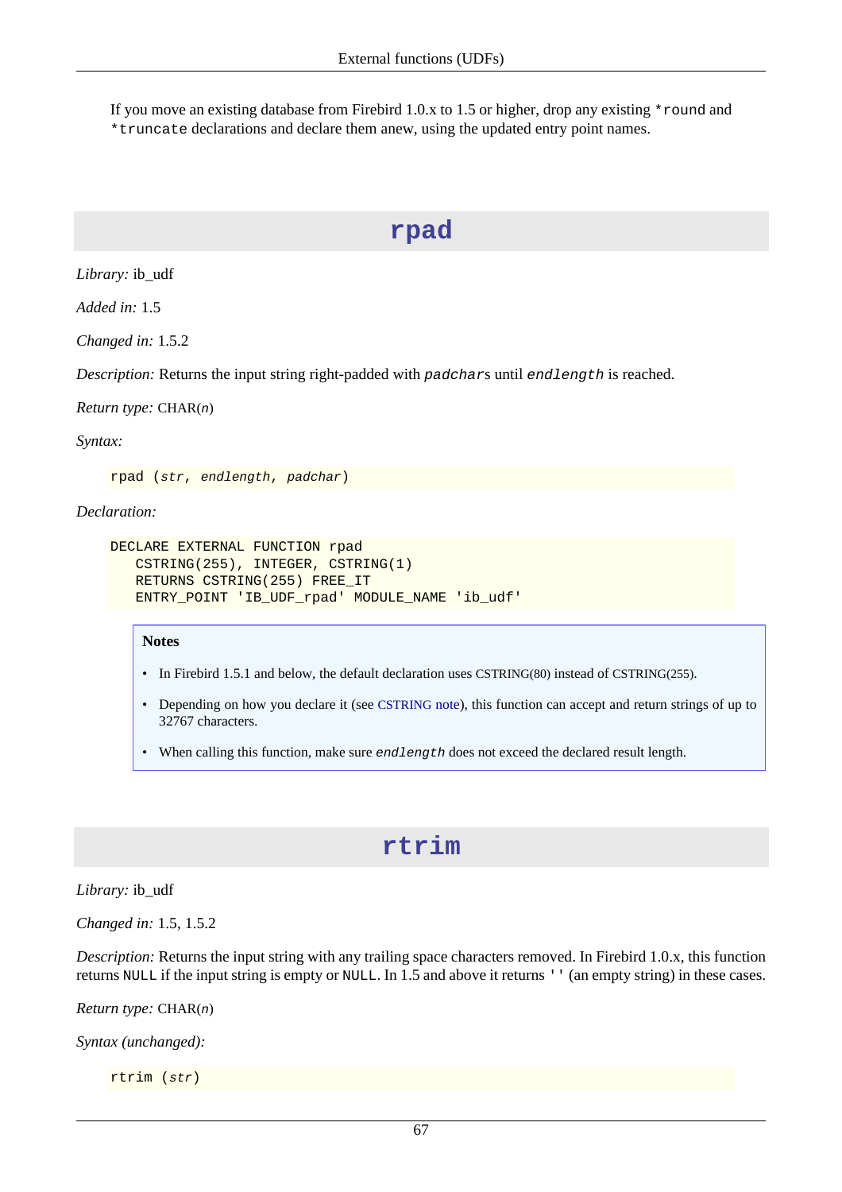If you move an existing database from Firebird 1.0.x to 1.5 or higher, drop any existing `*round` and `*truncate` declarations and declare them anew, using the updated entry point names.

## rpad

*Library:* ib_udf

*Added in:* 1.5

*Changed in:* 1.5.2

*Description:* Returns the input string right-padded with *padchar*s until *endlength* is reached.

*Return type:* CHAR(*n*)

*Syntax:*

```
rpad (str, endlength, padchar)
```

*Declaration:*

```
DECLARE EXTERNAL FUNCTION rpad
   CSTRING(255), INTEGER, CSTRING(1)
   RETURNS CSTRING(255) FREE_IT
   ENTRY_POINT 'IB_UDF_rpad' MODULE_NAME 'ib_udf'
```

> **Notes**
>
> - In Firebird 1.5.1 and below, the default declaration uses CSTRING(80) instead of CSTRING(255).
> - Depending on how you declare it (see CSTRING note), this function can accept and return strings of up to 32767 characters.
> - When calling this function, make sure *endlength* does not exceed the declared result length.

## rtrim

*Library:* ib_udf

*Changed in:* 1.5, 1.5.2

*Description:* Returns the input string with any trailing space characters removed. In Firebird 1.0.x, this function returns `NULL` if the input string is empty or `NULL`. In 1.5 and above it returns `''` (an empty string) in these cases.

*Return type:* CHAR(*n*)

*Syntax (unchanged):*

```
rtrim (str)
```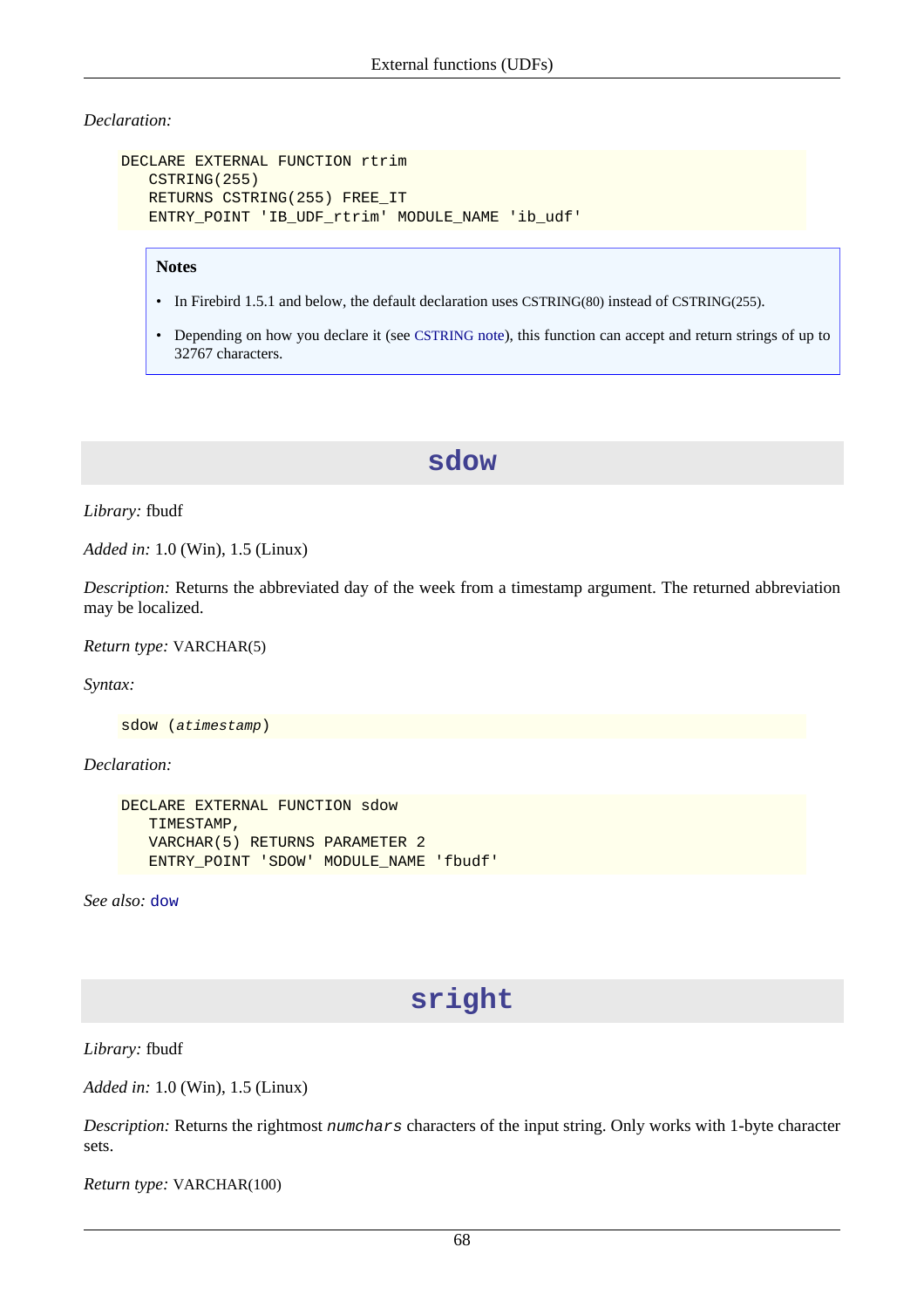*Declaration:*

```
DECLARE EXTERNAL FUNCTION rtrim
   CSTRING(255)
   RETURNS CSTRING(255) FREE_IT
   ENTRY_POINT 'IB_UDF_rtrim' MODULE_NAME 'ib_udf'
```

> **Notes**
>
> - In Firebird 1.5.1 and below, the default declaration uses CSTRING(80) instead of CSTRING(255).
> - Depending on how you declare it (see CSTRING note), this function can accept and return strings of up to 32767 characters.

## sdow

*Library:* fbudf

*Added in:* 1.0 (Win), 1.5 (Linux)

*Description:* Returns the abbreviated day of the week from a timestamp argument. The returned abbreviation may be localized.

*Return type:* VARCHAR(5)

*Syntax:*

```
sdow (atimestamp)
```

*Declaration:*

```
DECLARE EXTERNAL FUNCTION sdow
   TIMESTAMP,
   VARCHAR(5) RETURNS PARAMETER 2
   ENTRY_POINT 'SDOW' MODULE_NAME 'fbudf'
```

*See also:* `dow`

## sright

*Library:* fbudf

*Added in:* 1.0 (Win), 1.5 (Linux)

*Description:* Returns the rightmost `numchars` characters of the input string. Only works with 1-byte character sets.

*Return type:* VARCHAR(100)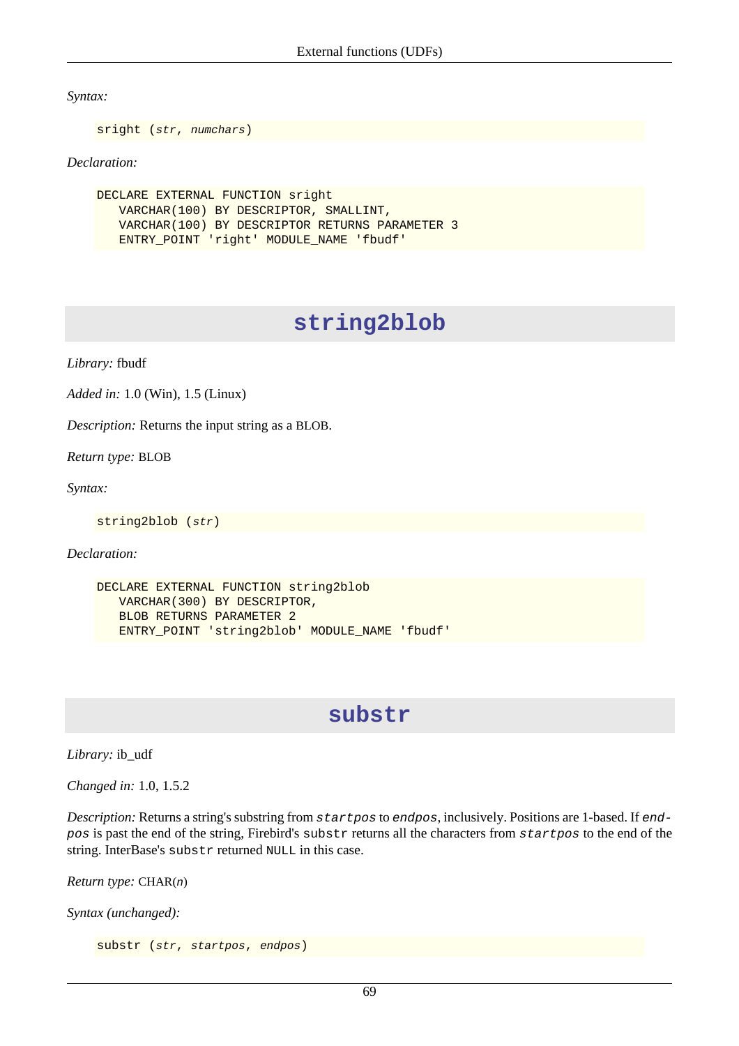*Syntax:*

```
sright (str, numchars)
```

*Declaration:*

```
DECLARE EXTERNAL FUNCTION sright
   VARCHAR(100) BY DESCRIPTOR, SMALLINT,
   VARCHAR(100) BY DESCRIPTOR RETURNS PARAMETER 3
   ENTRY_POINT 'right' MODULE_NAME 'fbudf'
```

## string2blob

*Library:* fbudf

*Added in:* 1.0 (Win), 1.5 (Linux)

*Description:* Returns the input string as a BLOB.

*Return type:* BLOB

*Syntax:*

```
string2blob (str)
```

*Declaration:*

```
DECLARE EXTERNAL FUNCTION string2blob
   VARCHAR(300) BY DESCRIPTOR,
   BLOB RETURNS PARAMETER 2
   ENTRY_POINT 'string2blob' MODULE_NAME 'fbudf'
```

## substr

*Library:* ib_udf

*Changed in:* 1.0, 1.5.2

*Description:* Returns a string's substring from `startpos` to `endpos`, inclusively. Positions are 1-based. If `endpos` is past the end of the string, Firebird's `substr` returns all the characters from `startpos` to the end of the string. InterBase's `substr` returned `NULL` in this case.

*Return type:* CHAR(*n*)

*Syntax (unchanged):*

```
substr (str, startpos, endpos)
```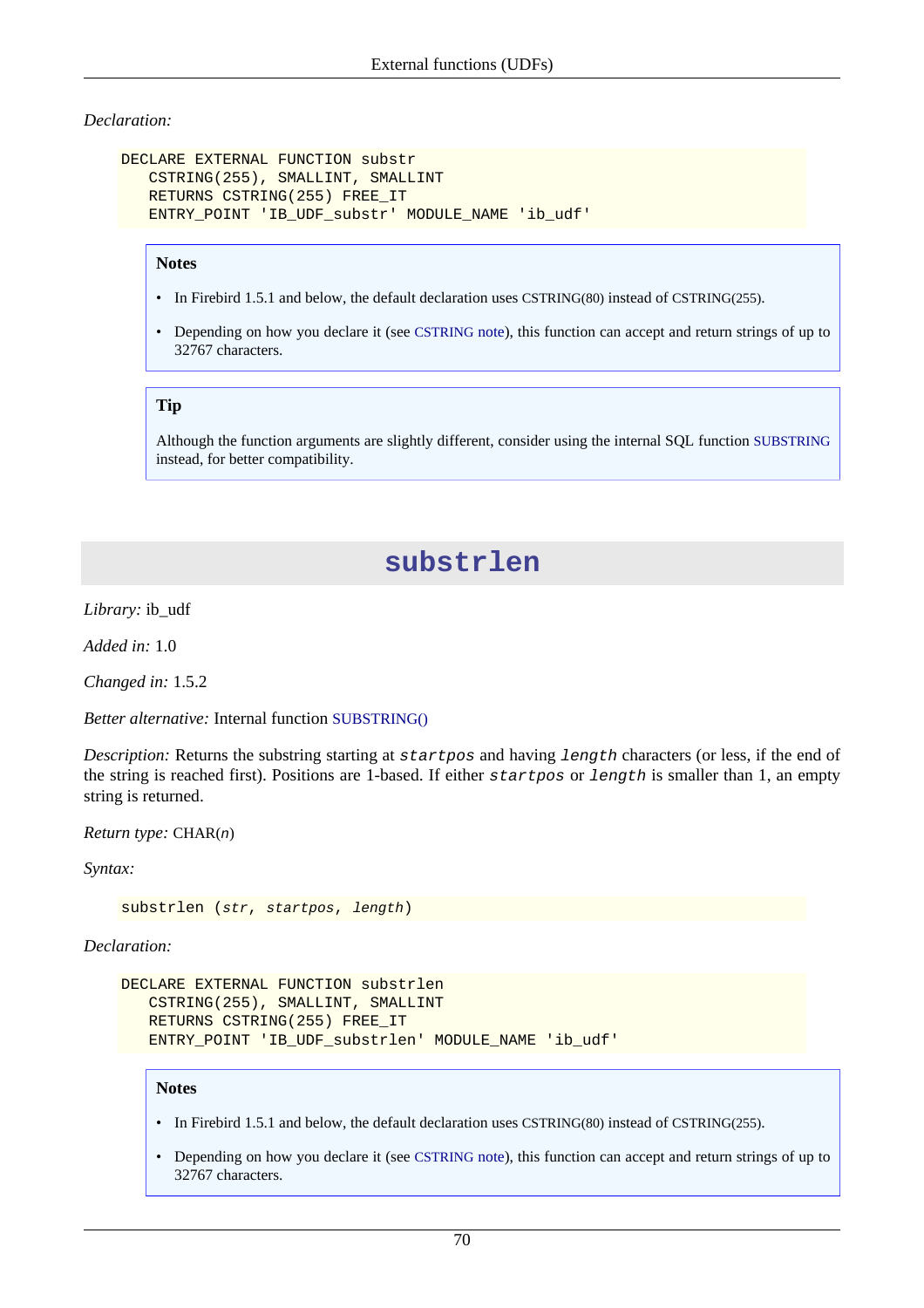*Declaration:*

```
DECLARE EXTERNAL FUNCTION substr
   CSTRING(255), SMALLINT, SMALLINT
   RETURNS CSTRING(255) FREE_IT
   ENTRY_POINT 'IB_UDF_substr' MODULE_NAME 'ib_udf'
```

> **Notes**
>
> - In Firebird 1.5.1 and below, the default declaration uses CSTRING(80) instead of CSTRING(255).
> - Depending on how you declare it (see CSTRING note), this function can accept and return strings of up to 32767 characters.

> **Tip**
>
> Although the function arguments are slightly different, consider using the internal SQL function SUBSTRING instead, for better compatibility.

## substrlen

*Library:* ib_udf

*Added in:* 1.0

*Changed in:* 1.5.2

*Better alternative:* Internal function SUBSTRING()

*Description:* Returns the substring starting at *startpos* and having *length* characters (or less, if the end of the string is reached first). Positions are 1-based. If either *startpos* or *length* is smaller than 1, an empty string is returned.

*Return type:* CHAR(*n*)

*Syntax:*

```
substrlen (str, startpos, length)
```

*Declaration:*

```
DECLARE EXTERNAL FUNCTION substrlen
   CSTRING(255), SMALLINT, SMALLINT
   RETURNS CSTRING(255) FREE_IT
   ENTRY_POINT 'IB_UDF_substrlen' MODULE_NAME 'ib_udf'
```

> **Notes**
>
> - In Firebird 1.5.1 and below, the default declaration uses CSTRING(80) instead of CSTRING(255).
> - Depending on how you declare it (see CSTRING note), this function can accept and return strings of up to 32767 characters.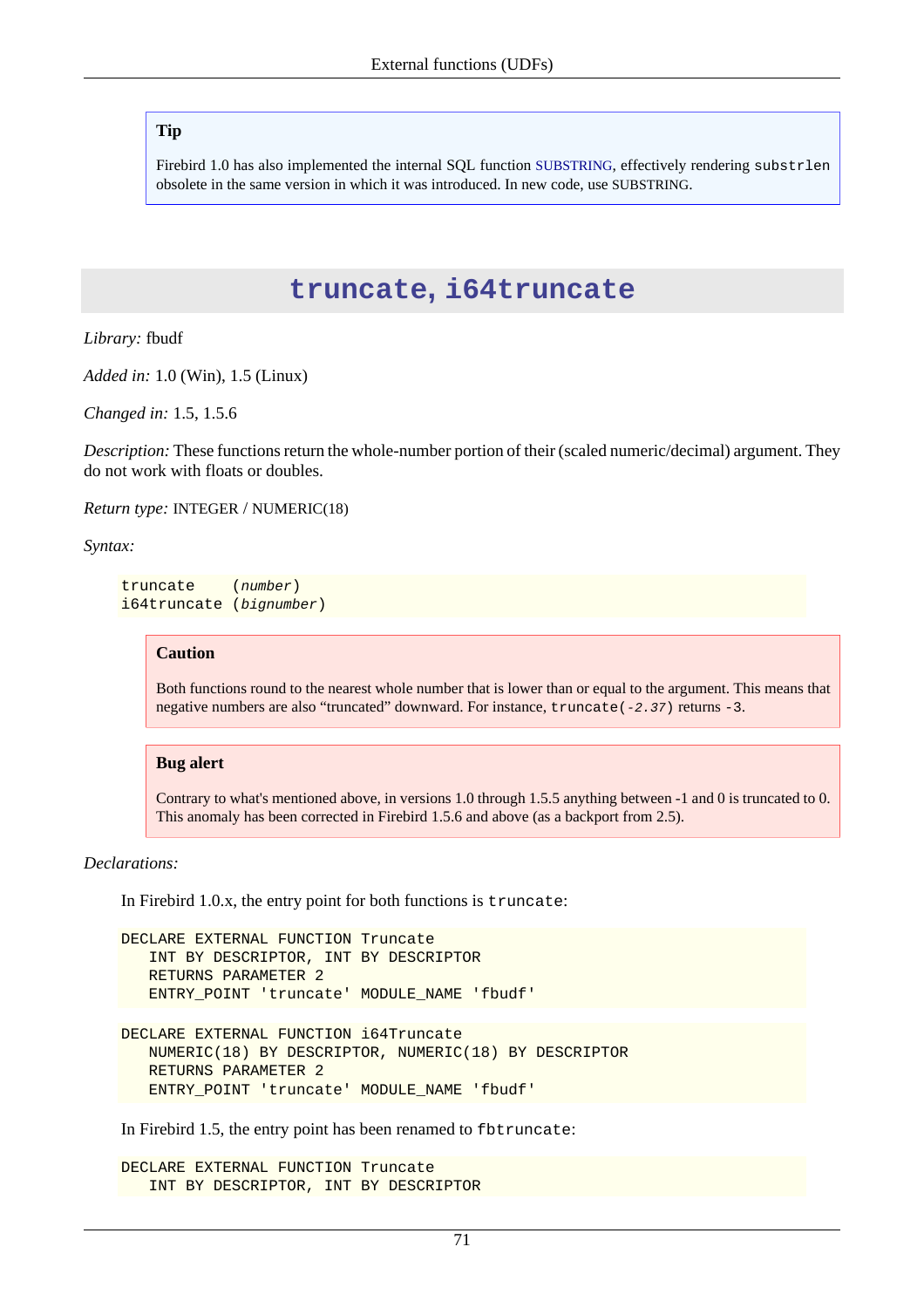> **Tip**
>
> Firebird 1.0 has also implemented the internal SQL function SUBSTRING, effectively rendering `substrlen` obsolete in the same version in which it was introduced. In new code, use SUBSTRING.

## truncate, i64truncate

*Library:* fbudf

*Added in:* 1.0 (Win), 1.5 (Linux)

*Changed in:* 1.5, 1.5.6

*Description:* These functions return the whole-number portion of their (scaled numeric/decimal) argument. They do not work with floats or doubles.

*Return type:* INTEGER / NUMERIC(18)

*Syntax:*

```
truncate    (number)
i64truncate (bignumber)
```

> **Caution**
>
> Both functions round to the nearest whole number that is lower than or equal to the argument. This means that negative numbers are also "truncated" downward. For instance, `truncate(-2.37)` returns `-3`.

> **Bug alert**
>
> Contrary to what's mentioned above, in versions 1.0 through 1.5.5 anything between -1 and 0 is truncated to 0. This anomaly has been corrected in Firebird 1.5.6 and above (as a backport from 2.5).

*Declarations:*

In Firebird 1.0.x, the entry point for both functions is `truncate`:

```
DECLARE EXTERNAL FUNCTION Truncate
   INT BY DESCRIPTOR, INT BY DESCRIPTOR
   RETURNS PARAMETER 2
   ENTRY_POINT 'truncate' MODULE_NAME 'fbudf'
```

```
DECLARE EXTERNAL FUNCTION i64Truncate
   NUMERIC(18) BY DESCRIPTOR, NUMERIC(18) BY DESCRIPTOR
   RETURNS PARAMETER 2
   ENTRY_POINT 'truncate' MODULE_NAME 'fbudf'
```

In Firebird 1.5, the entry point has been renamed to `fbtruncate`:

```
DECLARE EXTERNAL FUNCTION Truncate
   INT BY DESCRIPTOR, INT BY DESCRIPTOR
```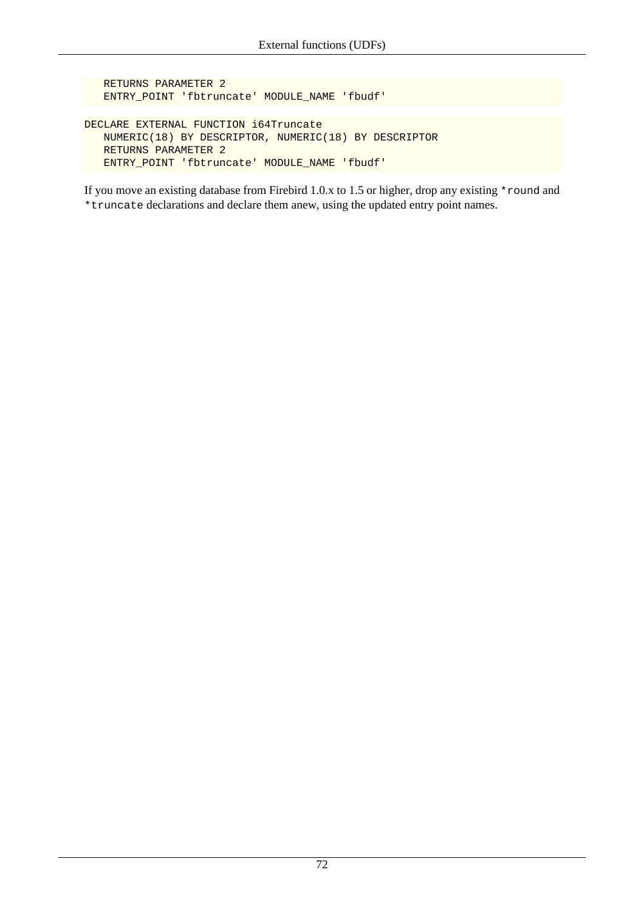```
   RETURNS PARAMETER 2
   ENTRY_POINT 'fbtruncate' MODULE_NAME 'fbudf'
```

```
DECLARE EXTERNAL FUNCTION i64Truncate
   NUMERIC(18) BY DESCRIPTOR, NUMERIC(18) BY DESCRIPTOR
   RETURNS PARAMETER 2
   ENTRY_POINT 'fbtruncate' MODULE_NAME 'fbudf'
```

If you move an existing database from Firebird 1.0.x to 1.5 or higher, drop any existing `*round` and `*truncate` declarations and declare them anew, using the updated entry point names.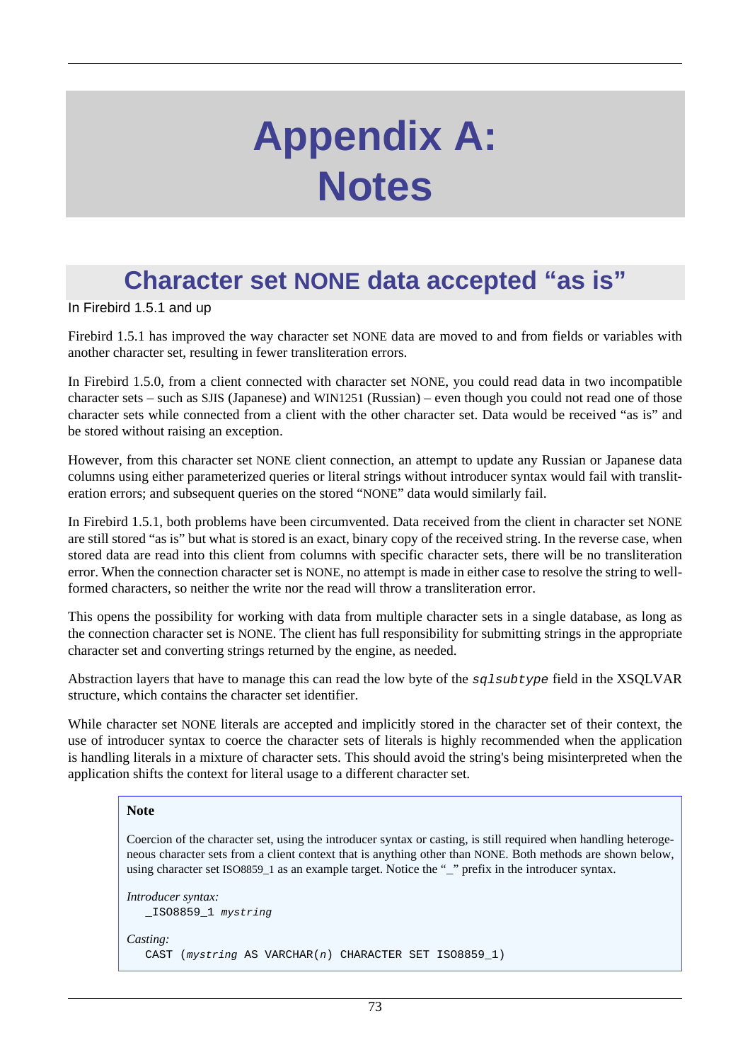# Appendix A: Notes

## Character set NONE data accepted “as is”

In Firebird 1.5.1 and up

Firebird 1.5.1 has improved the way character set NONE data are moved to and from fields or variables with another character set, resulting in fewer transliteration errors.

In Firebird 1.5.0, from a client connected with character set NONE, you could read data in two incompatible character sets – such as SJIS (Japanese) and WIN1251 (Russian) – even though you could not read one of those character sets while connected from a client with the other character set. Data would be received “as is” and be stored without raising an exception.

However, from this character set NONE client connection, an attempt to update any Russian or Japanese data columns using either parameterized queries or literal strings without introducer syntax would fail with transliteration errors; and subsequent queries on the stored “NONE” data would similarly fail.

In Firebird 1.5.1, both problems have been circumvented. Data received from the client in character set NONE are still stored “as is” but what is stored is an exact, binary copy of the received string. In the reverse case, when stored data are read into this client from columns with specific character sets, there will be no transliteration error. When the connection character set is NONE, no attempt is made in either case to resolve the string to well-formed characters, so neither the write nor the read will throw a transliteration error.

This opens the possibility for working with data from multiple character sets in a single database, as long as the connection character set is NONE. The client has full responsibility for submitting strings in the appropriate character set and converting strings returned by the engine, as needed.

Abstraction layers that have to manage this can read the low byte of the `sqlsubtype` field in the XSQLVAR structure, which contains the character set identifier.

While character set NONE literals are accepted and implicitly stored in the character set of their context, the use of introducer syntax to coerce the character sets of literals is highly recommended when the application is handling literals in a mixture of character sets. This should avoid the string's being misinterpreted when the application shifts the context for literal usage to a different character set.

> **Note**
>
> Coercion of the character set, using the introducer syntax or casting, is still required when handling heterogeneous character sets from a client context that is anything other than NONE. Both methods are shown below, using character set ISO8859_1 as an example target. Notice the “_” prefix in the introducer syntax.
>
> *Introducer syntax:*
>
> ```
> _ISO8859_1 mystring
> ```
>
> *Casting:*
>
> ```
> CAST (mystring AS VARCHAR(n) CHARACTER SET ISO8859_1)
> ```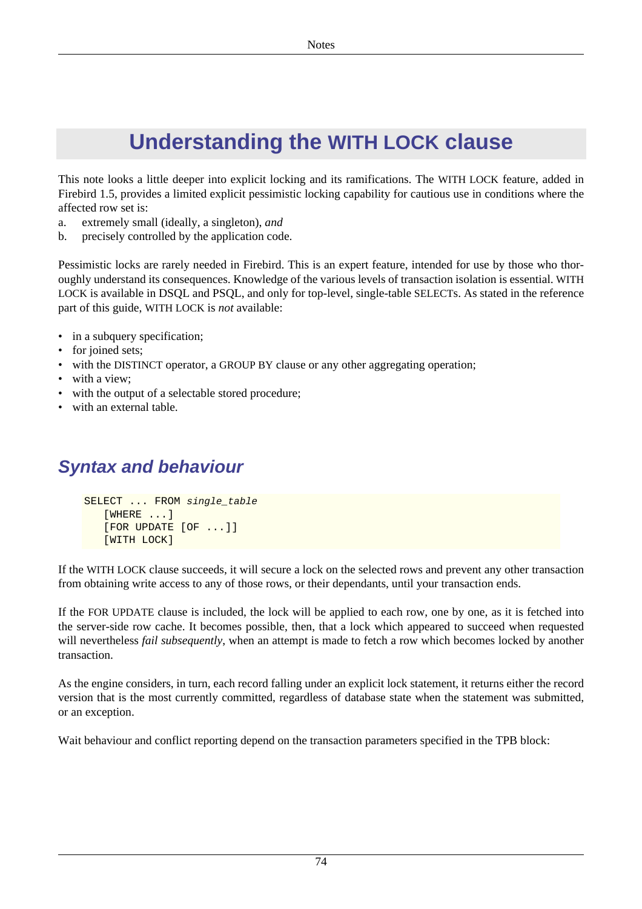# Understanding the WITH LOCK clause

This note looks a little deeper into explicit locking and its ramifications. The WITH LOCK feature, added in Firebird 1.5, provides a limited explicit pessimistic locking capability for cautious use in conditions where the affected row set is:

a. extremely small (ideally, a singleton), *and*
b. precisely controlled by the application code.

Pessimistic locks are rarely needed in Firebird. This is an expert feature, intended for use by those who thoroughly understand its consequences. Knowledge of the various levels of transaction isolation is essential. WITH LOCK is available in DSQL and PSQL, and only for top-level, single-table SELECTs. As stated in the reference part of this guide, WITH LOCK is *not* available:

- in a subquery specification;
- for joined sets;
- with the DISTINCT operator, a GROUP BY clause or any other aggregating operation;
- with a view;
- with the output of a selectable stored procedure;
- with an external table.

## Syntax and behaviour

```
SELECT ... FROM single_table
   [WHERE ...]
   [FOR UPDATE [OF ...]]
   [WITH LOCK]
```

If the WITH LOCK clause succeeds, it will secure a lock on the selected rows and prevent any other transaction from obtaining write access to any of those rows, or their dependants, until your transaction ends.

If the FOR UPDATE clause is included, the lock will be applied to each row, one by one, as it is fetched into the server-side row cache. It becomes possible, then, that a lock which appeared to succeed when requested will nevertheless *fail subsequently*, when an attempt is made to fetch a row which becomes locked by another transaction.

As the engine considers, in turn, each record falling under an explicit lock statement, it returns either the record version that is the most currently committed, regardless of database state when the statement was submitted, or an exception.

Wait behaviour and conflict reporting depend on the transaction parameters specified in the TPB block: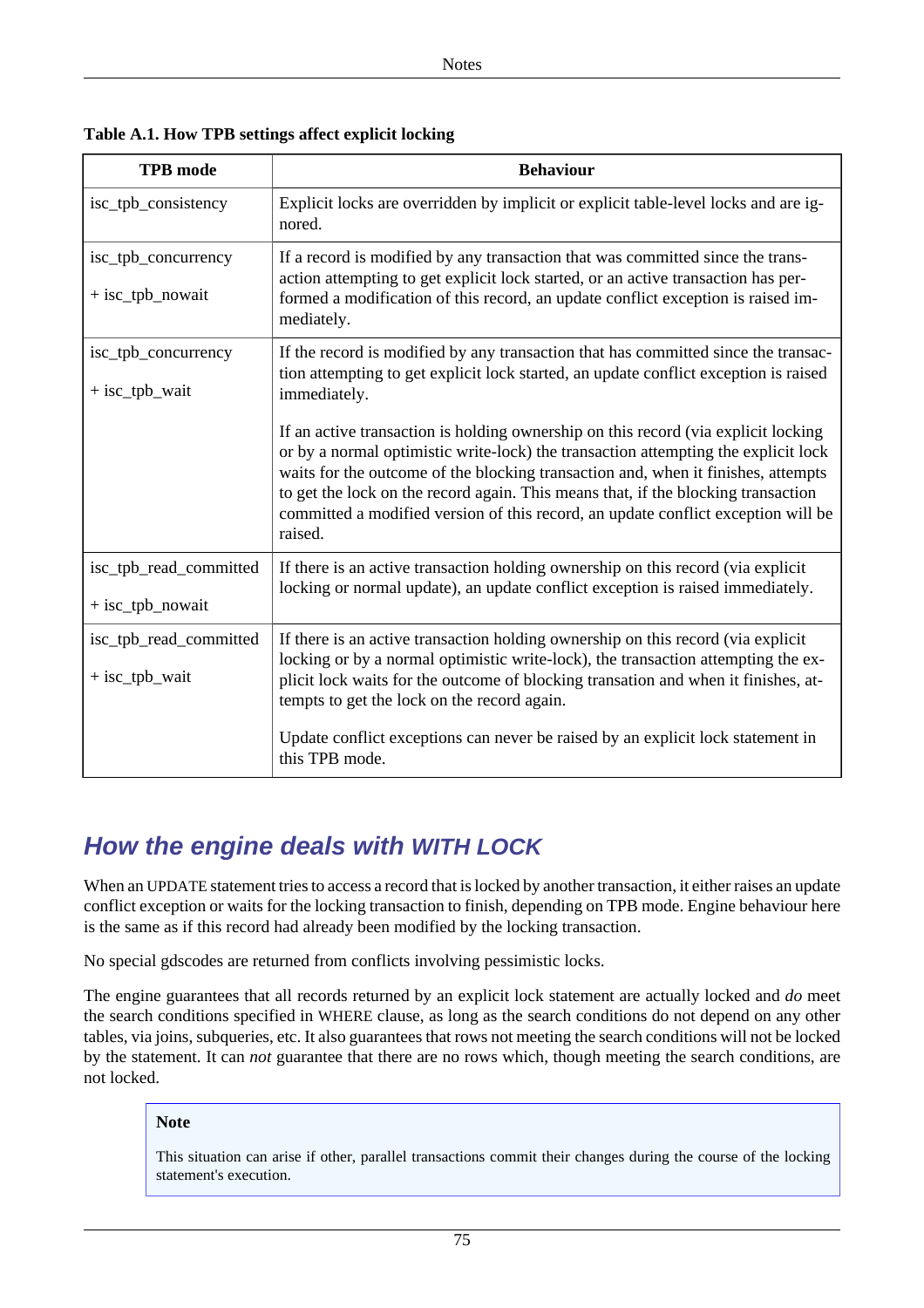**Table A.1. How TPB settings affect explicit locking**

| TPB mode | Behaviour |
| --- | --- |
| isc_tpb_consistency | Explicit locks are overridden by implicit or explicit table-level locks and are ignored. |
| isc_tpb_concurrency<br><br>+ isc_tpb_nowait | If a record is modified by any transaction that was committed since the transaction attempting to get explicit lock started, or an active transaction has performed a modification of this record, an update conflict exception is raised immediately. |
| isc_tpb_concurrency<br><br>+ isc_tpb_wait | If the record is modified by any transaction that has committed since the transaction attempting to get explicit lock started, an update conflict exception is raised immediately.<br><br>If an active transaction is holding ownership on this record (via explicit locking or by a normal optimistic write-lock) the transaction attempting the explicit lock waits for the outcome of the blocking transaction and, when it finishes, attempts to get the lock on the record again. This means that, if the blocking transaction committed a modified version of this record, an update conflict exception will be raised. |
| isc_tpb_read_committed<br><br>+ isc_tpb_nowait | If there is an active transaction holding ownership on this record (via explicit locking or normal update), an update conflict exception is raised immediately. |
| isc_tpb_read_committed<br><br>+ isc_tpb_wait | If there is an active transaction holding ownership on this record (via explicit locking or by a normal optimistic write-lock), the transaction attempting the explicit lock waits for the outcome of blocking transation and when it finishes, attempts to get the lock on the record again.<br><br>Update conflict exceptions can never be raised by an explicit lock statement in this TPB mode. |

## How the engine deals with WITH LOCK

When an UPDATE statement tries to access a record that is locked by another transaction, it either raises an update conflict exception or waits for the locking transaction to finish, depending on TPB mode. Engine behaviour here is the same as if this record had already been modified by the locking transaction.

No special gdscodes are returned from conflicts involving pessimistic locks.

The engine guarantees that all records returned by an explicit lock statement are actually locked and *do* meet the search conditions specified in WHERE clause, as long as the search conditions do not depend on any other tables, via joins, subqueries, etc. It also guarantees that rows not meeting the search conditions will not be locked by the statement. It can *not* guarantee that there are no rows which, though meeting the search conditions, are not locked.

> **Note**
>
> This situation can arise if other, parallel transactions commit their changes during the course of the locking statement's execution.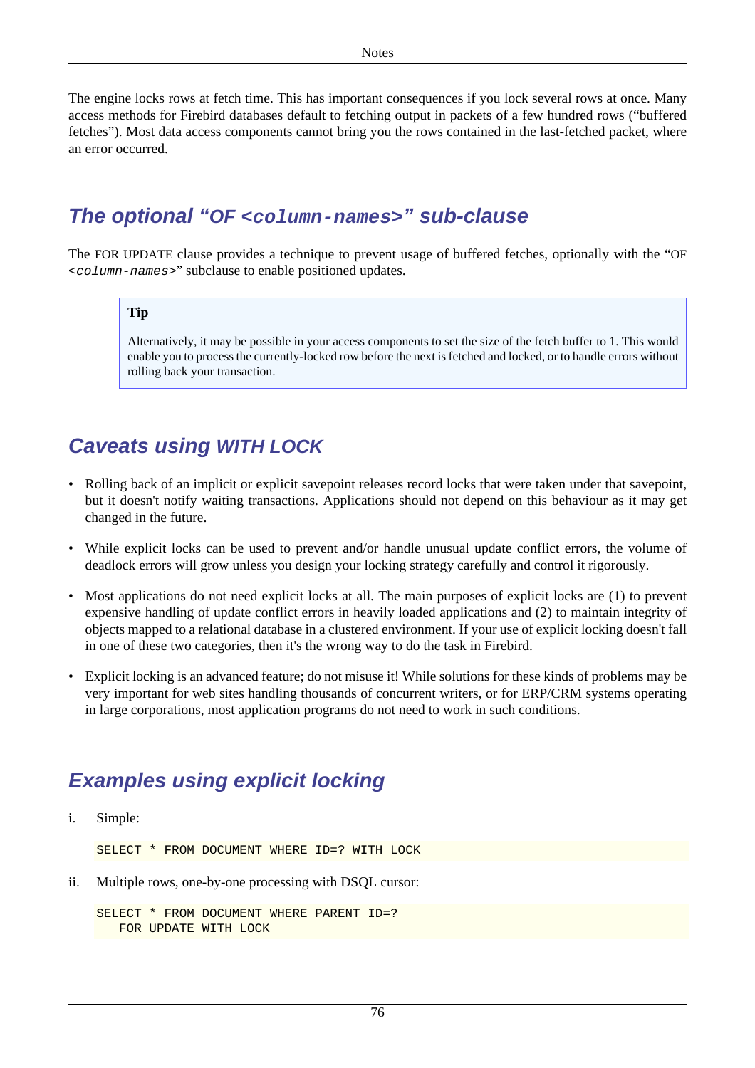The engine locks rows at fetch time. This has important consequences if you lock several rows at once. Many access methods for Firebird databases default to fetching output in packets of a few hundred rows ("buffered fetches"). Most data access components cannot bring you the rows contained in the last-fetched packet, where an error occurred.

## The optional "OF `<column-names>`" sub-clause

The FOR UPDATE clause provides a technique to prevent usage of buffered fetches, optionally with the "OF *<column-names>*" subclause to enable positioned updates.

> **Tip**
>
> Alternatively, it may be possible in your access components to set the size of the fetch buffer to 1. This would enable you to process the currently-locked row before the next is fetched and locked, or to handle errors without rolling back your transaction.

## Caveats using WITH LOCK

- Rolling back of an implicit or explicit savepoint releases record locks that were taken under that savepoint, but it doesn't notify waiting transactions. Applications should not depend on this behaviour as it may get changed in the future.
- While explicit locks can be used to prevent and/or handle unusual update conflict errors, the volume of deadlock errors will grow unless you design your locking strategy carefully and control it rigorously.
- Most applications do not need explicit locks at all. The main purposes of explicit locks are (1) to prevent expensive handling of update conflict errors in heavily loaded applications and (2) to maintain integrity of objects mapped to a relational database in a clustered environment. If your use of explicit locking doesn't fall in one of these two categories, then it's the wrong way to do the task in Firebird.
- Explicit locking is an advanced feature; do not misuse it! While solutions for these kinds of problems may be very important for web sites handling thousands of concurrent writers, or for ERP/CRM systems operating in large corporations, most application programs do not need to work in such conditions.

## Examples using explicit locking

i. Simple:

```
SELECT * FROM DOCUMENT WHERE ID=? WITH LOCK
```

ii. Multiple rows, one-by-one processing with DSQL cursor:

```
SELECT * FROM DOCUMENT WHERE PARENT_ID=?
   FOR UPDATE WITH LOCK
```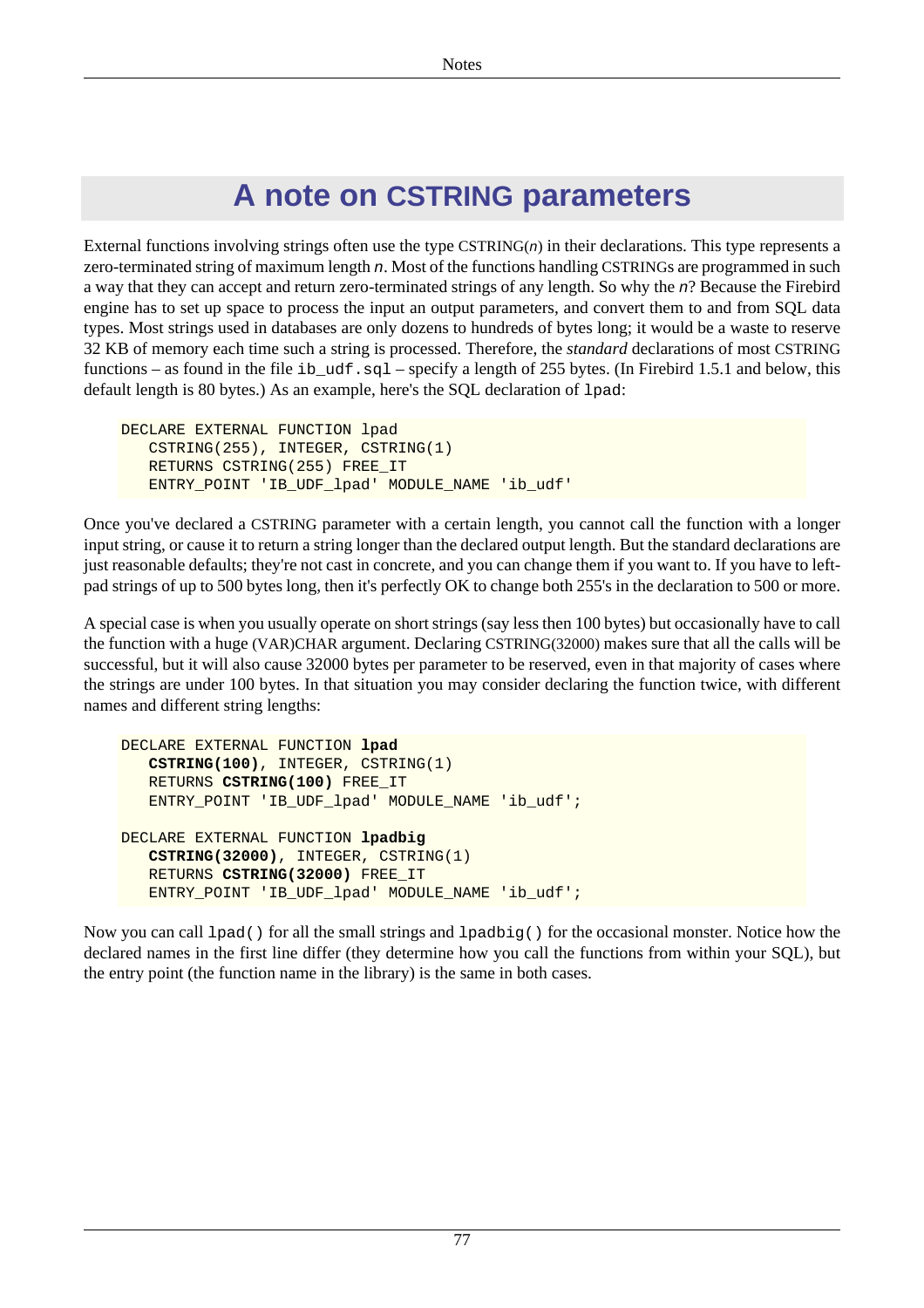# A note on CSTRING parameters

External functions involving strings often use the type CSTRING(*n*) in their declarations. This type represents a zero-terminated string of maximum length *n*. Most of the functions handling CSTRINGs are programmed in such a way that they can accept and return zero-terminated strings of any length. So why the *n*? Because the Firebird engine has to set up space to process the input an output parameters, and convert them to and from SQL data types. Most strings used in databases are only dozens to hundreds of bytes long; it would be a waste to reserve 32 KB of memory each time such a string is processed. Therefore, the *standard* declarations of most CSTRING functions – as found in the file `ib_udf.sql` – specify a length of 255 bytes. (In Firebird 1.5.1 and below, this default length is 80 bytes.) As an example, here's the SQL declaration of `lpad`:

```
DECLARE EXTERNAL FUNCTION lpad
   CSTRING(255), INTEGER, CSTRING(1)
   RETURNS CSTRING(255) FREE_IT
   ENTRY_POINT 'IB_UDF_lpad' MODULE_NAME 'ib_udf'
```

Once you've declared a CSTRING parameter with a certain length, you cannot call the function with a longer input string, or cause it to return a string longer than the declared output length. But the standard declarations are just reasonable defaults; they're not cast in concrete, and you can change them if you want to. If you have to left-pad strings of up to 500 bytes long, then it's perfectly OK to change both 255's in the declaration to 500 or more.

A special case is when you usually operate on short strings (say less then 100 bytes) but occasionally have to call the function with a huge (VAR)CHAR argument. Declaring CSTRING(32000) makes sure that all the calls will be successful, but it will also cause 32000 bytes per parameter to be reserved, even in that majority of cases where the strings are under 100 bytes. In that situation you may consider declaring the function twice, with different names and different string lengths:

```
DECLARE EXTERNAL FUNCTION lpad
   CSTRING(100), INTEGER, CSTRING(1)
   RETURNS CSTRING(100) FREE_IT
   ENTRY_POINT 'IB_UDF_lpad' MODULE_NAME 'ib_udf';

DECLARE EXTERNAL FUNCTION lpadbig
   CSTRING(32000), INTEGER, CSTRING(1)
   RETURNS CSTRING(32000) FREE_IT
   ENTRY_POINT 'IB_UDF_lpad' MODULE_NAME 'ib_udf';
```

Now you can call `lpad()` for all the small strings and `lpadbig()` for the occasional monster. Notice how the declared names in the first line differ (they determine how you call the functions from within your SQL), but the entry point (the function name in the library) is the same in both cases.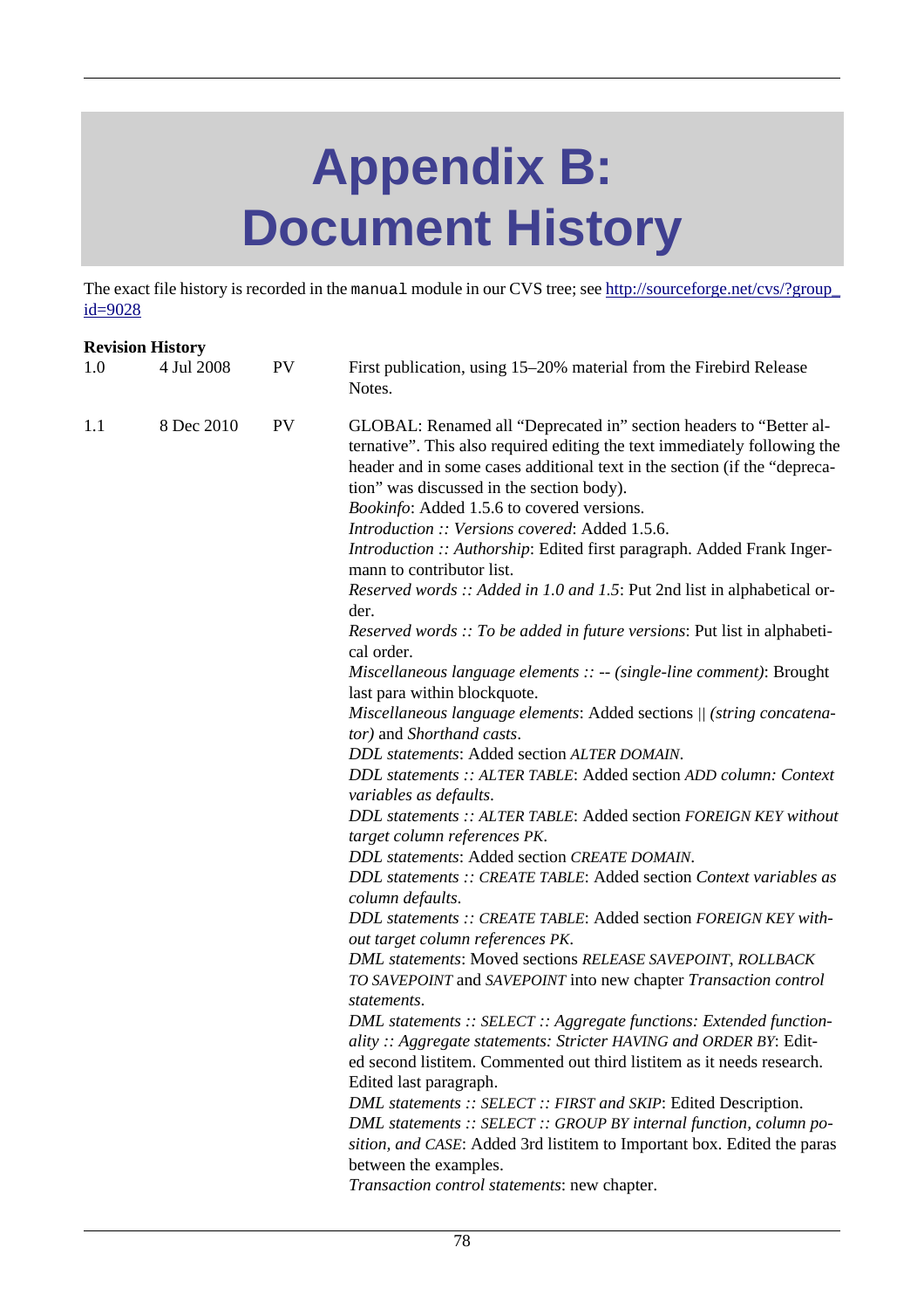# Appendix B: Document History

The exact file history is recorded in the `manual` module in our CVS tree; see [http://sourceforge.net/cvs/?group_id=9028](http://sourceforge.net/cvs/?group_id=9028)

**Revision History**

| | | | |
|---|---|---|---|
| 1.0 | 4 Jul 2008 | PV | First publication, using 15–20% material from the Firebird Release Notes. |
| 1.1 | 8 Dec 2010 | PV | GLOBAL: Renamed all "Deprecated in" section headers to "Better alternative". This also required editing the text immediately following the header and in some cases additional text in the section (if the "deprecation" was discussed in the section body).<br>*Bookinfo*: Added 1.5.6 to covered versions.<br>*Introduction :: Versions covered*: Added 1.5.6.<br>*Introduction :: Authorship*: Edited first paragraph. Added Frank Ingermann to contributor list.<br>*Reserved words :: Added in 1.0 and 1.5*: Put 2nd list in alphabetical order.<br>*Reserved words :: To be added in future versions*: Put list in alphabetical order.<br>*Miscellaneous language elements :: -- (single-line comment)*: Brought last para within blockquote.<br>*Miscellaneous language elements*: Added sections *\|\| (string concatenator)* and *Shorthand casts*.<br>*DDL statements*: Added section *ALTER DOMAIN*.<br>*DDL statements :: ALTER TABLE*: Added section *ADD column: Context variables as defaults*.<br>*DDL statements :: ALTER TABLE*: Added section *FOREIGN KEY without target column references PK*.<br>*DDL statements*: Added section *CREATE DOMAIN*.<br>*DDL statements :: CREATE TABLE*: Added section *Context variables as column defaults*.<br>*DDL statements :: CREATE TABLE*: Added section *FOREIGN KEY without target column references PK*.<br>*DML statements*: Moved sections *RELEASE SAVEPOINT*, *ROLLBACK TO SAVEPOINT* and *SAVEPOINT* into new chapter *Transaction control statements*.<br>*DML statements :: SELECT :: Aggregate functions: Extended functionality :: Aggregate statements: Stricter HAVING and ORDER BY*: Edited second listitem. Commented out third listitem as it needs research. Edited last paragraph.<br>*DML statements :: SELECT :: FIRST and SKIP*: Edited Description.<br>*DML statements :: SELECT :: GROUP BY internal function, column position, and CASE*: Added 3rd listitem to Important box. Edited the paras between the examples.<br>*Transaction control statements*: new chapter. |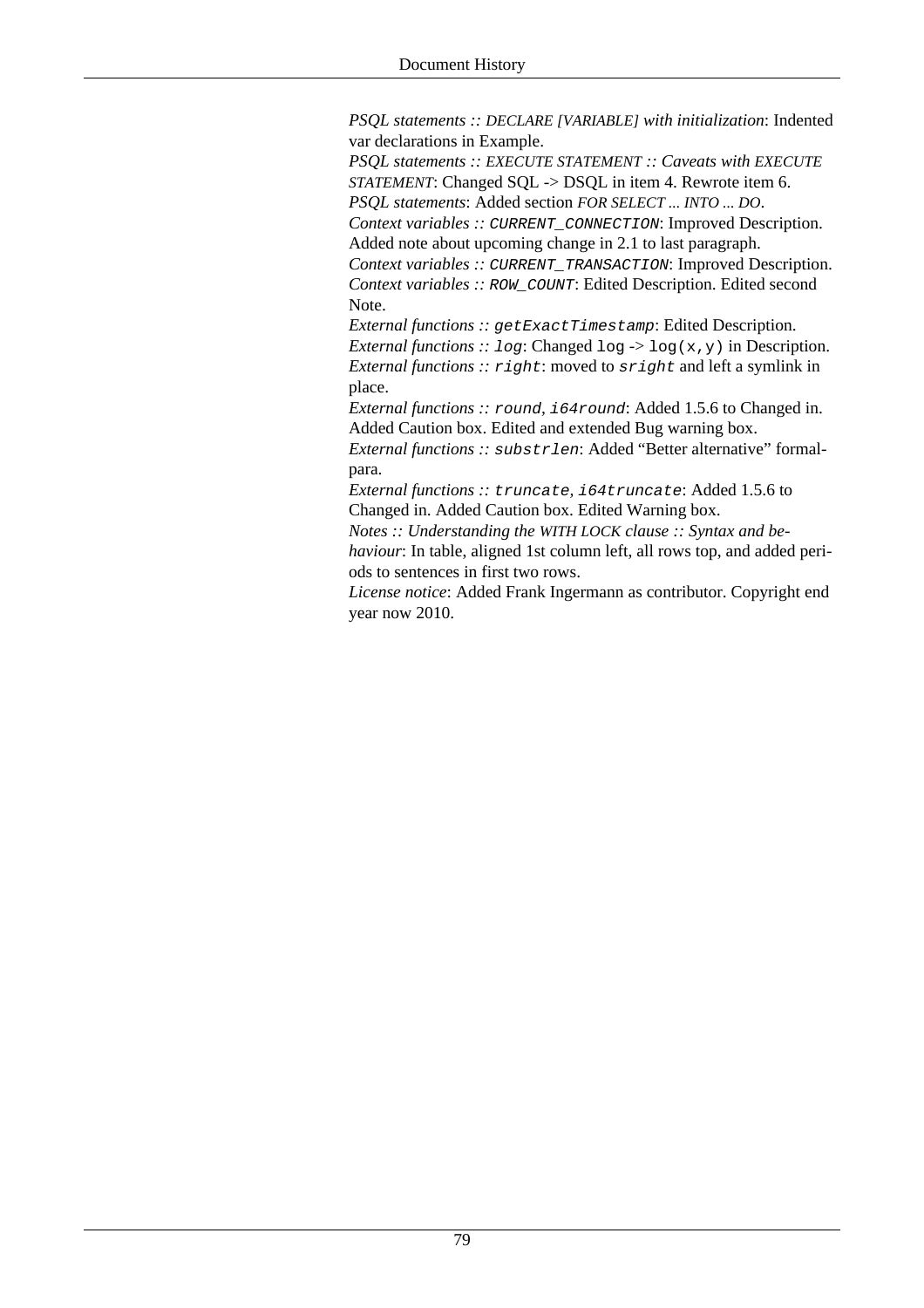*PSQL statements :: DECLARE [VARIABLE] with initialization*: Indented var declarations in Example.
*PSQL statements :: EXECUTE STATEMENT :: Caveats with EXECUTE STATEMENT*: Changed SQL -> DSQL in item 4. Rewrote item 6.
*PSQL statements*: Added section *FOR SELECT ... INTO ... DO*.
*Context variables :: `CURRENT_CONNECTION`*: Improved Description. Added note about upcoming change in 2.1 to last paragraph.
*Context variables :: `CURRENT_TRANSACTION`*: Improved Description.
*Context variables :: `ROW_COUNT`*: Edited Description. Edited second Note.
*External functions :: `getExactTimestamp`*: Edited Description.
*External functions :: `log`*: Changed `log` -> `log(x,y)` in Description.
*External functions :: `right`*: moved to `sright` and left a symlink in place.
*External functions :: `round`, `i64round`*: Added 1.5.6 to Changed in. Added Caution box. Edited and extended Bug warning box.
*External functions :: `substrlen`*: Added “Better alternative” formalpara.
*External functions :: `truncate`, `i64truncate`*: Added 1.5.6 to Changed in. Added Caution box. Edited Warning box.
*Notes :: Understanding the WITH LOCK clause :: Syntax and behaviour*: In table, aligned 1st column left, all rows top, and added periods to sentences in first two rows.
*License notice*: Added Frank Ingermann as contributor. Copyright end year now 2010.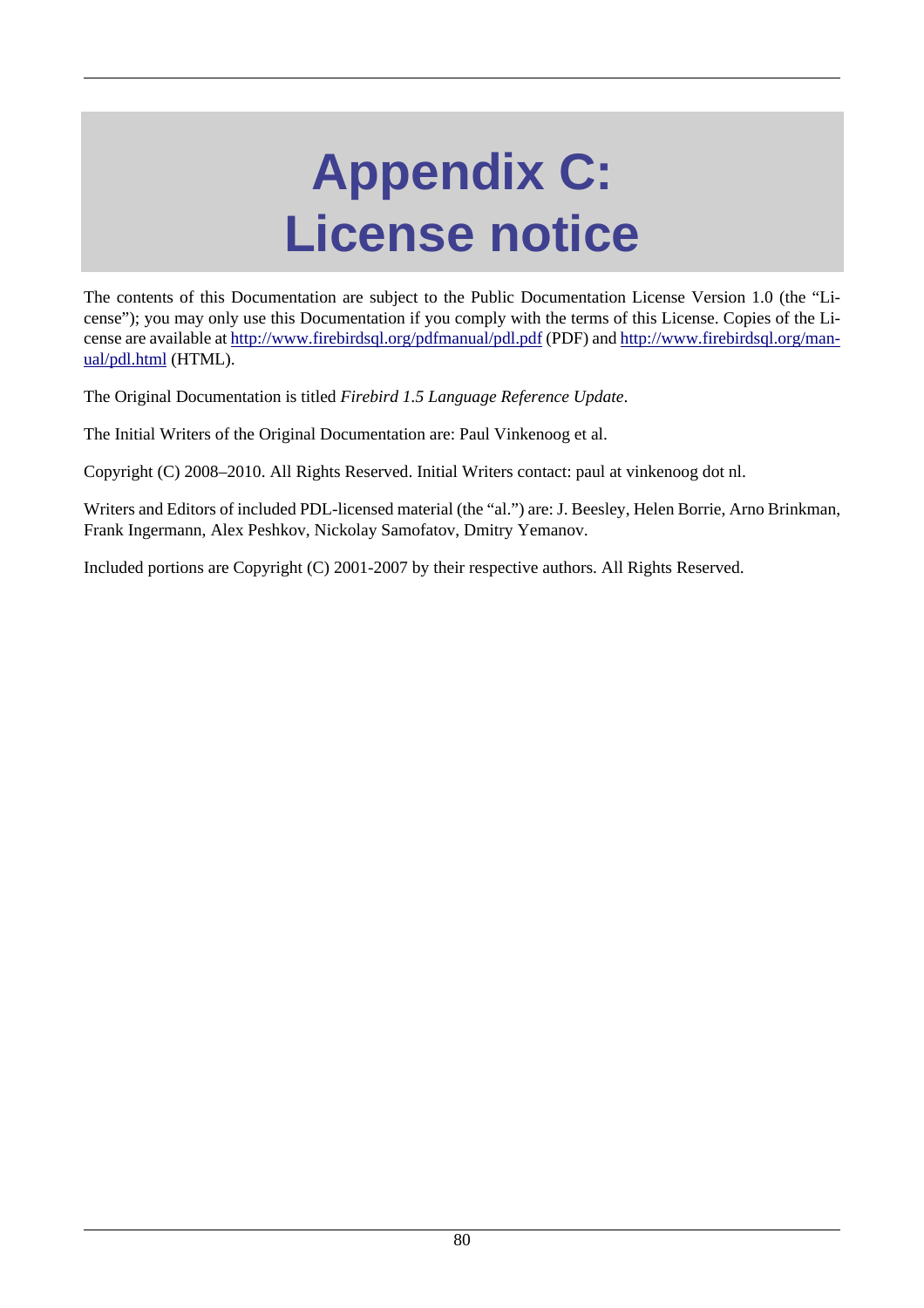# Appendix C: License notice

The contents of this Documentation are subject to the Public Documentation License Version 1.0 (the “License”); you may only use this Documentation if you comply with the terms of this License. Copies of the License are available at [http://www.firebirdsql.org/pdfmanual/pdl.pdf](http://www.firebirdsql.org/pdfmanual/pdl.pdf) (PDF) and [http://www.firebirdsql.org/manual/pdl.html](http://www.firebirdsql.org/manual/pdl.html) (HTML).

The Original Documentation is titled *Firebird 1.5 Language Reference Update*.

The Initial Writers of the Original Documentation are: Paul Vinkenoog et al.

Copyright (C) 2008–2010. All Rights Reserved. Initial Writers contact: paul at vinkenoog dot nl.

Writers and Editors of included PDL-licensed material (the “al.”) are: J. Beesley, Helen Borrie, Arno Brinkman, Frank Ingermann, Alex Peshkov, Nickolay Samofatov, Dmitry Yemanov.

Included portions are Copyright (C) 2001-2007 by their respective authors. All Rights Reserved.